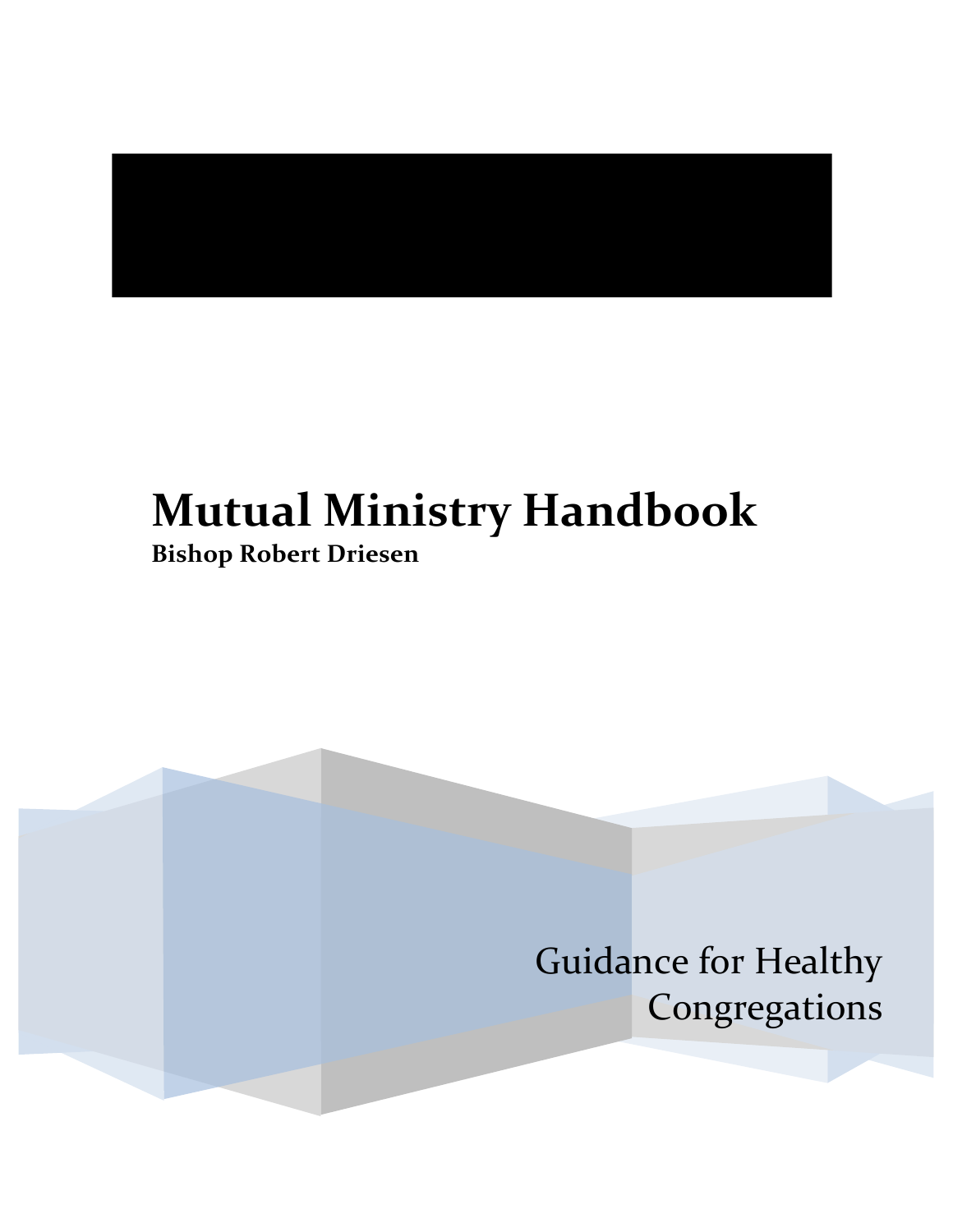# Mutual Ministry Handbook

**Bishop Robert Driesen**

Guidance for Healthy Congregations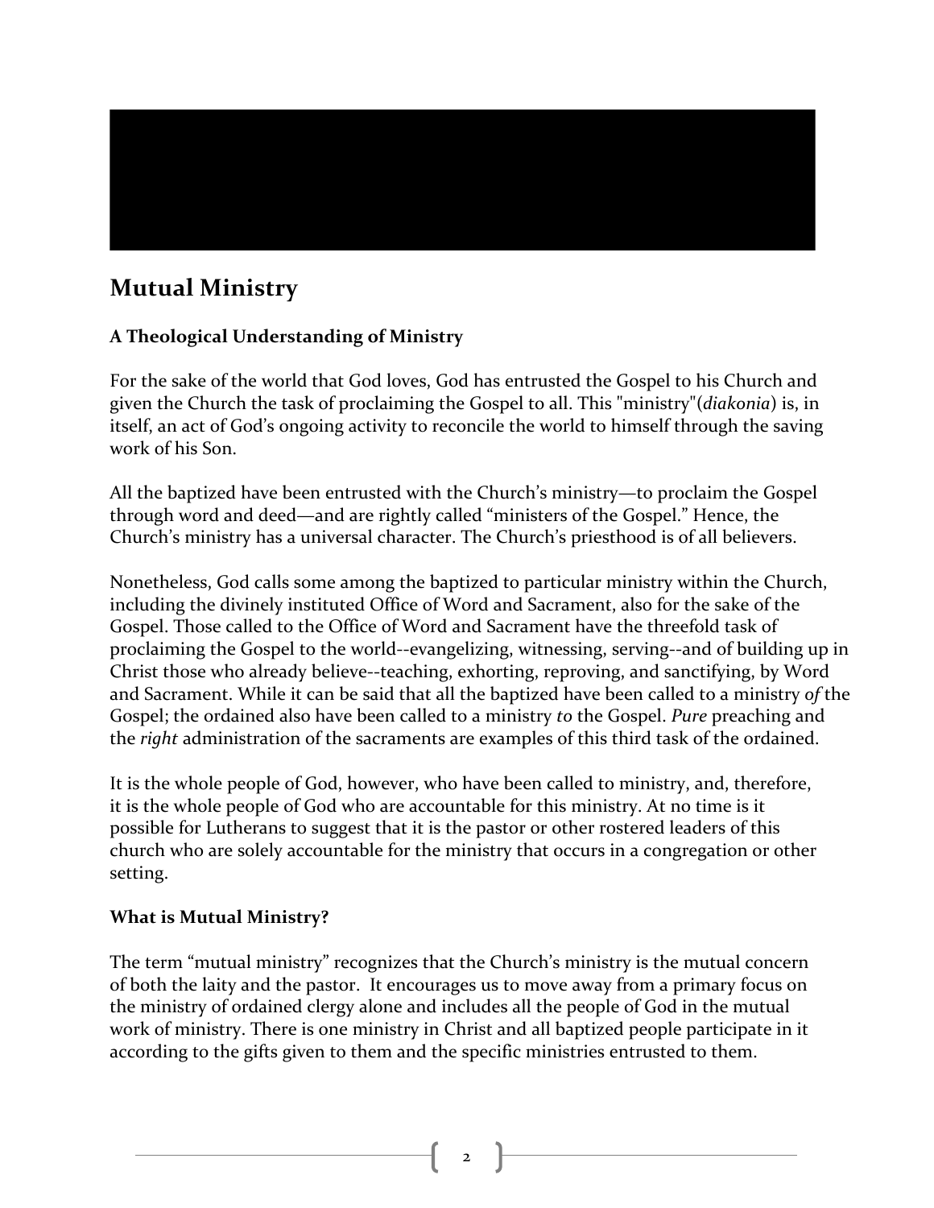## Mutual Ministry

### A Theological Understanding of Ministry

For the sake of the world that God loves, God has entrusted the Gospel to his Church and given the Church the task of proclaiming the Gospel to all. This "ministry"(*diakonia*) is, in itself, an act of God's ongoing activity to reconcile the world to himself through the saving work of his Son.

All the baptized have been entrusted with the Church's ministry—to proclaim the Gospel through word and deed—and are rightly called "ministers of the Gospel." Hence, the Church's ministry has a universal character. The Church's priesthood is of all believers.

Nonetheless, God calls some among the baptized to particular ministry within the Church, including the divinely instituted Office of Word and Sacrament, also for the sake of the Gospel. Those called to the Office of Word and Sacrament have the threefold task of proclaiming the Gospel to the world--evangelizing, witnessing, serving--and of building up in Christ those who already believe--teaching, exhorting, reproving, and sanctifying, by Word and Sacrament. While it can be said that all the baptized have been called to a ministry *of* the Gospel; the ordained also have been called to a ministry *to* the Gospel. *Pure* preaching and the *right* administration of the sacraments are examples of this third task of the ordained.

It is the whole people of God, however, who have been called to ministry, and, therefore, it is the whole people of God who are accountable for this ministry. At no time is it possible for Lutherans to suggest that it is the pastor or other rostered leaders of this church who are solely accountable for the ministry that occurs in a congregation or other setting.

### What is Mutual Ministry?

The term "mutual ministry" recognizes that the Church's ministry is the mutual concern of both the laity and the pastor. It encourages us to move away from a primary focus on the ministry of ordained clergy alone and includes all the people of God in the mutual work of ministry. There is one ministry in Christ and all baptized people participate in it according to the gifts given to them and the specific ministries entrusted to them.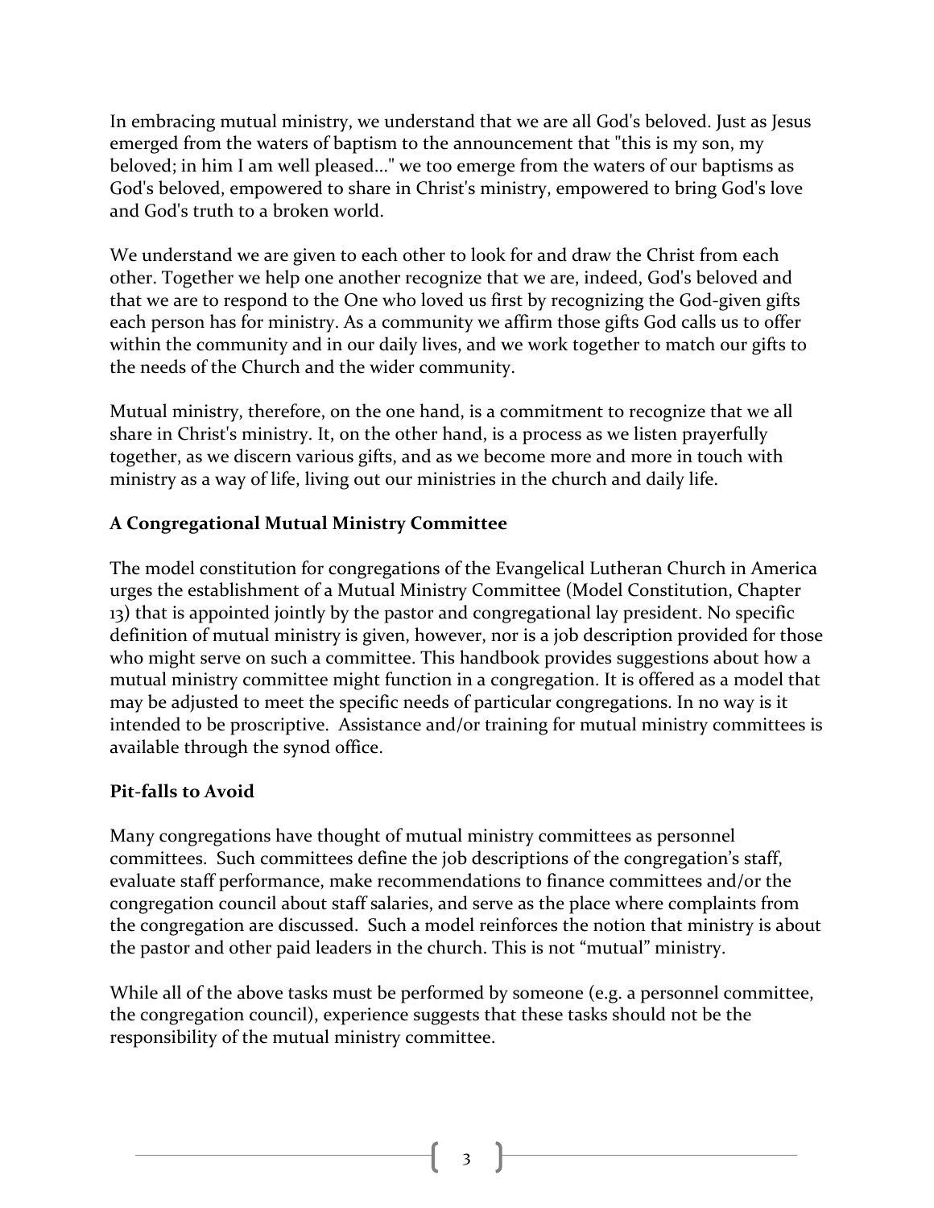In embracing mutual ministry, we understand that we are all God's beloved. Just as Jesus emerged from the waters of baptism to the announcement that "this is my son, my beloved; in him I am well pleased..." we too emerge from the waters of our baptisms as God's beloved, empowered to share in Christ's ministry, empowered to bring God's love and God's truth to a broken world.

We understand we are given to each other to look for and draw the Christ from each other. Together we help one another recognize that we are, indeed, God's beloved and that we are to respond to the One who loved us first by recognizing the God-given gifts each person has for ministry. As a community we affirm those gifts God calls us to offer within the community and in our daily lives, and we work together to match our gifts to the needs of the Church and the wider community.

Mutual ministry, therefore, on the one hand, is a commitment to recognize that we all share in Christ's ministry. It, on the other hand, is a process as we listen prayerfully together, as we discern various gifts, and as we become more and more in touch with ministry as a way of life, living out our ministries in the church and daily life.

**A Congregational Mutual Ministry Committee**

The model constitution for congregations of the Evangelical Lutheran Church in America urges the establishment of a Mutual Ministry Committee (Model Constitution, Chapter 13) that is appointed jointly by the pastor and congregational lay president. No specific definition of mutual ministry is given, however, nor is a job description provided for those who might serve on such a committee. This handbook provides suggestions about how a mutual ministry committee might function in a congregation. It is offered as a model that may be adjusted to meet the specific needs of particular congregations. In no way is it intended to be proscriptive. Assistance and/or training for mutual ministry committees is available through the synod office.

**Pit-falls to Avoid**

Many congregations have thought of mutual ministry committees as personnel committees. Such committees define the job descriptions of the congregation's staff, evaluate staff performance, make recommendations to finance committees and/or the congregation council about staff salaries, and serve as the place where complaints from the congregation are discussed. Such a model reinforces the notion that ministry is about the pastor and other paid leaders in the church. This is not "mutual" ministry.

While all of the above tasks must be performed by someone (e.g. a personnel committee, the congregation council), experience suggests that these tasks should not be the responsibility of the mutual ministry committee.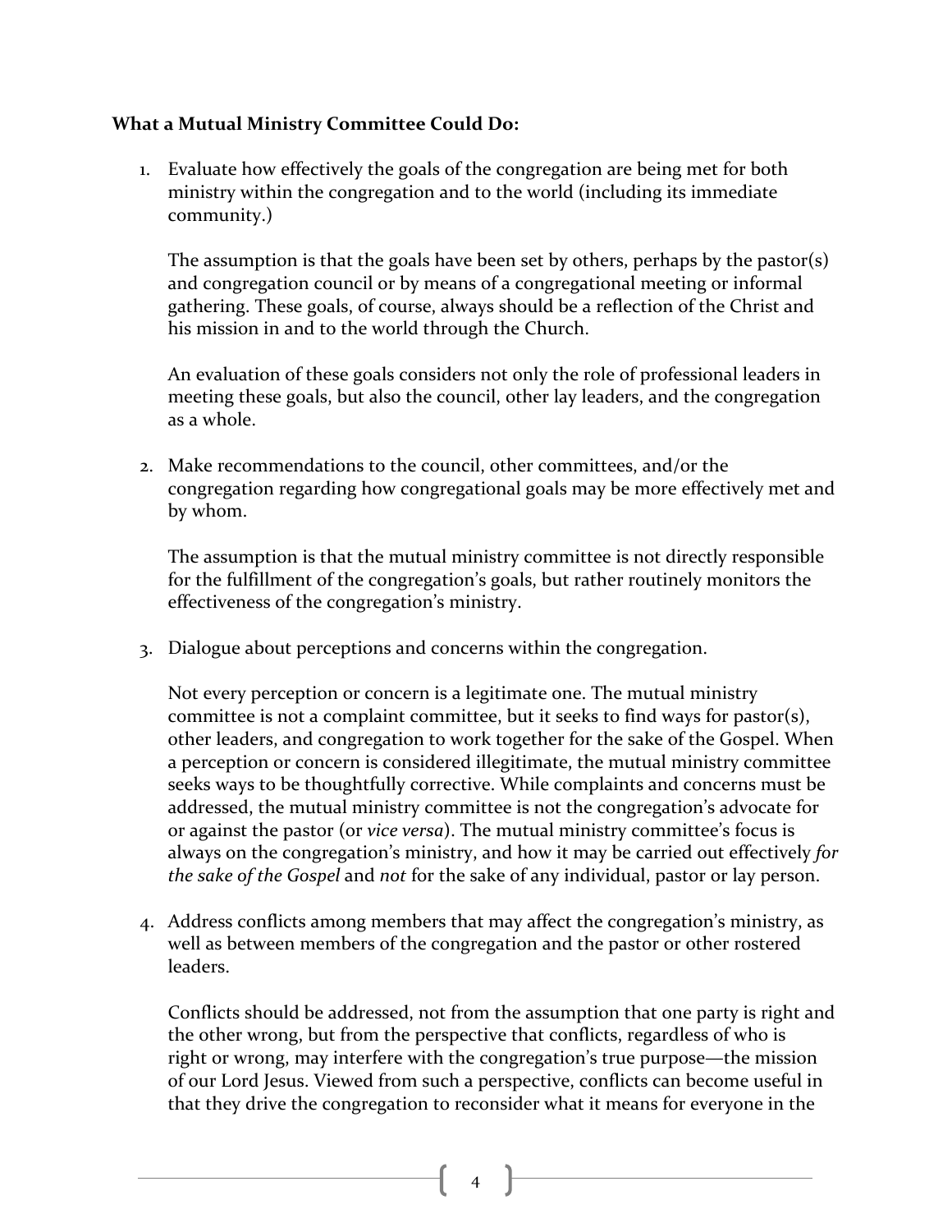**What a Mutual Ministry Committee Could Do:**

1. Evaluate how effectively the goals of the congregation are being met for both ministry within the congregation and to the world (including its immediate community.)

   The assumption is that the goals have been set by others, perhaps by the pastor(s) and congregation council or by means of a congregational meeting or informal gathering. These goals, of course, always should be a reflection of the Christ and his mission in and to the world through the Church.

   An evaluation of these goals considers not only the role of professional leaders in meeting these goals, but also the council, other lay leaders, and the congregation as a whole.

2. Make recommendations to the council, other committees, and/or the congregation regarding how congregational goals may be more effectively met and by whom.

   The assumption is that the mutual ministry committee is not directly responsible for the fulfillment of the congregation's goals, but rather routinely monitors the effectiveness of the congregation's ministry.

3. Dialogue about perceptions and concerns within the congregation.

   Not every perception or concern is a legitimate one. The mutual ministry committee is not a complaint committee, but it seeks to find ways for pastor(s), other leaders, and congregation to work together for the sake of the Gospel. When a perception or concern is considered illegitimate, the mutual ministry committee seeks ways to be thoughtfully corrective. While complaints and concerns must be addressed, the mutual ministry committee is not the congregation's advocate for or against the pastor (or *vice versa*). The mutual ministry committee's focus is always on the congregation's ministry, and how it may be carried out effectively *for the sake of the Gospel* and *not* for the sake of any individual, pastor or lay person.

4. Address conflicts among members that may affect the congregation's ministry, as well as between members of the congregation and the pastor or other rostered leaders.

   Conflicts should be addressed, not from the assumption that one party is right and the other wrong, but from the perspective that conflicts, regardless of who is right or wrong, may interfere with the congregation's true purpose—the mission of our Lord Jesus. Viewed from such a perspective, conflicts can become useful in that they drive the congregation to reconsider what it means for everyone in the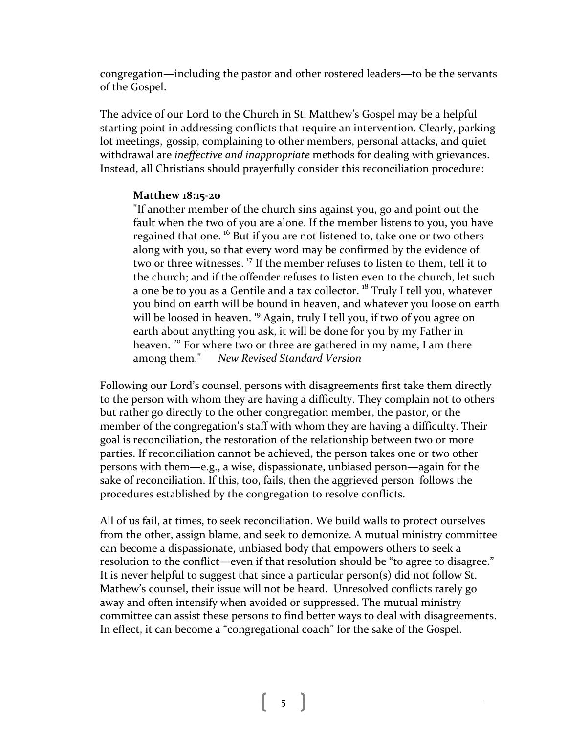congregation—including the pastor and other rostered leaders—to be the servants of the Gospel.

The advice of our Lord to the Church in St. Matthew's Gospel may be a helpful starting point in addressing conflicts that require an intervention. Clearly, parking lot meetings, gossip, complaining to other members, personal attacks, and quiet withdrawal are *ineffective and inappropriate* methods for dealing with grievances. Instead, all Christians should prayerfully consider this reconciliation procedure:

> **Matthew 18:15-20**
>
> "If another member of the church sins against you, go and point out the fault when the two of you are alone. If the member listens to you, you have regained that one. [16] But if you are not listened to, take one or two others along with you, so that every word may be confirmed by the evidence of two or three witnesses. [17] If the member refuses to listen to them, tell it to the church; and if the offender refuses to listen even to the church, let such a one be to you as a Gentile and a tax collector. [18] Truly I tell you, whatever you bind on earth will be bound in heaven, and whatever you loose on earth will be loosed in heaven. [19] Again, truly I tell you, if two of you agree on earth about anything you ask, it will be done for you by my Father in heaven. [20] For where two or three are gathered in my name, I am there among them." *New Revised Standard Version*

Following our Lord's counsel, persons with disagreements first take them directly to the person with whom they are having a difficulty. They complain not to others but rather go directly to the other congregation member, the pastor, or the member of the congregation's staff with whom they are having a difficulty. Their goal is reconciliation, the restoration of the relationship between two or more parties. If reconciliation cannot be achieved, the person takes one or two other persons with them—e.g., a wise, dispassionate, unbiased person—again for the sake of reconciliation. If this, too, fails, then the aggrieved person follows the procedures established by the congregation to resolve conflicts.

All of us fail, at times, to seek reconciliation. We build walls to protect ourselves from the other, assign blame, and seek to demonize. A mutual ministry committee can become a dispassionate, unbiased body that empowers others to seek a resolution to the conflict—even if that resolution should be "to agree to disagree." It is never helpful to suggest that since a particular person(s) did not follow St. Mathew's counsel, their issue will not be heard. Unresolved conflicts rarely go away and often intensify when avoided or suppressed. The mutual ministry committee can assist these persons to find better ways to deal with disagreements. In effect, it can become a "congregational coach" for the sake of the Gospel.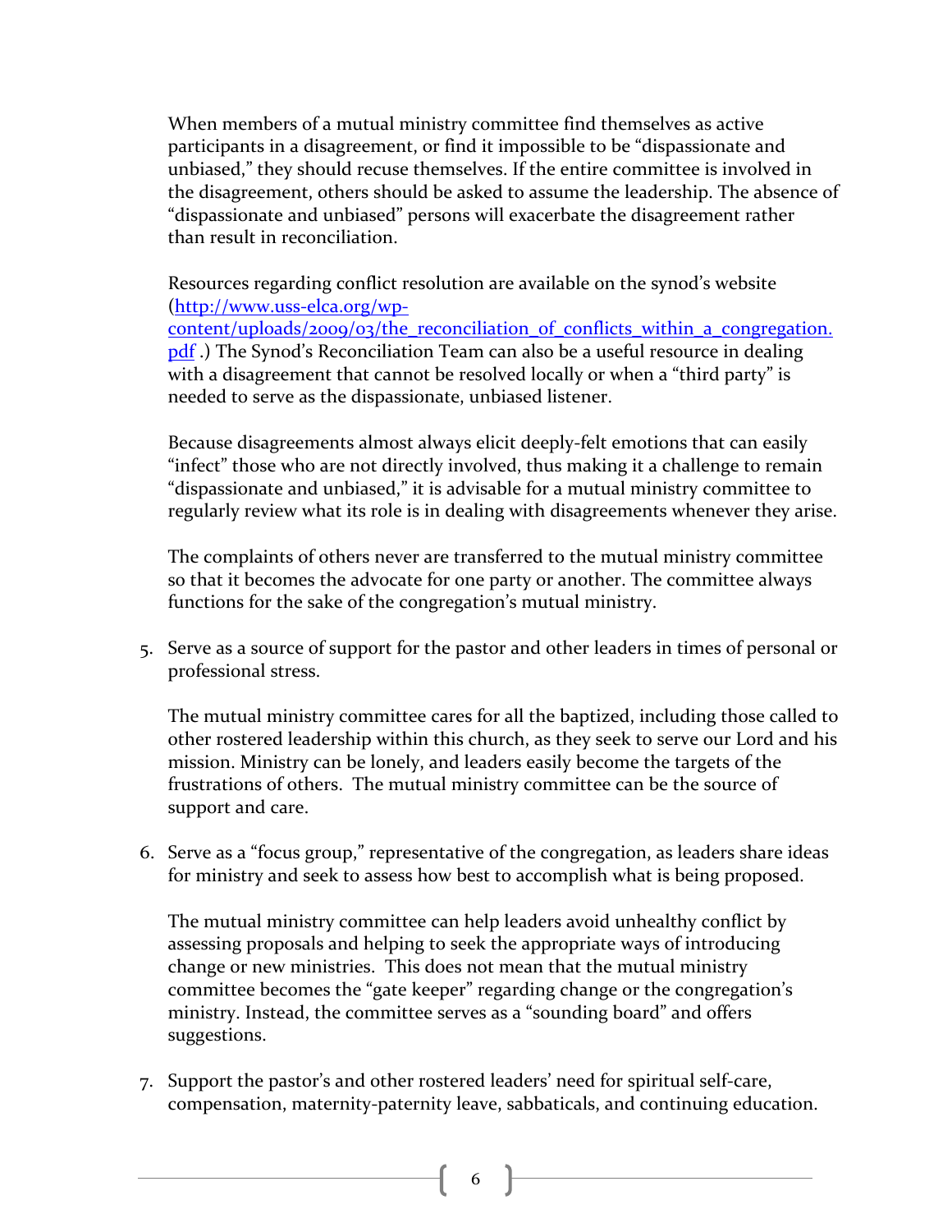When members of a mutual ministry committee find themselves as active participants in a disagreement, or find it impossible to be "dispassionate and unbiased," they should recuse themselves. If the entire committee is involved in the disagreement, others should be asked to assume the leadership. The absence of "dispassionate and unbiased" persons will exacerbate the disagreement rather than result in reconciliation.

Resources regarding conflict resolution are available on the synod's website ([http://www.uss-elca.org/wp-content/uploads/2009/03/the_reconciliation_of_conflicts_within_a_congregation.pdf](http://www.uss-elca.org/wp-content/uploads/2009/03/the_reconciliation_of_conflicts_within_a_congregation.pdf) .) The Synod's Reconciliation Team can also be a useful resource in dealing with a disagreement that cannot be resolved locally or when a "third party" is needed to serve as the dispassionate, unbiased listener.

Because disagreements almost always elicit deeply-felt emotions that can easily "infect" those who are not directly involved, thus making it a challenge to remain "dispassionate and unbiased," it is advisable for a mutual ministry committee to regularly review what its role is in dealing with disagreements whenever they arise.

The complaints of others never are transferred to the mutual ministry committee so that it becomes the advocate for one party or another. The committee always functions for the sake of the congregation's mutual ministry.

5. Serve as a source of support for the pastor and other leaders in times of personal or professional stress.

   The mutual ministry committee cares for all the baptized, including those called to other rostered leadership within this church, as they seek to serve our Lord and his mission. Ministry can be lonely, and leaders easily become the targets of the frustrations of others. The mutual ministry committee can be the source of support and care.

6. Serve as a "focus group," representative of the congregation, as leaders share ideas for ministry and seek to assess how best to accomplish what is being proposed.

   The mutual ministry committee can help leaders avoid unhealthy conflict by assessing proposals and helping to seek the appropriate ways of introducing change or new ministries. This does not mean that the mutual ministry committee becomes the "gate keeper" regarding change or the congregation's ministry. Instead, the committee serves as a "sounding board" and offers suggestions.

7. Support the pastor's and other rostered leaders' need for spiritual self-care, compensation, maternity-paternity leave, sabbaticals, and continuing education.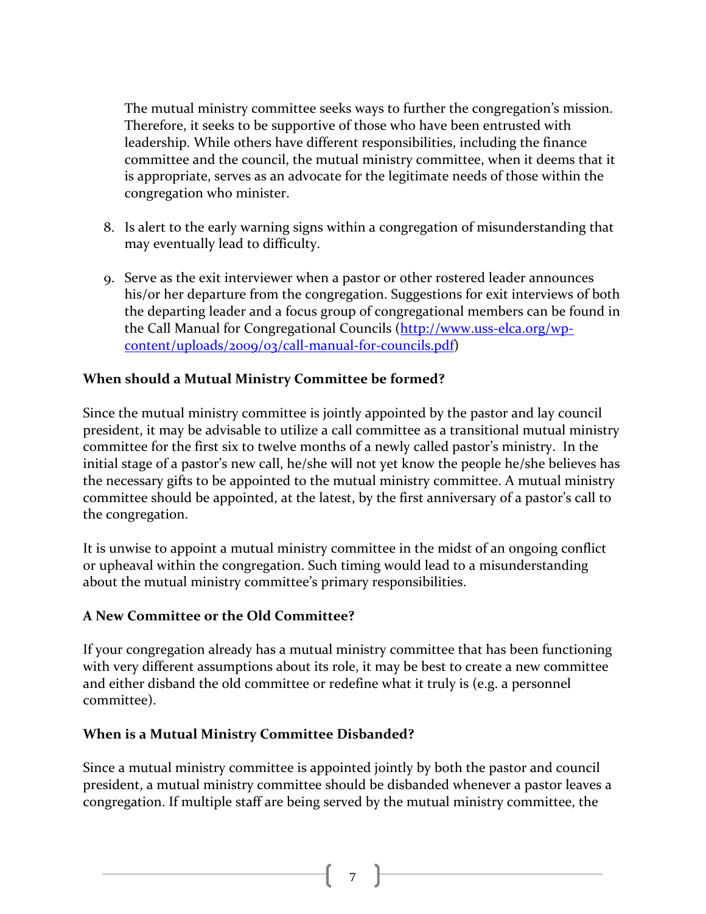The mutual ministry committee seeks ways to further the congregation's mission. Therefore, it seeks to be supportive of those who have been entrusted with leadership. While others have different responsibilities, including the finance committee and the council, the mutual ministry committee, when it deems that it is appropriate, serves as an advocate for the legitimate needs of those within the congregation who minister.

8. Is alert to the early warning signs within a congregation of misunderstanding that may eventually lead to difficulty.

9. Serve as the exit interviewer when a pastor or other rostered leader announces his/or her departure from the congregation. Suggestions for exit interviews of both the departing leader and a focus group of congregational members can be found in the Call Manual for Congregational Councils ([http://www.uss-elca.org/wp-content/uploads/2009/03/call-manual-for-councils.pdf](http://www.uss-elca.org/wp-content/uploads/2009/03/call-manual-for-councils.pdf))

**When should a Mutual Ministry Committee be formed?**

Since the mutual ministry committee is jointly appointed by the pastor and lay council president, it may be advisable to utilize a call committee as a transitional mutual ministry committee for the first six to twelve months of a newly called pastor's ministry. In the initial stage of a pastor's new call, he/she will not yet know the people he/she believes has the necessary gifts to be appointed to the mutual ministry committee. A mutual ministry committee should be appointed, at the latest, by the first anniversary of a pastor's call to the congregation.

It is unwise to appoint a mutual ministry committee in the midst of an ongoing conflict or upheaval within the congregation. Such timing would lead to a misunderstanding about the mutual ministry committee's primary responsibilities.

**A New Committee or the Old Committee?**

If your congregation already has a mutual ministry committee that has been functioning with very different assumptions about its role, it may be best to create a new committee and either disband the old committee or redefine what it truly is (e.g. a personnel committee).

**When is a Mutual Ministry Committee Disbanded?**

Since a mutual ministry committee is appointed jointly by both the pastor and council president, a mutual ministry committee should be disbanded whenever a pastor leaves a congregation. If multiple staff are being served by the mutual ministry committee, the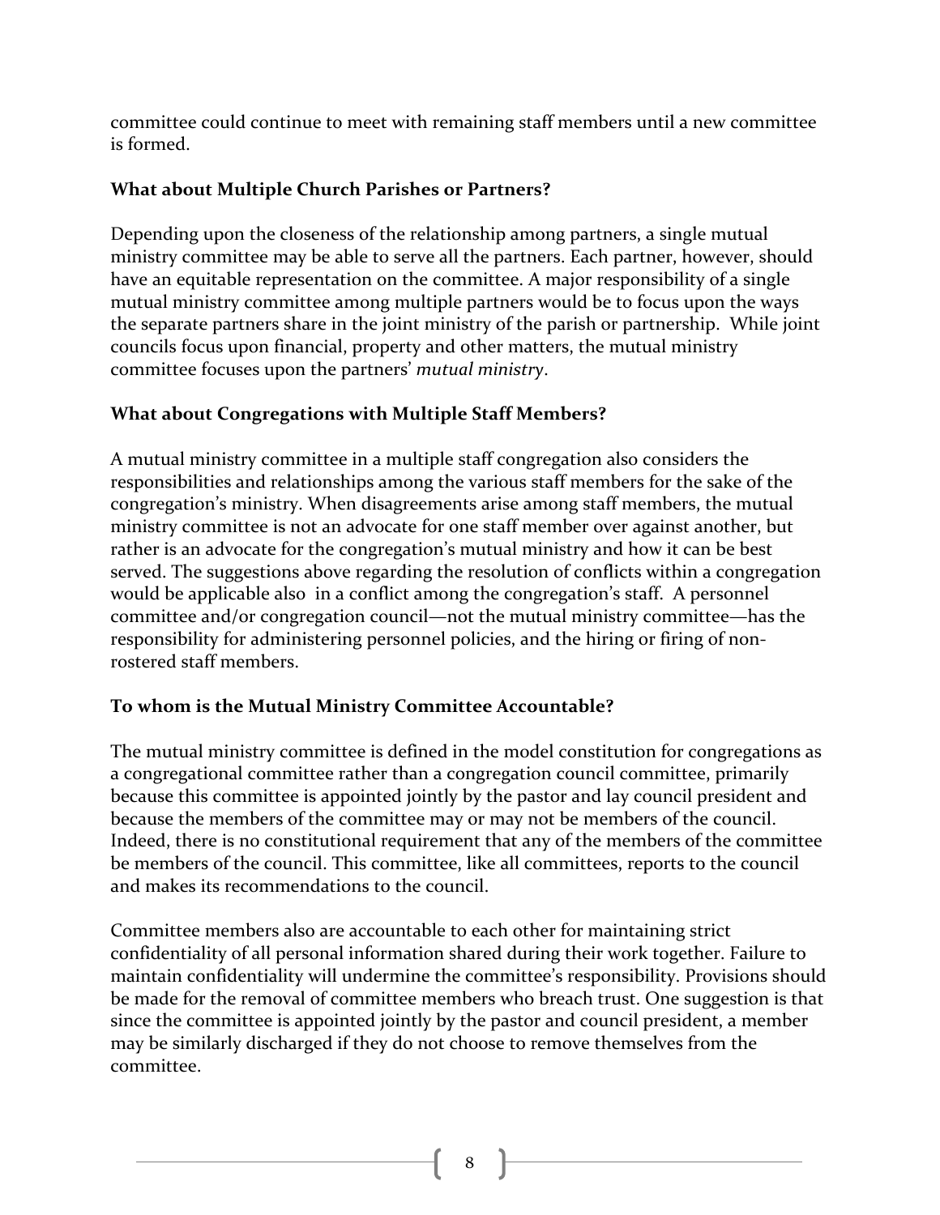committee could continue to meet with remaining staff members until a new committee is formed.

### What about Multiple Church Parishes or Partners?

Depending upon the closeness of the relationship among partners, a single mutual ministry committee may be able to serve all the partners. Each partner, however, should have an equitable representation on the committee. A major responsibility of a single mutual ministry committee among multiple partners would be to focus upon the ways the separate partners share in the joint ministry of the parish or partnership. While joint councils focus upon financial, property and other matters, the mutual ministry committee focuses upon the partners' *mutual ministry*.

### What about Congregations with Multiple Staff Members?

A mutual ministry committee in a multiple staff congregation also considers the responsibilities and relationships among the various staff members for the sake of the congregation's ministry. When disagreements arise among staff members, the mutual ministry committee is not an advocate for one staff member over against another, but rather is an advocate for the congregation's mutual ministry and how it can be best served. The suggestions above regarding the resolution of conflicts within a congregation would be applicable also in a conflict among the congregation's staff. A personnel committee and/or congregation council—not the mutual ministry committee—has the responsibility for administering personnel policies, and the hiring or firing of non-rostered staff members.

### To whom is the Mutual Ministry Committee Accountable?

The mutual ministry committee is defined in the model constitution for congregations as a congregational committee rather than a congregation council committee, primarily because this committee is appointed jointly by the pastor and lay council president and because the members of the committee may or may not be members of the council. Indeed, there is no constitutional requirement that any of the members of the committee be members of the council. This committee, like all committees, reports to the council and makes its recommendations to the council.

Committee members also are accountable to each other for maintaining strict confidentiality of all personal information shared during their work together. Failure to maintain confidentiality will undermine the committee's responsibility. Provisions should be made for the removal of committee members who breach trust. One suggestion is that since the committee is appointed jointly by the pastor and council president, a member may be similarly discharged if they do not choose to remove themselves from the committee.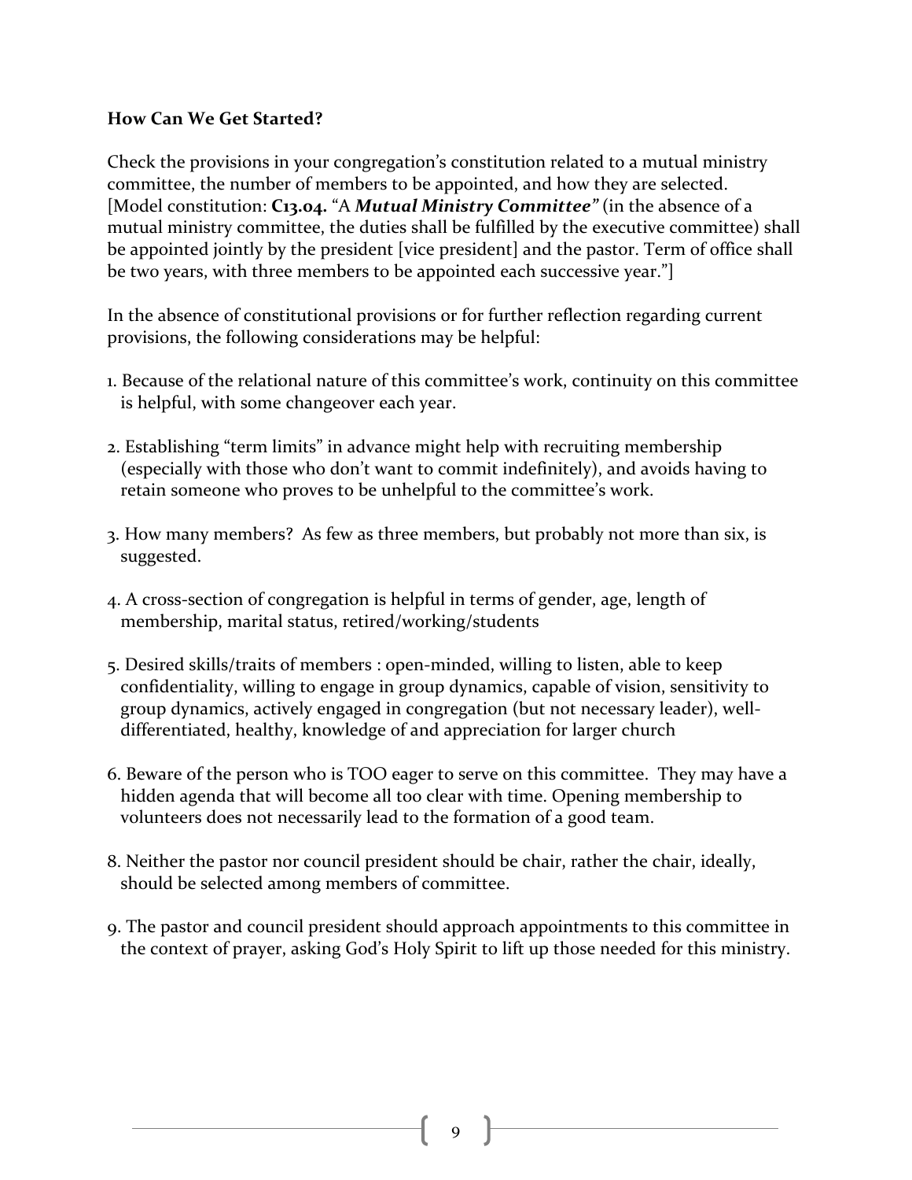**How Can We Get Started?**

Check the provisions in your congregation's constitution related to a mutual ministry committee, the number of members to be appointed, and how they are selected. [Model constitution: **C13.04.** "A ***Mutual Ministry Committee"*** (in the absence of a mutual ministry committee, the duties shall be fulfilled by the executive committee) shall be appointed jointly by the president [vice president] and the pastor. Term of office shall be two years, with three members to be appointed each successive year."]

In the absence of constitutional provisions or for further reflection regarding current provisions, the following considerations may be helpful:

1. Because of the relational nature of this committee's work, continuity on this committee is helpful, with some changeover each year.

2. Establishing "term limits" in advance might help with recruiting membership (especially with those who don't want to commit indefinitely), and avoids having to retain someone who proves to be unhelpful to the committee's work.

3. How many members? As few as three members, but probably not more than six, is suggested.

4. A cross-section of congregation is helpful in terms of gender, age, length of membership, marital status, retired/working/students

5. Desired skills/traits of members : open-minded, willing to listen, able to keep confidentiality, willing to engage in group dynamics, capable of vision, sensitivity to group dynamics, actively engaged in congregation (but not necessary leader), well-differentiated, healthy, knowledge of and appreciation for larger church

6. Beware of the person who is TOO eager to serve on this committee. They may have a hidden agenda that will become all too clear with time. Opening membership to volunteers does not necessarily lead to the formation of a good team.

8. Neither the pastor nor council president should be chair, rather the chair, ideally, should be selected among members of committee.

9. The pastor and council president should approach appointments to this committee in the context of prayer, asking God's Holy Spirit to lift up those needed for this ministry.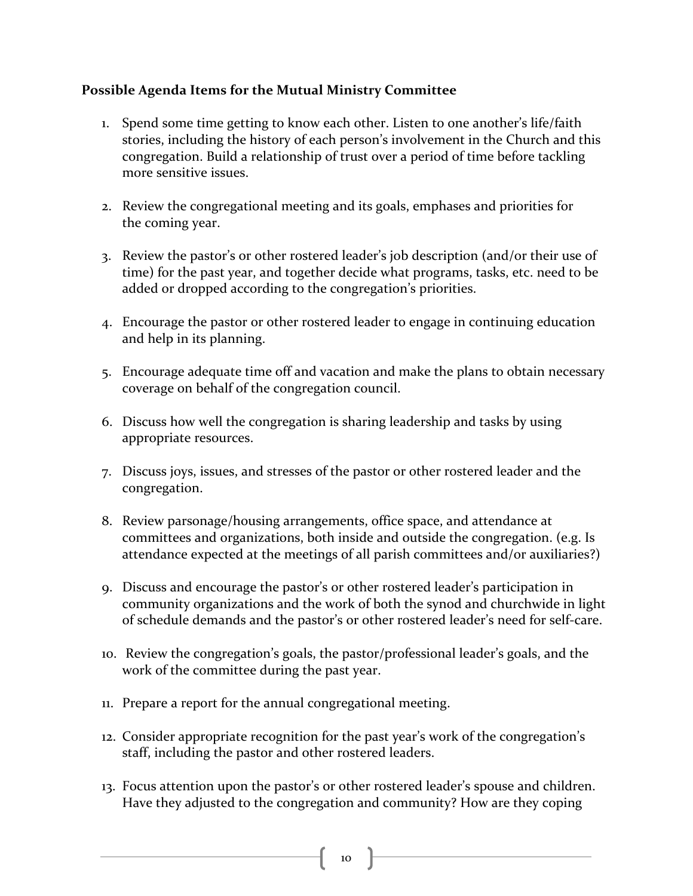**Possible Agenda Items for the Mutual Ministry Committee**

1. Spend some time getting to know each other. Listen to one another's life/faith stories, including the history of each person's involvement in the Church and this congregation. Build a relationship of trust over a period of time before tackling more sensitive issues.

2. Review the congregational meeting and its goals, emphases and priorities for the coming year.

3. Review the pastor's or other rostered leader's job description (and/or their use of time) for the past year, and together decide what programs, tasks, etc. need to be added or dropped according to the congregation's priorities.

4. Encourage the pastor or other rostered leader to engage in continuing education and help in its planning.

5. Encourage adequate time off and vacation and make the plans to obtain necessary coverage on behalf of the congregation council.

6. Discuss how well the congregation is sharing leadership and tasks by using appropriate resources.

7. Discuss joys, issues, and stresses of the pastor or other rostered leader and the congregation.

8. Review parsonage/housing arrangements, office space, and attendance at committees and organizations, both inside and outside the congregation. (e.g. Is attendance expected at the meetings of all parish committees and/or auxiliaries?)

9. Discuss and encourage the pastor's or other rostered leader's participation in community organizations and the work of both the synod and churchwide in light of schedule demands and the pastor's or other rostered leader's need for self-care.

10. Review the congregation's goals, the pastor/professional leader's goals, and the work of the committee during the past year.

11. Prepare a report for the annual congregational meeting.

12. Consider appropriate recognition for the past year's work of the congregation's staff, including the pastor and other rostered leaders.

13. Focus attention upon the pastor's or other rostered leader's spouse and children. Have they adjusted to the congregation and community? How are they coping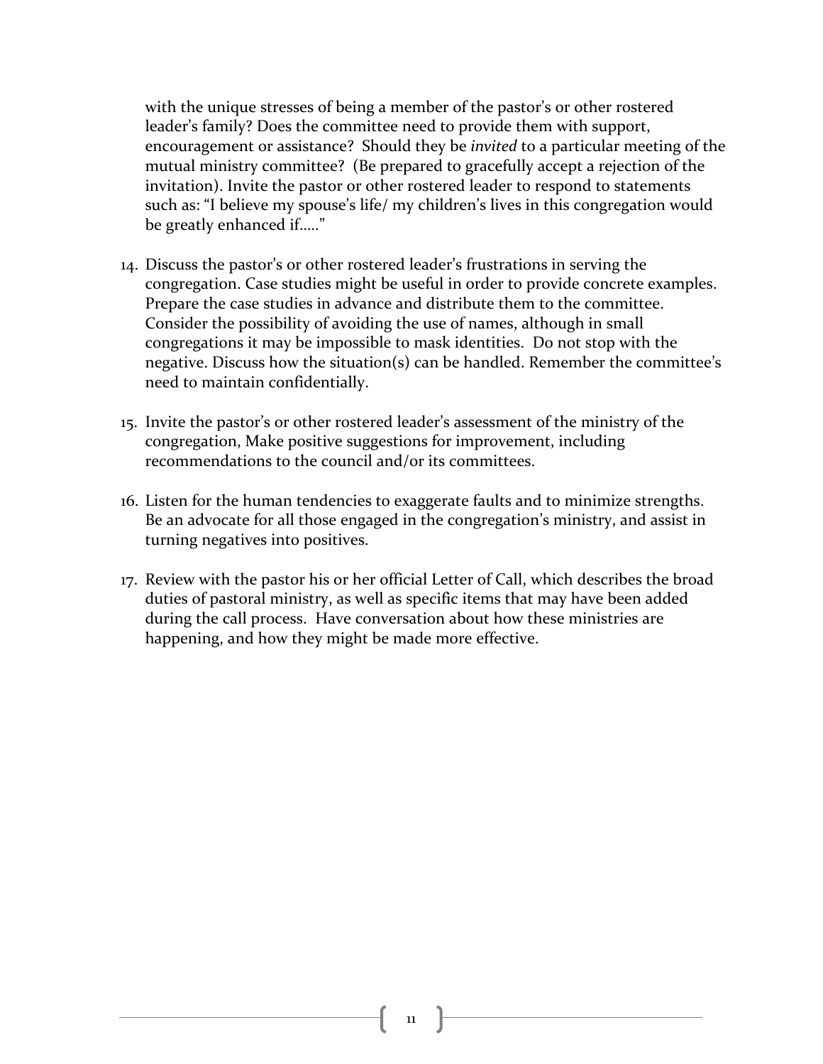with the unique stresses of being a member of the pastor's or other rostered leader's family? Does the committee need to provide them with support, encouragement or assistance? Should they be *invited* to a particular meeting of the mutual ministry committee? (Be prepared to gracefully accept a rejection of the invitation). Invite the pastor or other rostered leader to respond to statements such as: "I believe my spouse's life/ my children's lives in this congregation would be greatly enhanced if….."

14. Discuss the pastor's or other rostered leader's frustrations in serving the congregation. Case studies might be useful in order to provide concrete examples. Prepare the case studies in advance and distribute them to the committee. Consider the possibility of avoiding the use of names, although in small congregations it may be impossible to mask identities. Do not stop with the negative. Discuss how the situation(s) can be handled. Remember the committee's need to maintain confidentially.

15. Invite the pastor's or other rostered leader's assessment of the ministry of the congregation, Make positive suggestions for improvement, including recommendations to the council and/or its committees.

16. Listen for the human tendencies to exaggerate faults and to minimize strengths. Be an advocate for all those engaged in the congregation's ministry, and assist in turning negatives into positives.

17. Review with the pastor his or her official Letter of Call, which describes the broad duties of pastoral ministry, as well as specific items that may have been added during the call process. Have conversation about how these ministries are happening, and how they might be made more effective.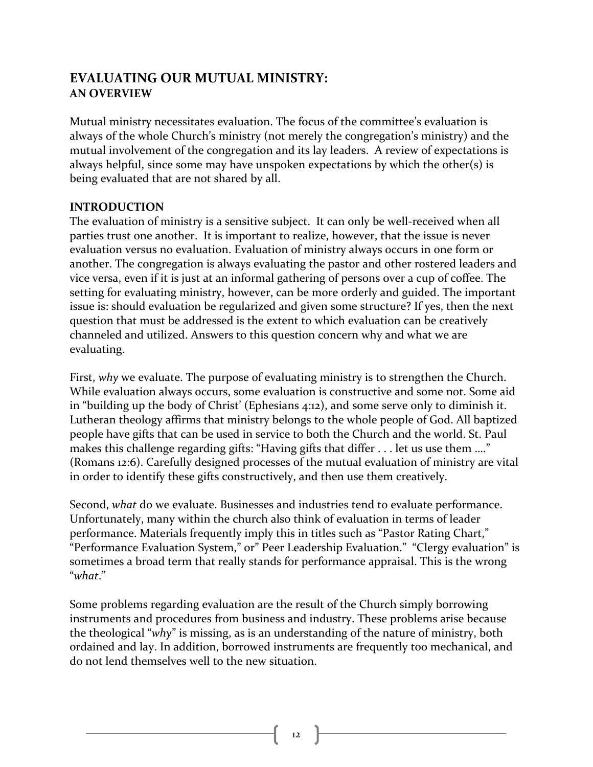## EVALUATING OUR MUTUAL MINISTRY:
### AN OVERVIEW

Mutual ministry necessitates evaluation. The focus of the committee's evaluation is always of the whole Church's ministry (not merely the congregation's ministry) and the mutual involvement of the congregation and its lay leaders. A review of expectations is always helpful, since some may have unspoken expectations by which the other(s) is being evaluated that are not shared by all.

### INTRODUCTION

The evaluation of ministry is a sensitive subject. It can only be well-received when all parties trust one another. It is important to realize, however, that the issue is never evaluation versus no evaluation. Evaluation of ministry always occurs in one form or another. The congregation is always evaluating the pastor and other rostered leaders and vice versa, even if it is just at an informal gathering of persons over a cup of coffee. The setting for evaluating ministry, however, can be more orderly and guided. The important issue is: should evaluation be regularized and given some structure? If yes, then the next question that must be addressed is the extent to which evaluation can be creatively channeled and utilized. Answers to this question concern why and what we are evaluating.

First, *why* we evaluate. The purpose of evaluating ministry is to strengthen the Church. While evaluation always occurs, some evaluation is constructive and some not. Some aid in "building up the body of Christ' (Ephesians 4:12), and some serve only to diminish it. Lutheran theology affirms that ministry belongs to the whole people of God. All baptized people have gifts that can be used in service to both the Church and the world. St. Paul makes this challenge regarding gifts: "Having gifts that differ . . . let us use them ...." (Romans 12:6). Carefully designed processes of the mutual evaluation of ministry are vital in order to identify these gifts constructively, and then use them creatively.

Second, *what* do we evaluate. Businesses and industries tend to evaluate performance. Unfortunately, many within the church also think of evaluation in terms of leader performance. Materials frequently imply this in titles such as "Pastor Rating Chart," "Performance Evaluation System," or" Peer Leadership Evaluation." "Clergy evaluation" is sometimes a broad term that really stands for performance appraisal. This is the wrong "*what*."

Some problems regarding evaluation are the result of the Church simply borrowing instruments and procedures from business and industry. These problems arise because the theological "*why*" is missing, as is an understanding of the nature of ministry, both ordained and lay. In addition, borrowed instruments are frequently too mechanical, and do not lend themselves well to the new situation.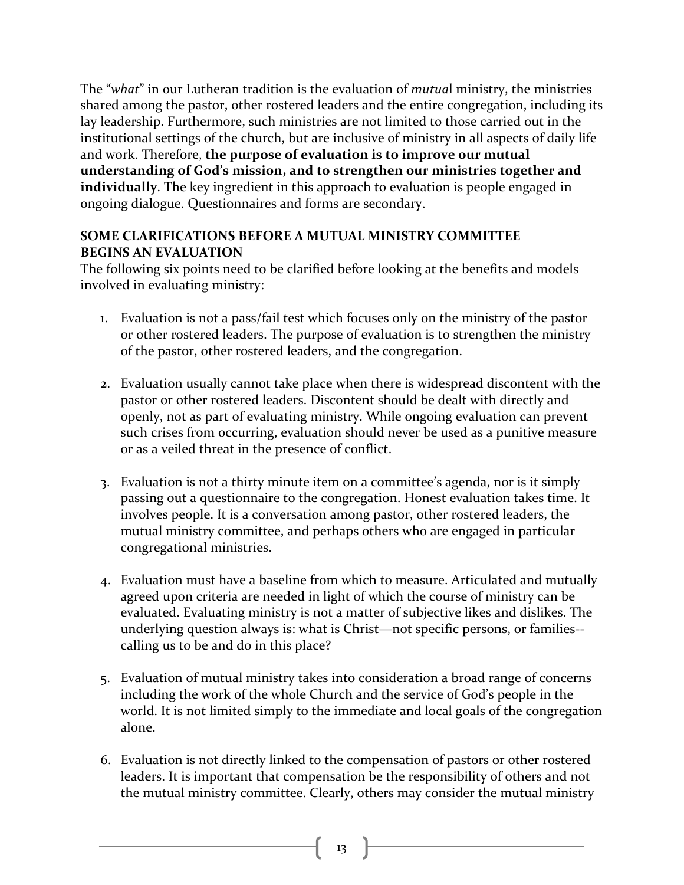The "*what*" in our Lutheran tradition is the evaluation of *mutual* ministry, the ministries shared among the pastor, other rostered leaders and the entire congregation, including its lay leadership. Furthermore, such ministries are not limited to those carried out in the institutional settings of the church, but are inclusive of ministry in all aspects of daily life and work. Therefore, **the purpose of evaluation is to improve our mutual understanding of God's mission, and to strengthen our ministries together and individually**. The key ingredient in this approach to evaluation is people engaged in ongoing dialogue. Questionnaires and forms are secondary.

**SOME CLARIFICATIONS BEFORE A MUTUAL MINISTRY COMMITTEE BEGINS AN EVALUATION**

The following six points need to be clarified before looking at the benefits and models involved in evaluating ministry:

1. Evaluation is not a pass/fail test which focuses only on the ministry of the pastor or other rostered leaders. The purpose of evaluation is to strengthen the ministry of the pastor, other rostered leaders, and the congregation.

2. Evaluation usually cannot take place when there is widespread discontent with the pastor or other rostered leaders. Discontent should be dealt with directly and openly, not as part of evaluating ministry. While ongoing evaluation can prevent such crises from occurring, evaluation should never be used as a punitive measure or as a veiled threat in the presence of conflict.

3. Evaluation is not a thirty minute item on a committee's agenda, nor is it simply passing out a questionnaire to the congregation. Honest evaluation takes time. It involves people. It is a conversation among pastor, other rostered leaders, the mutual ministry committee, and perhaps others who are engaged in particular congregational ministries.

4. Evaluation must have a baseline from which to measure. Articulated and mutually agreed upon criteria are needed in light of which the course of ministry can be evaluated. Evaluating ministry is not a matter of subjective likes and dislikes. The underlying question always is: what is Christ—not specific persons, or families--calling us to be and do in this place?

5. Evaluation of mutual ministry takes into consideration a broad range of concerns including the work of the whole Church and the service of God's people in the world. It is not limited simply to the immediate and local goals of the congregation alone.

6. Evaluation is not directly linked to the compensation of pastors or other rostered leaders. It is important that compensation be the responsibility of others and not the mutual ministry committee. Clearly, others may consider the mutual ministry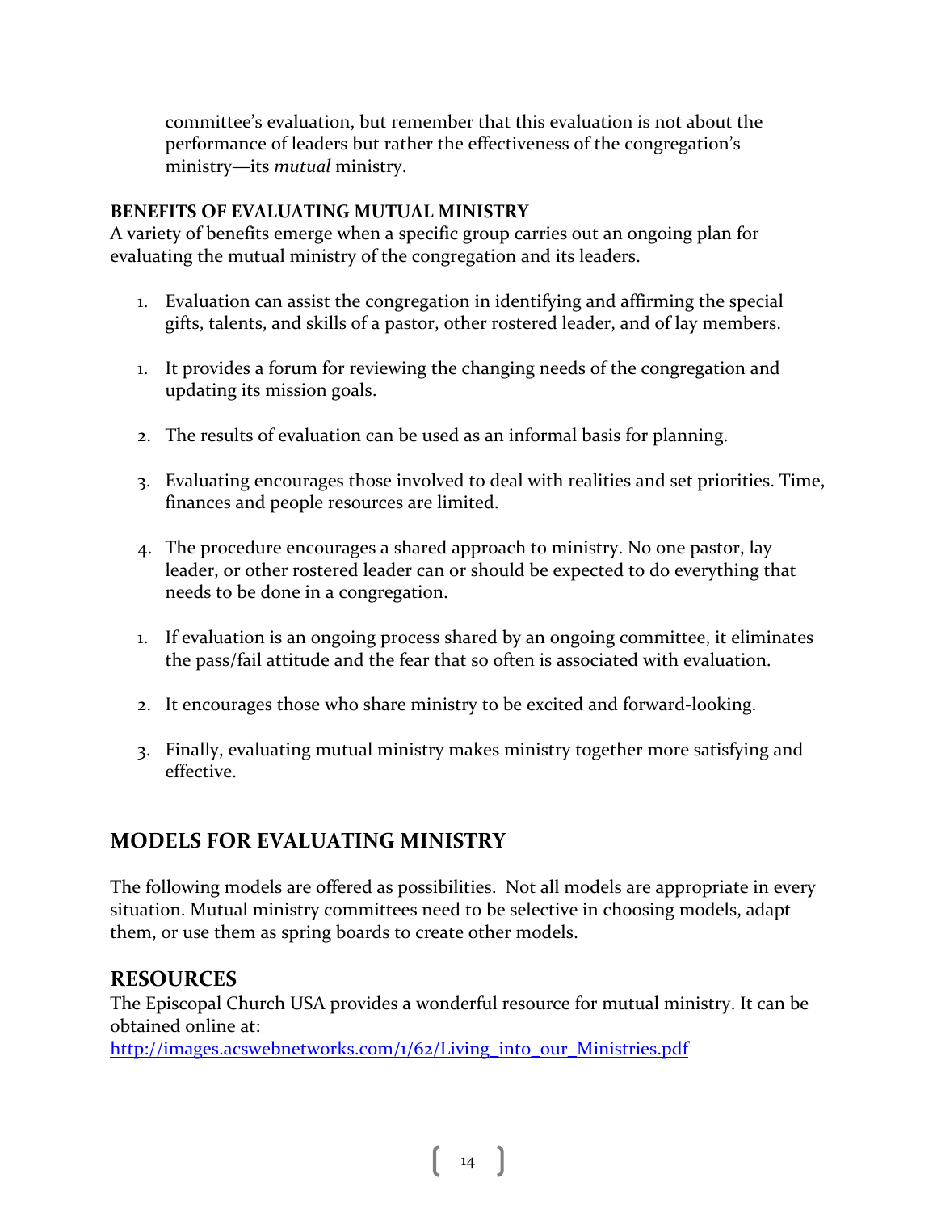committee's evaluation, but remember that this evaluation is not about the performance of leaders but rather the effectiveness of the congregation's ministry—its *mutual* ministry.

**BENEFITS OF EVALUATING MUTUAL MINISTRY**

A variety of benefits emerge when a specific group carries out an ongoing plan for evaluating the mutual ministry of the congregation and its leaders.

1. Evaluation can assist the congregation in identifying and affirming the special gifts, talents, and skills of a pastor, other rostered leader, and of lay members.

1. It provides a forum for reviewing the changing needs of the congregation and updating its mission goals.

2. The results of evaluation can be used as an informal basis for planning.

3. Evaluating encourages those involved to deal with realities and set priorities. Time, finances and people resources are limited.

4. The procedure encourages a shared approach to ministry. No one pastor, lay leader, or other rostered leader can or should be expected to do everything that needs to be done in a congregation.

1. If evaluation is an ongoing process shared by an ongoing committee, it eliminates the pass/fail attitude and the fear that so often is associated with evaluation.

2. It encourages those who share ministry to be excited and forward-looking.

3. Finally, evaluating mutual ministry makes ministry together more satisfying and effective.

## MODELS FOR EVALUATING MINISTRY

The following models are offered as possibilities. Not all models are appropriate in every situation. Mutual ministry committees need to be selective in choosing models, adapt them, or use them as spring boards to create other models.

## RESOURCES

The Episcopal Church USA provides a wonderful resource for mutual ministry. It can be obtained online at:
http://images.acswebnetworks.com/1/62/Living_into_our_Ministries.pdf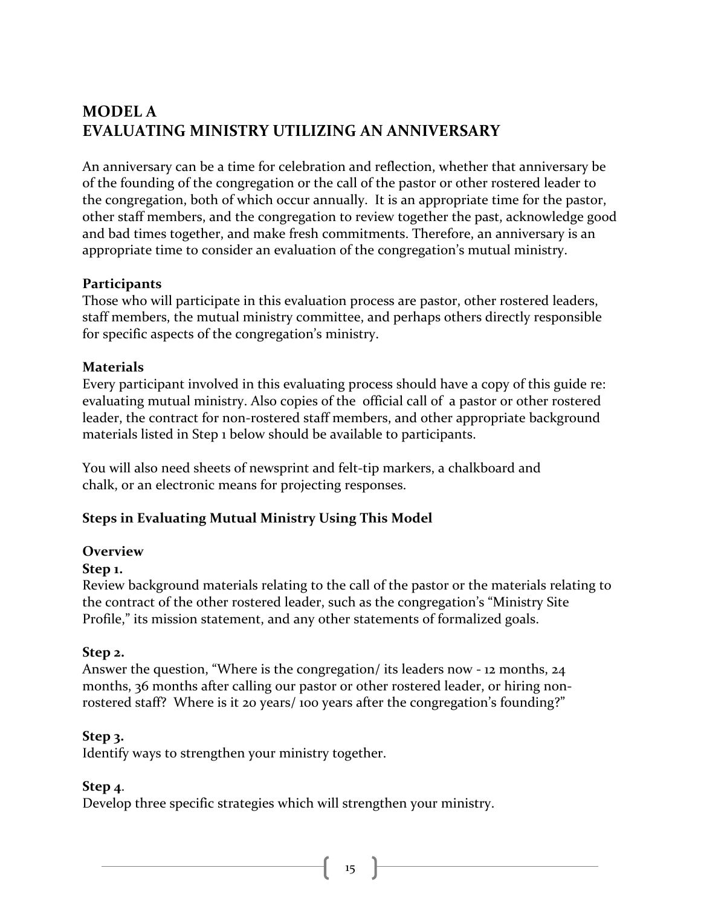## MODEL A
## EVALUATING MINISTRY UTILIZING AN ANNIVERSARY

An anniversary can be a time for celebration and reflection, whether that anniversary be of the founding of the congregation or the call of the pastor or other rostered leader to the congregation, both of which occur annually. It is an appropriate time for the pastor, other staff members, and the congregation to review together the past, acknowledge good and bad times together, and make fresh commitments. Therefore, an anniversary is an appropriate time to consider an evaluation of the congregation's mutual ministry.

**Participants**
Those who will participate in this evaluation process are pastor, other rostered leaders, staff members, the mutual ministry committee, and perhaps others directly responsible for specific aspects of the congregation's ministry.

**Materials**
Every participant involved in this evaluating process should have a copy of this guide re: evaluating mutual ministry. Also copies of the official call of a pastor or other rostered leader, the contract for non-rostered staff members, and other appropriate background materials listed in Step 1 below should be available to participants.

You will also need sheets of newsprint and felt-tip markers, a chalkboard and chalk, or an electronic means for projecting responses.

**Steps in Evaluating Mutual Ministry Using This Model**

**Overview**

**Step 1.**
Review background materials relating to the call of the pastor or the materials relating to the contract of the other rostered leader, such as the congregation's "Ministry Site Profile," its mission statement, and any other statements of formalized goals.

**Step 2.**
Answer the question, "Where is the congregation/ its leaders now - 12 months, 24 months, 36 months after calling our pastor or other rostered leader, or hiring non-rostered staff? Where is it 20 years/ 100 years after the congregation's founding?"

**Step 3.**
Identify ways to strengthen your ministry together.

**Step 4**.
Develop three specific strategies which will strengthen your ministry.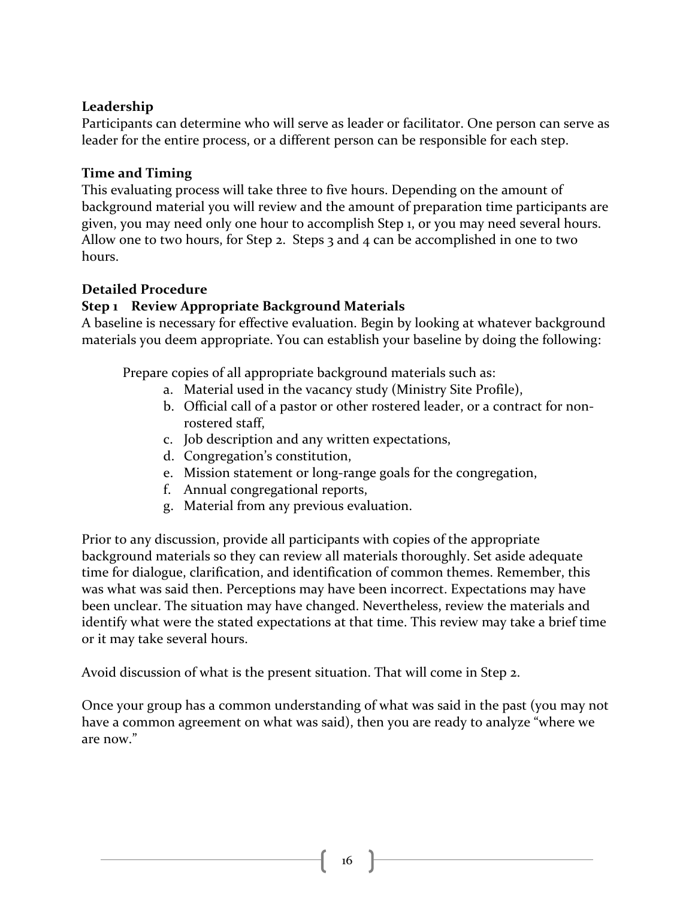**Leadership**

Participants can determine who will serve as leader or facilitator. One person can serve as leader for the entire process, or a different person can be responsible for each step.

**Time and Timing**

This evaluating process will take three to five hours. Depending on the amount of background material you will review and the amount of preparation time participants are given, you may need only one hour to accomplish Step 1, or you may need several hours. Allow one to two hours, for Step 2. Steps 3 and 4 can be accomplished in one to two hours.

**Detailed Procedure**

**Step 1 Review Appropriate Background Materials**

A baseline is necessary for effective evaluation. Begin by looking at whatever background materials you deem appropriate. You can establish your baseline by doing the following:

Prepare copies of all appropriate background materials such as:

a. Material used in the vacancy study (Ministry Site Profile),
b. Official call of a pastor or other rostered leader, or a contract for non-rostered staff,
c. Job description and any written expectations,
d. Congregation's constitution,
e. Mission statement or long-range goals for the congregation,
f. Annual congregational reports,
g. Material from any previous evaluation.

Prior to any discussion, provide all participants with copies of the appropriate background materials so they can review all materials thoroughly. Set aside adequate time for dialogue, clarification, and identification of common themes. Remember, this was what was said then. Perceptions may have been incorrect. Expectations may have been unclear. The situation may have changed. Nevertheless, review the materials and identify what were the stated expectations at that time. This review may take a brief time or it may take several hours.

Avoid discussion of what is the present situation. That will come in Step 2.

Once your group has a common understanding of what was said in the past (you may not have a common agreement on what was said), then you are ready to analyze "where we are now."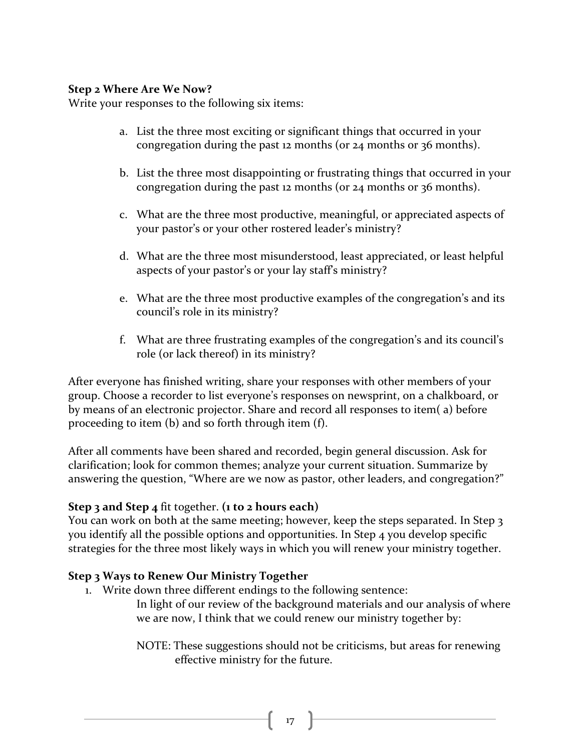**Step 2 Where Are We Now?**
Write your responses to the following six items:

a. List the three most exciting or significant things that occurred in your congregation during the past 12 months (or 24 months or 36 months).

b. List the three most disappointing or frustrating things that occurred in your congregation during the past 12 months (or 24 months or 36 months).

c. What are the three most productive, meaningful, or appreciated aspects of your pastor's or your other rostered leader's ministry?

d. What are the three most misunderstood, least appreciated, or least helpful aspects of your pastor's or your lay staff's ministry?

e. What are the three most productive examples of the congregation's and its council's role in its ministry?

f. What are three frustrating examples of the congregation's and its council's role (or lack thereof) in its ministry?

After everyone has finished writing, share your responses with other members of your group. Choose a recorder to list everyone's responses on newsprint, on a chalkboard, or by means of an electronic projector. Share and record all responses to item( a) before proceeding to item (b) and so forth through item (f).

After all comments have been shared and recorded, begin general discussion. Ask for clarification; look for common themes; analyze your current situation. Summarize by answering the question, "Where are we now as pastor, other leaders, and congregation?"

**Step 3 and Step 4** fit together. **(1 to 2 hours each)**
You can work on both at the same meeting; however, keep the steps separated. In Step 3 you identify all the possible options and opportunities. In Step 4 you develop specific strategies for the three most likely ways in which you will renew your ministry together.

**Step 3 Ways to Renew Our Ministry Together**

1. Write down three different endings to the following sentence:

   In light of our review of the background materials and our analysis of where we are now, I think that we could renew our ministry together by:

   NOTE: These suggestions should not be criticisms, but areas for renewing effective ministry for the future.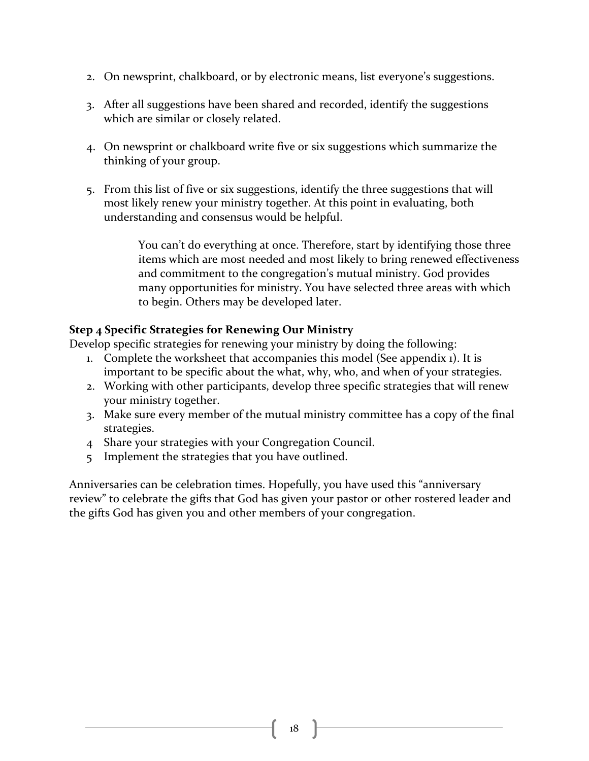2. On newsprint, chalkboard, or by electronic means, list everyone's suggestions.

3. After all suggestions have been shared and recorded, identify the suggestions which are similar or closely related.

4. On newsprint or chalkboard write five or six suggestions which summarize the thinking of your group.

5. From this list of five or six suggestions, identify the three suggestions that will most likely renew your ministry together. At this point in evaluating, both understanding and consensus would be helpful.

> You can't do everything at once. Therefore, start by identifying those three items which are most needed and most likely to bring renewed effectiveness and commitment to the congregation's mutual ministry. God provides many opportunities for ministry. You have selected three areas with which to begin. Others may be developed later.

**Step 4 Specific Strategies for Renewing Our Ministry**

Develop specific strategies for renewing your ministry by doing the following:

1. Complete the worksheet that accompanies this model (See appendix 1). It is important to be specific about the what, why, who, and when of your strategies.
2. Working with other participants, develop three specific strategies that will renew your ministry together.
3. Make sure every member of the mutual ministry committee has a copy of the final strategies.
4. Share your strategies with your Congregation Council.
5. Implement the strategies that you have outlined.

Anniversaries can be celebration times. Hopefully, you have used this "anniversary review" to celebrate the gifts that God has given your pastor or other rostered leader and the gifts God has given you and other members of your congregation.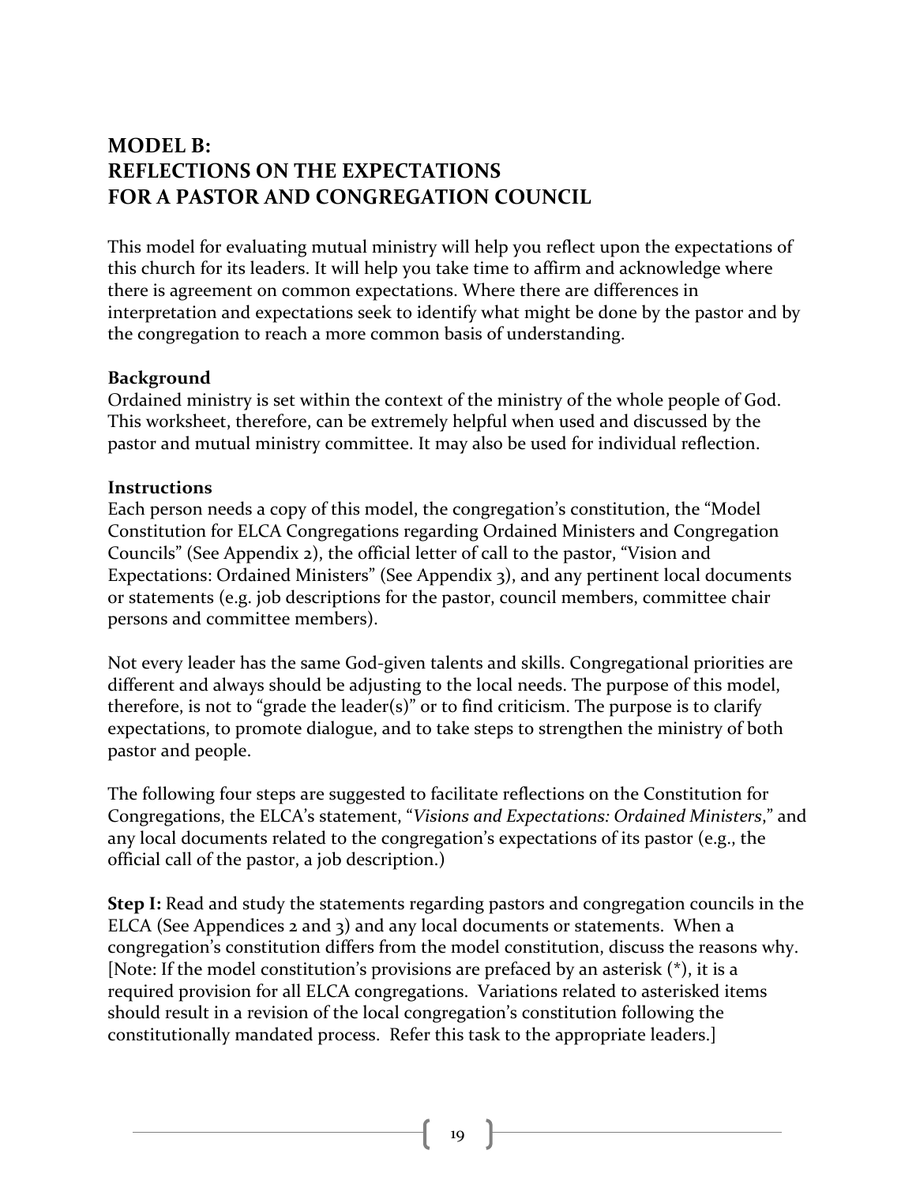## MODEL B:
## REFLECTIONS ON THE EXPECTATIONS FOR A PASTOR AND CONGREGATION COUNCIL

This model for evaluating mutual ministry will help you reflect upon the expectations of this church for its leaders. It will help you take time to affirm and acknowledge where there is agreement on common expectations. Where there are differences in interpretation and expectations seek to identify what might be done by the pastor and by the congregation to reach a more common basis of understanding.

**Background**
Ordained ministry is set within the context of the ministry of the whole people of God. This worksheet, therefore, can be extremely helpful when used and discussed by the pastor and mutual ministry committee. It may also be used for individual reflection.

**Instructions**
Each person needs a copy of this model, the congregation's constitution, the "Model Constitution for ELCA Congregations regarding Ordained Ministers and Congregation Councils" (See Appendix 2), the official letter of call to the pastor, "Vision and Expectations: Ordained Ministers" (See Appendix 3), and any pertinent local documents or statements (e.g. job descriptions for the pastor, council members, committee chair persons and committee members).

Not every leader has the same God-given talents and skills. Congregational priorities are different and always should be adjusting to the local needs. The purpose of this model, therefore, is not to "grade the leader(s)" or to find criticism. The purpose is to clarify expectations, to promote dialogue, and to take steps to strengthen the ministry of both pastor and people.

The following four steps are suggested to facilitate reflections on the Constitution for Congregations, the ELCA's statement, "*Visions and Expectations: Ordained Ministers*," and any local documents related to the congregation's expectations of its pastor (e.g., the official call of the pastor, a job description.)

**Step I:** Read and study the statements regarding pastors and congregation councils in the ELCA (See Appendices 2 and 3) and any local documents or statements. When a congregation's constitution differs from the model constitution, discuss the reasons why. [Note: If the model constitution's provisions are prefaced by an asterisk (*), it is a required provision for all ELCA congregations. Variations related to asterisked items should result in a revision of the local congregation's constitution following the constitutionally mandated process. Refer this task to the appropriate leaders.]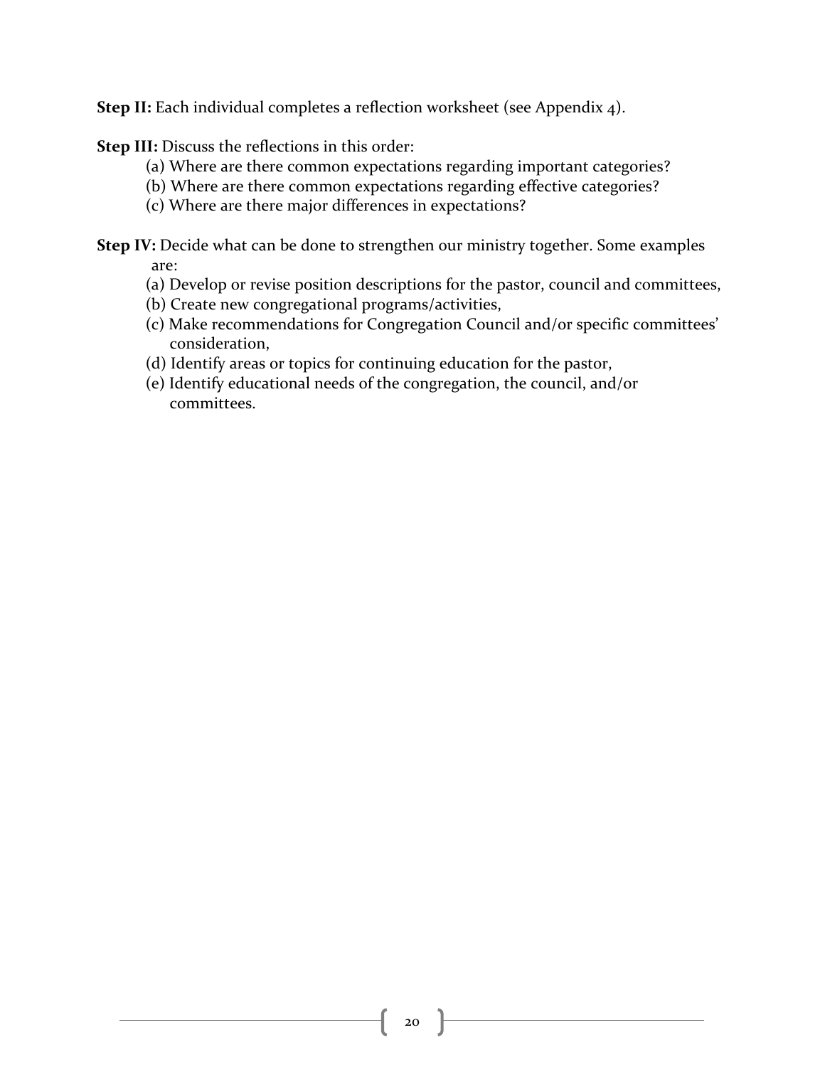**Step II:** Each individual completes a reflection worksheet (see Appendix 4).

**Step III:** Discuss the reflections in this order:

(a) Where are there common expectations regarding important categories?
(b) Where are there common expectations regarding effective categories?
(c) Where are there major differences in expectations?

**Step IV:** Decide what can be done to strengthen our ministry together. Some examples are:

(a) Develop or revise position descriptions for the pastor, council and committees,
(b) Create new congregational programs/activities,
(c) Make recommendations for Congregation Council and/or specific committees' consideration,
(d) Identify areas or topics for continuing education for the pastor,
(e) Identify educational needs of the congregation, the council, and/or committees.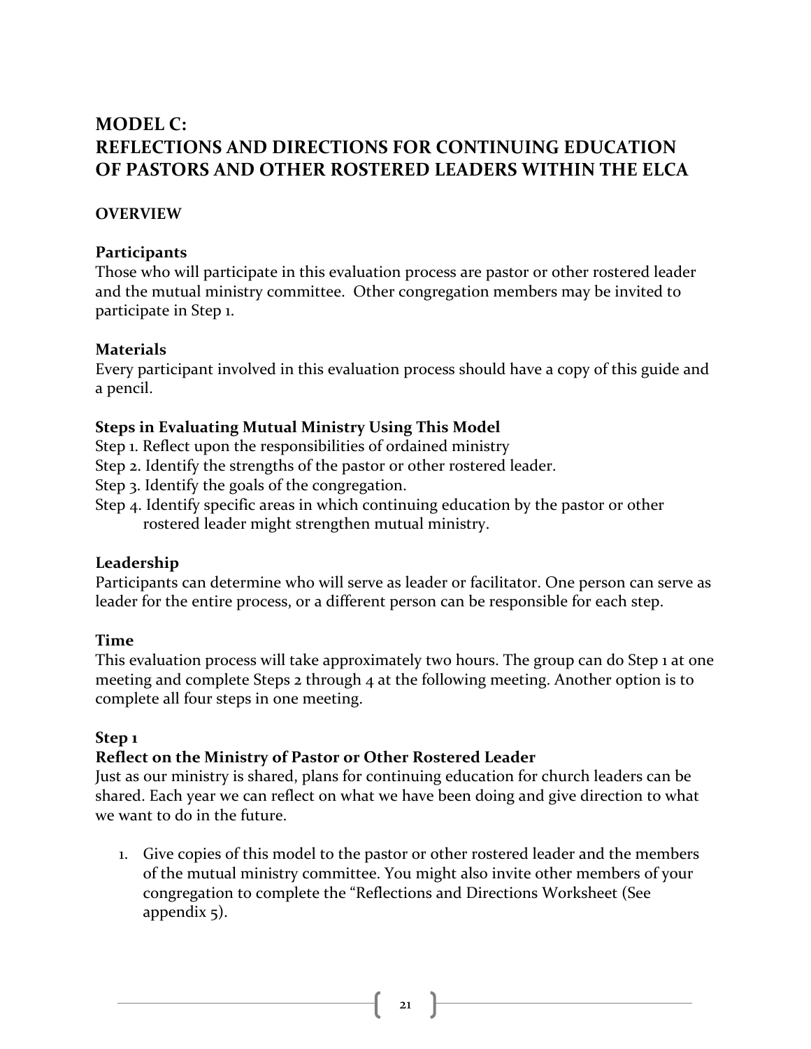# MODEL C: REFLECTIONS AND DIRECTIONS FOR CONTINUING EDUCATION OF PASTORS AND OTHER ROSTERED LEADERS WITHIN THE ELCA

## OVERVIEW

### Participants

Those who will participate in this evaluation process are pastor or other rostered leader and the mutual ministry committee. Other congregation members may be invited to participate in Step 1.

### Materials

Every participant involved in this evaluation process should have a copy of this guide and a pencil.

### Steps in Evaluating Mutual Ministry Using This Model

Step 1. Reflect upon the responsibilities of ordained ministry
Step 2. Identify the strengths of the pastor or other rostered leader.
Step 3. Identify the goals of the congregation.
Step 4. Identify specific areas in which continuing education by the pastor or other rostered leader might strengthen mutual ministry.

### Leadership

Participants can determine who will serve as leader or facilitator. One person can serve as leader for the entire process, or a different person can be responsible for each step.

### Time

This evaluation process will take approximately two hours. The group can do Step 1 at one meeting and complete Steps 2 through 4 at the following meeting. Another option is to complete all four steps in one meeting.

### Step 1
### Reflect on the Ministry of Pastor or Other Rostered Leader

Just as our ministry is shared, plans for continuing education for church leaders can be shared. Each year we can reflect on what we have been doing and give direction to what we want to do in the future.

1. Give copies of this model to the pastor or other rostered leader and the members of the mutual ministry committee. You might also invite other members of your congregation to complete the "Reflections and Directions Worksheet (See appendix 5).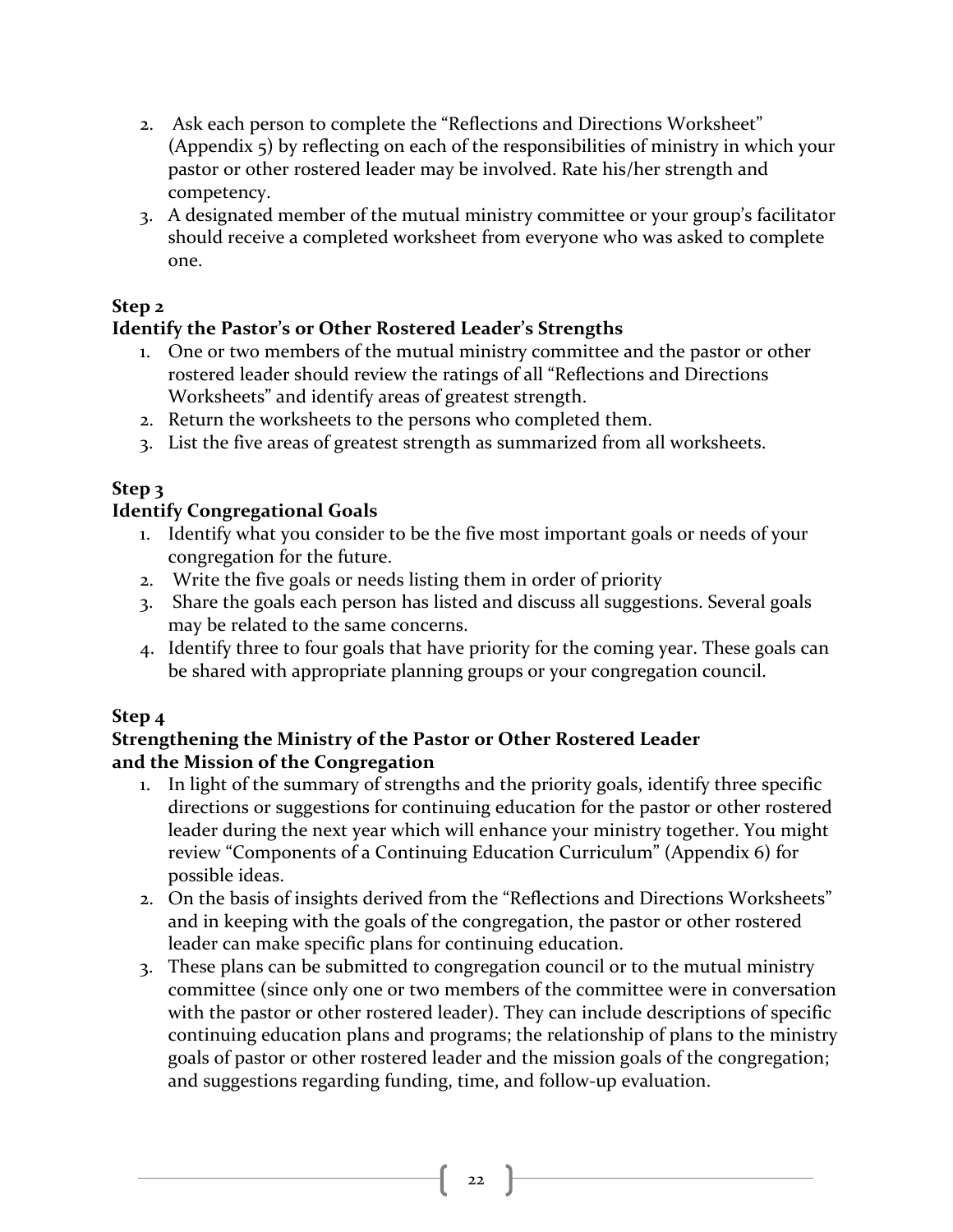2. Ask each person to complete the "Reflections and Directions Worksheet" (Appendix 5) by reflecting on each of the responsibilities of ministry in which your pastor or other rostered leader may be involved. Rate his/her strength and competency.
3. A designated member of the mutual ministry committee or your group's facilitator should receive a completed worksheet from everyone who was asked to complete one.

**Step 2**
**Identify the Pastor's or Other Rostered Leader's Strengths**

1. One or two members of the mutual ministry committee and the pastor or other rostered leader should review the ratings of all "Reflections and Directions Worksheets" and identify areas of greatest strength.
2. Return the worksheets to the persons who completed them.
3. List the five areas of greatest strength as summarized from all worksheets.

**Step 3**
**Identify Congregational Goals**

1. Identify what you consider to be the five most important goals or needs of your congregation for the future.
2. Write the five goals or needs listing them in order of priority
3. Share the goals each person has listed and discuss all suggestions. Several goals may be related to the same concerns.
4. Identify three to four goals that have priority for the coming year. These goals can be shared with appropriate planning groups or your congregation council.

**Step 4**
**Strengthening the Ministry of the Pastor or Other Rostered Leader and the Mission of the Congregation**

1. In light of the summary of strengths and the priority goals, identify three specific directions or suggestions for continuing education for the pastor or other rostered leader during the next year which will enhance your ministry together. You might review "Components of a Continuing Education Curriculum" (Appendix 6) for possible ideas.
2. On the basis of insights derived from the "Reflections and Directions Worksheets" and in keeping with the goals of the congregation, the pastor or other rostered leader can make specific plans for continuing education.
3. These plans can be submitted to congregation council or to the mutual ministry committee (since only one or two members of the committee were in conversation with the pastor or other rostered leader). They can include descriptions of specific continuing education plans and programs; the relationship of plans to the ministry goals of pastor or other rostered leader and the mission goals of the congregation; and suggestions regarding funding, time, and follow-up evaluation.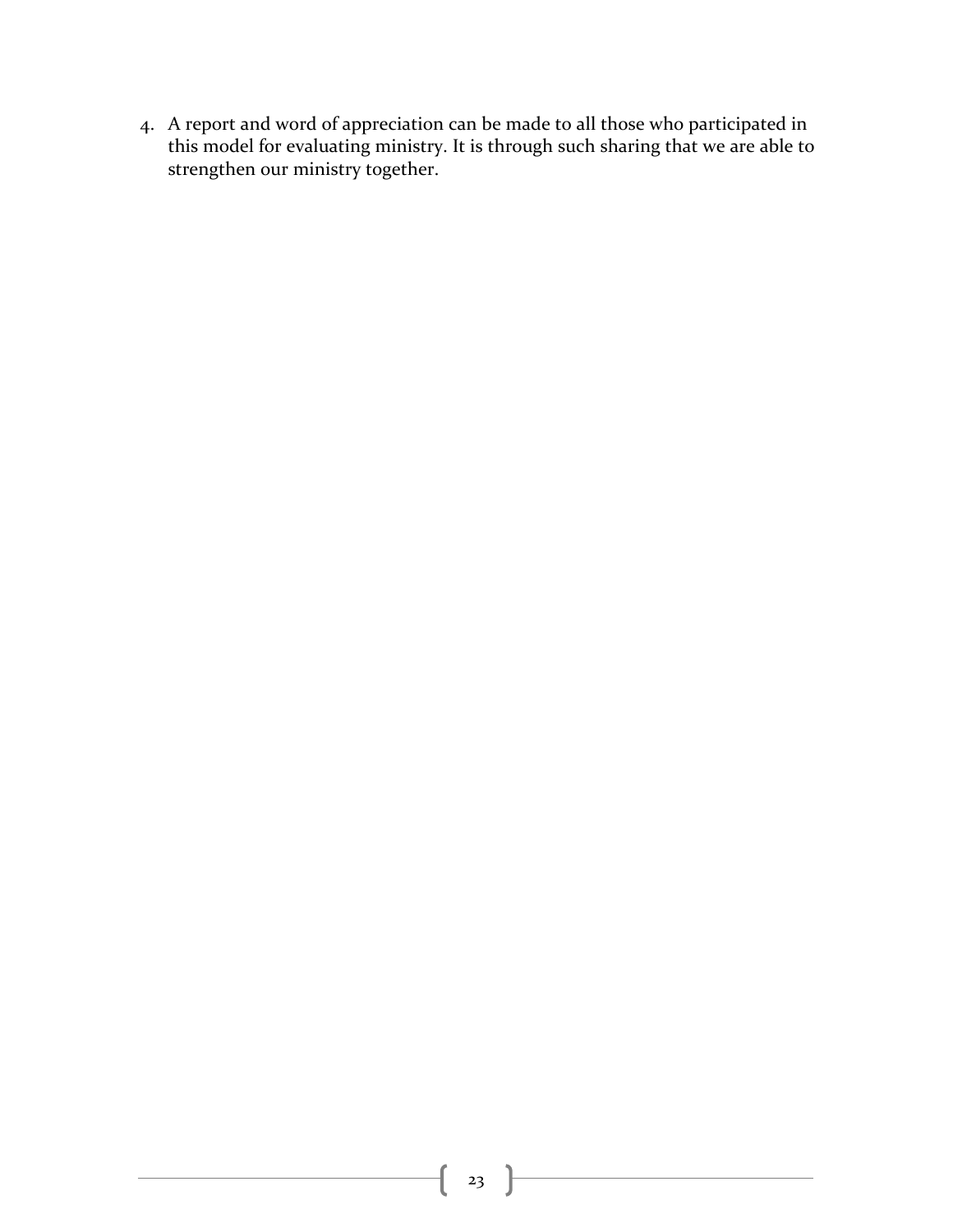4. A report and word of appreciation can be made to all those who participated in this model for evaluating ministry. It is through such sharing that we are able to strengthen our ministry together.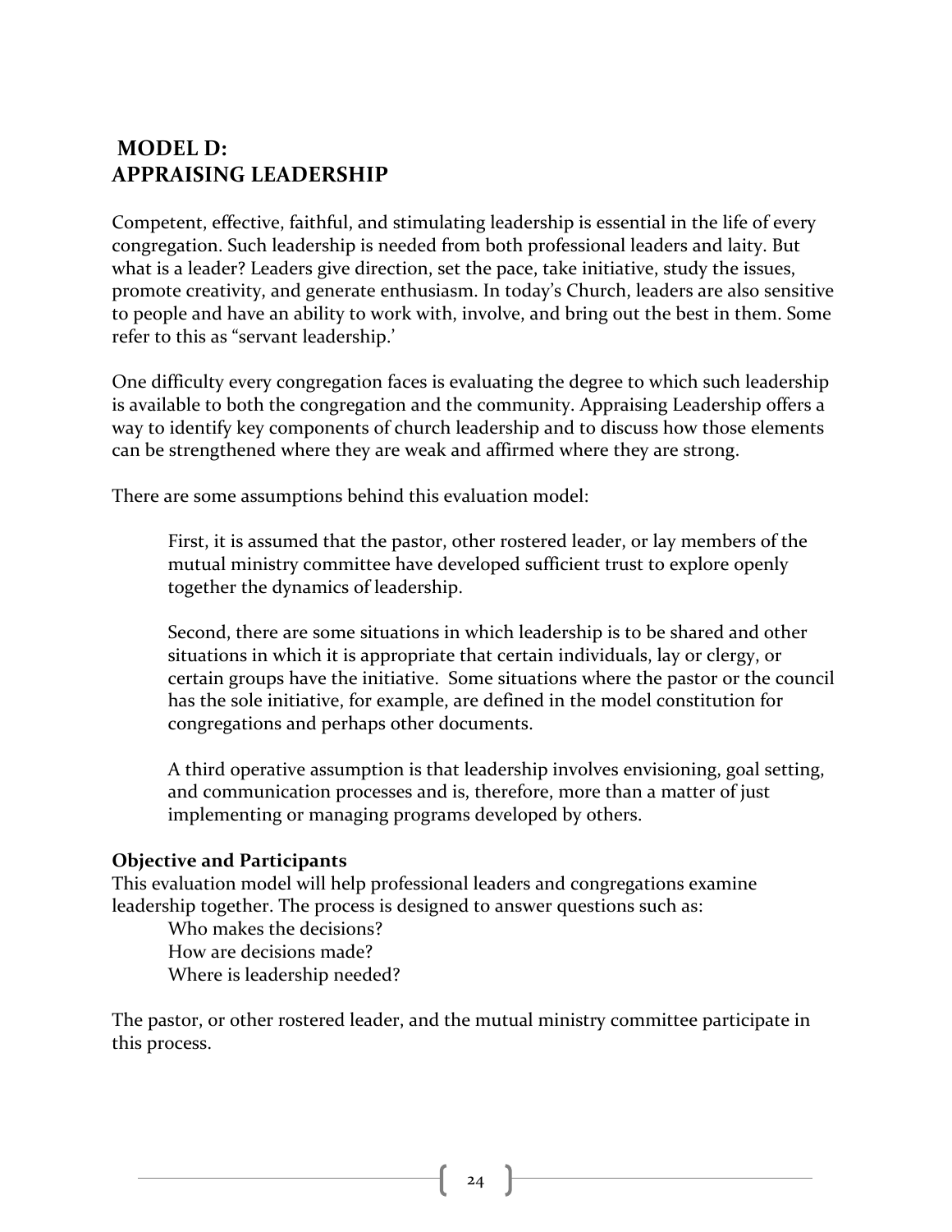## MODEL D: APPRAISING LEADERSHIP

Competent, effective, faithful, and stimulating leadership is essential in the life of every congregation. Such leadership is needed from both professional leaders and laity. But what is a leader? Leaders give direction, set the pace, take initiative, study the issues, promote creativity, and generate enthusiasm. In today's Church, leaders are also sensitive to people and have an ability to work with, involve, and bring out the best in them. Some refer to this as "servant leadership.'

One difficulty every congregation faces is evaluating the degree to which such leadership is available to both the congregation and the community. Appraising Leadership offers a way to identify key components of church leadership and to discuss how those elements can be strengthened where they are weak and affirmed where they are strong.

There are some assumptions behind this evaluation model:

> First, it is assumed that the pastor, other rostered leader, or lay members of the mutual ministry committee have developed sufficient trust to explore openly together the dynamics of leadership.
>
> Second, there are some situations in which leadership is to be shared and other situations in which it is appropriate that certain individuals, lay or clergy, or certain groups have the initiative. Some situations where the pastor or the council has the sole initiative, for example, are defined in the model constitution for congregations and perhaps other documents.
>
> A third operative assumption is that leadership involves envisioning, goal setting, and communication processes and is, therefore, more than a matter of just implementing or managing programs developed by others.

**Objective and Participants**

This evaluation model will help professional leaders and congregations examine leadership together. The process is designed to answer questions such as:

> Who makes the decisions?
> How are decisions made?
> Where is leadership needed?

The pastor, or other rostered leader, and the mutual ministry committee participate in this process.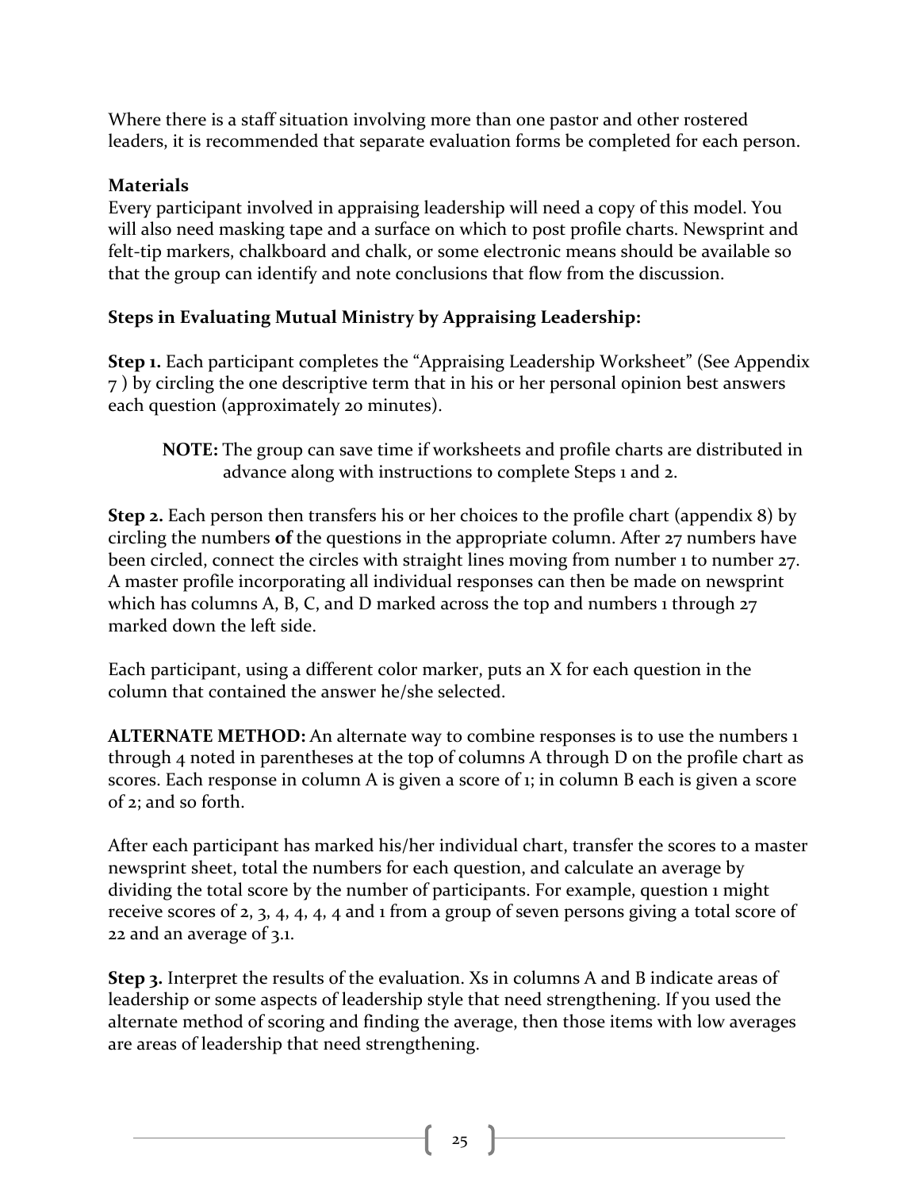Where there is a staff situation involving more than one pastor and other rostered leaders, it is recommended that separate evaluation forms be completed for each person.

**Materials**
Every participant involved in appraising leadership will need a copy of this model. You will also need masking tape and a surface on which to post profile charts. Newsprint and felt-tip markers, chalkboard and chalk, or some electronic means should be available so that the group can identify and note conclusions that flow from the discussion.

**Steps in Evaluating Mutual Ministry by Appraising Leadership:**

**Step 1.** Each participant completes the "Appraising Leadership Worksheet" (See Appendix 7 ) by circling the one descriptive term that in his or her personal opinion best answers each question (approximately 20 minutes).

> **NOTE:** The group can save time if worksheets and profile charts are distributed in advance along with instructions to complete Steps 1 and 2.

**Step 2.** Each person then transfers his or her choices to the profile chart (appendix 8) by circling the numbers **of** the questions in the appropriate column. After 27 numbers have been circled, connect the circles with straight lines moving from number 1 to number 27. A master profile incorporating all individual responses can then be made on newsprint which has columns A, B, C, and D marked across the top and numbers 1 through 27 marked down the left side.

Each participant, using a different color marker, puts an X for each question in the column that contained the answer he/she selected.

**ALTERNATE METHOD:** An alternate way to combine responses is to use the numbers 1 through 4 noted in parentheses at the top of columns A through D on the profile chart as scores. Each response in column A is given a score of 1; in column B each is given a score of 2; and so forth.

After each participant has marked his/her individual chart, transfer the scores to a master newsprint sheet, total the numbers for each question, and calculate an average by dividing the total score by the number of participants. For example, question 1 might receive scores of 2, 3, 4, 4, 4, 4 and 1 from a group of seven persons giving a total score of 22 and an average of 3.1.

**Step 3.** Interpret the results of the evaluation. Xs in columns A and B indicate areas of leadership or some aspects of leadership style that need strengthening. If you used the alternate method of scoring and finding the average, then those items with low averages are areas of leadership that need strengthening.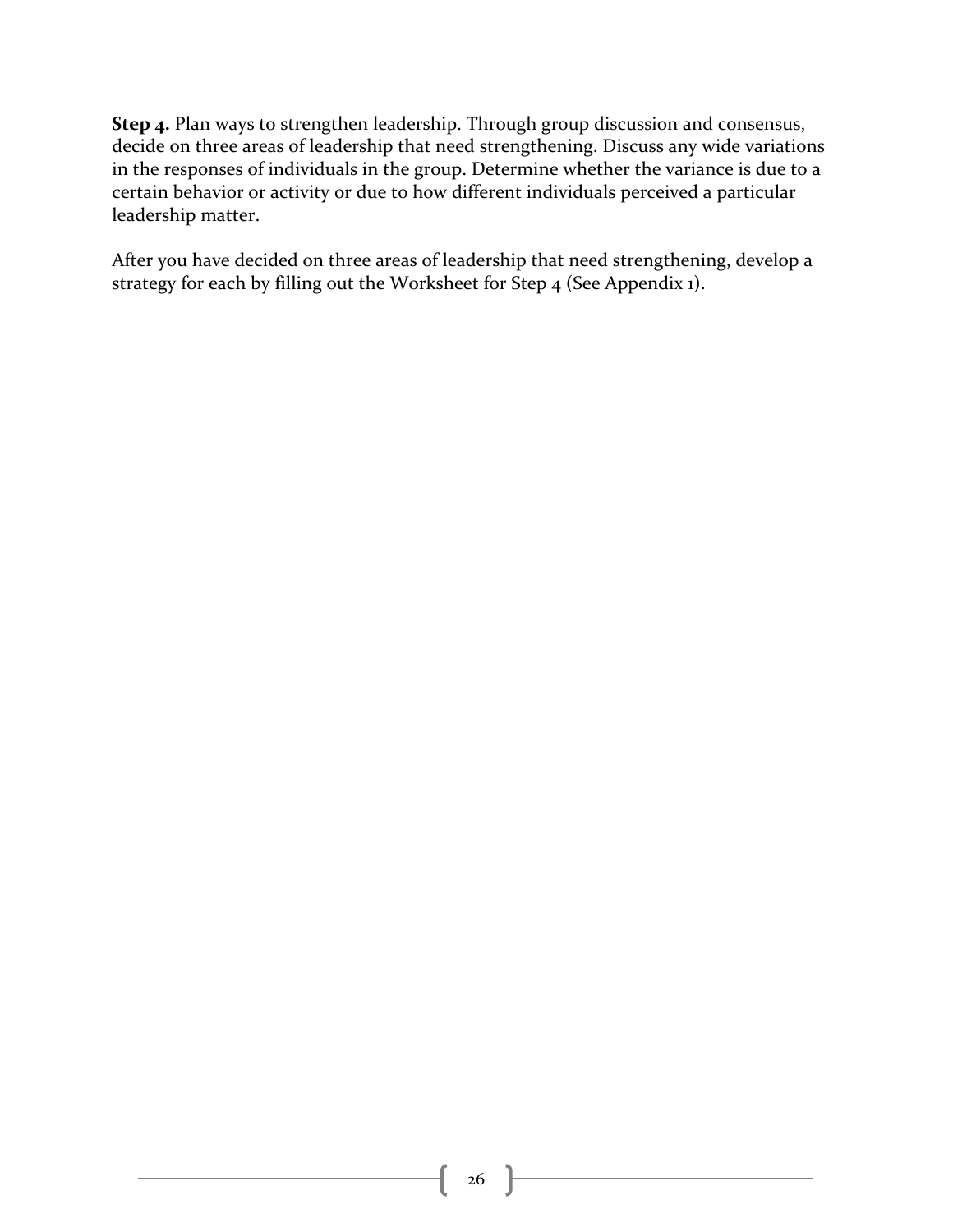**Step 4.** Plan ways to strengthen leadership. Through group discussion and consensus, decide on three areas of leadership that need strengthening. Discuss any wide variations in the responses of individuals in the group. Determine whether the variance is due to a certain behavior or activity or due to how different individuals perceived a particular leadership matter.

After you have decided on three areas of leadership that need strengthening, develop a strategy for each by filling out the Worksheet for Step 4 (See Appendix 1).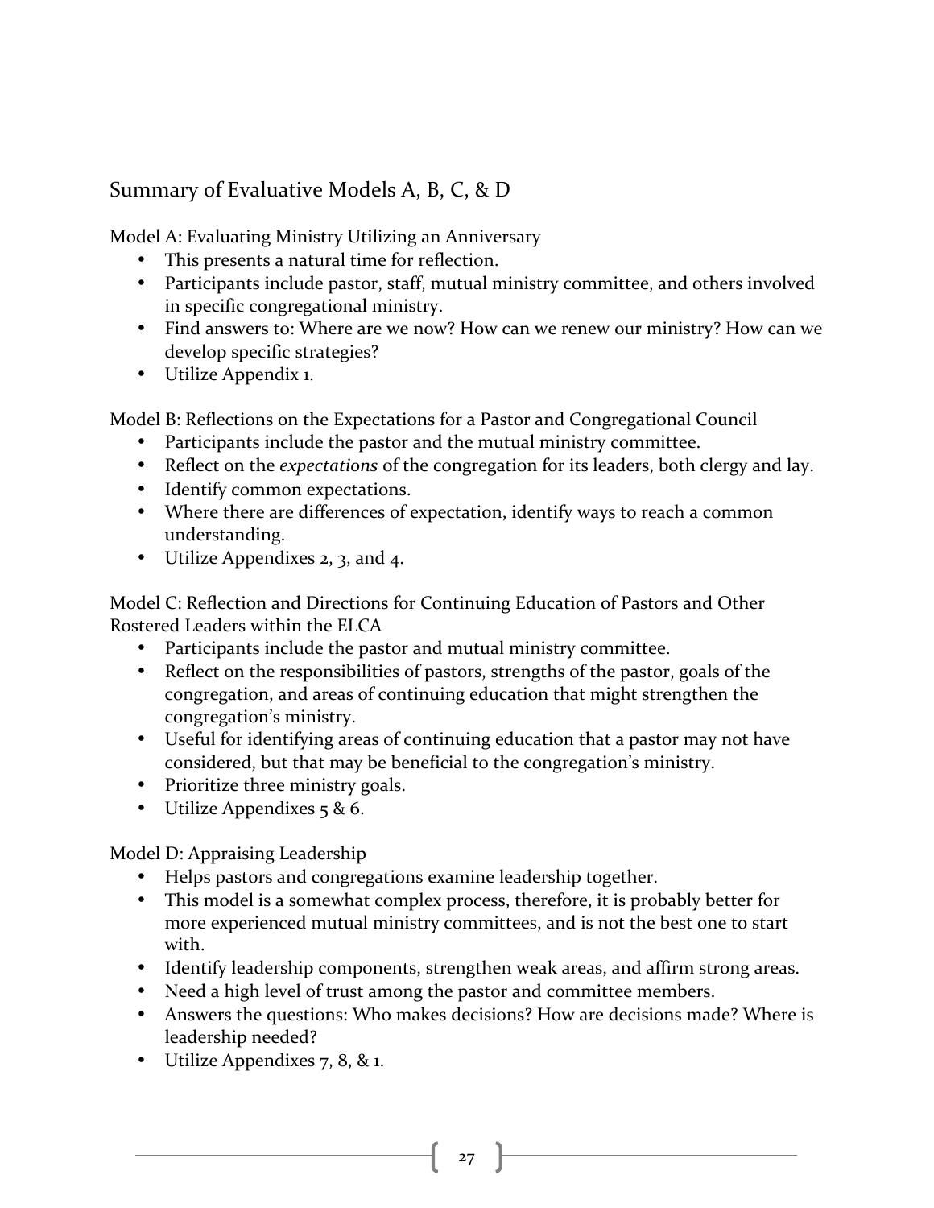## Summary of Evaluative Models A, B, C, & D

Model A: Evaluating Ministry Utilizing an Anniversary

- This presents a natural time for reflection.
- Participants include pastor, staff, mutual ministry committee, and others involved in specific congregational ministry.
- Find answers to: Where are we now? How can we renew our ministry? How can we develop specific strategies?
- Utilize Appendix 1.

Model B: Reflections on the Expectations for a Pastor and Congregational Council

- Participants include the pastor and the mutual ministry committee.
- Reflect on the *expectations* of the congregation for its leaders, both clergy and lay.
- Identify common expectations.
- Where there are differences of expectation, identify ways to reach a common understanding.
- Utilize Appendixes 2, 3, and 4.

Model C: Reflection and Directions for Continuing Education of Pastors and Other Rostered Leaders within the ELCA

- Participants include the pastor and mutual ministry committee.
- Reflect on the responsibilities of pastors, strengths of the pastor, goals of the congregation, and areas of continuing education that might strengthen the congregation's ministry.
- Useful for identifying areas of continuing education that a pastor may not have considered, but that may be beneficial to the congregation's ministry.
- Prioritize three ministry goals.
- Utilize Appendixes 5 & 6.

Model D: Appraising Leadership

- Helps pastors and congregations examine leadership together.
- This model is a somewhat complex process, therefore, it is probably better for more experienced mutual ministry committees, and is not the best one to start with.
- Identify leadership components, strengthen weak areas, and affirm strong areas.
- Need a high level of trust among the pastor and committee members.
- Answers the questions: Who makes decisions? How are decisions made? Where is leadership needed?
- Utilize Appendixes 7, 8, & 1.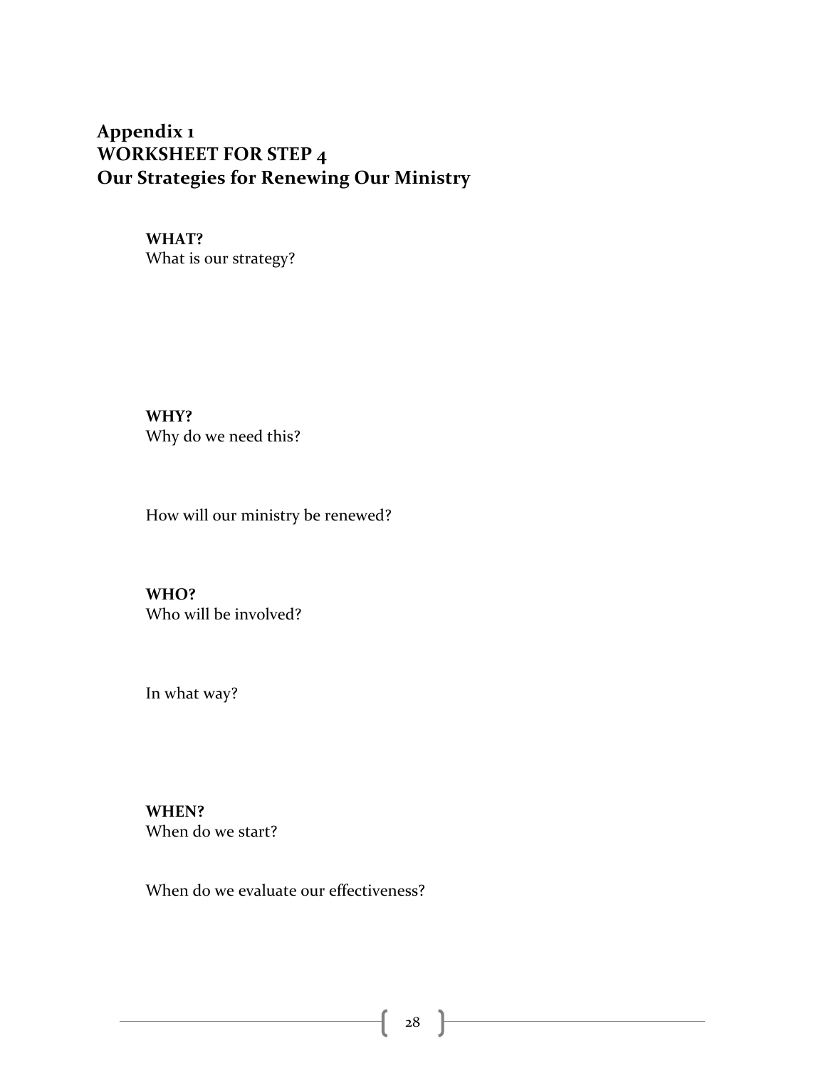## Appendix 1
## WORKSHEET FOR STEP 4
## Our Strategies for Renewing Our Ministry

**WHAT?**
What is our strategy?

**WHY?**
Why do we need this?

How will our ministry be renewed?

**WHO?**
Who will be involved?

In what way?

**WHEN?**
When do we start?

When do we evaluate our effectiveness?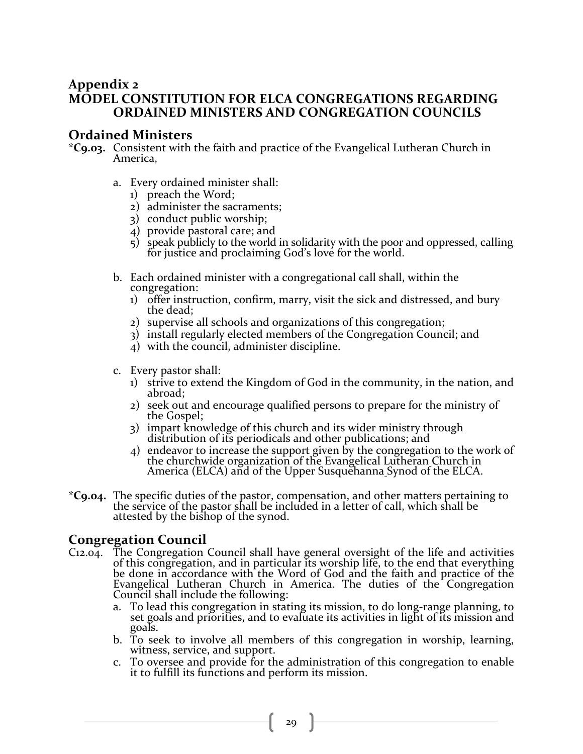# Appendix 2
# MODEL CONSTITUTION FOR ELCA CONGREGATIONS REGARDING ORDAINED MINISTERS AND CONGREGATION COUNCILS

## Ordained Ministers

***C9.03.** Consistent with the faith and practice of the Evangelical Lutheran Church in America,

a. Every ordained minister shall:
   1) preach the Word;
   2) administer the sacraments;
   3) conduct public worship;
   4) provide pastoral care; and
   5) speak publicly to the world in solidarity with the poor and oppressed, calling for justice and proclaiming God's love for the world.

b. Each ordained minister with a congregational call shall, within the congregation:
   1) offer instruction, confirm, marry, visit the sick and distressed, and bury the dead;
   2) supervise all schools and organizations of this congregation;
   3) install regularly elected members of the Congregation Council; and
   4) with the council, administer discipline.

c. Every pastor shall:
   1) strive to extend the Kingdom of God in the community, in the nation, and abroad;
   2) seek out and encourage qualified persons to prepare for the ministry of the Gospel;
   3) impart knowledge of this church and its wider ministry through distribution of its periodicals and other publications; and
   4) endeavor to increase the support given by the congregation to the work of the churchwide organization of the Evangelical Lutheran Church in America (ELCA) and of the Upper Susquehanna Synod of the ELCA.

***C9.04.** The specific duties of the pastor, compensation, and other matters pertaining to the service of the pastor shall be included in a letter of call, which shall be attested by the bishop of the synod.

## Congregation Council

C12.04. The Congregation Council shall have general oversight of the life and activities of this congregation, and in particular its worship life, to the end that everything be done in accordance with the Word of God and the faith and practice of the Evangelical Lutheran Church in America. The duties of the Congregation Council shall include the following:

a. To lead this congregation in stating its mission, to do long-range planning, to set goals and priorities, and to evaluate its activities in light of its mission and goals.
b. To seek to involve all members of this congregation in worship, learning, witness, service, and support.
c. To oversee and provide for the administration of this congregation to enable it to fulfill its functions and perform its mission.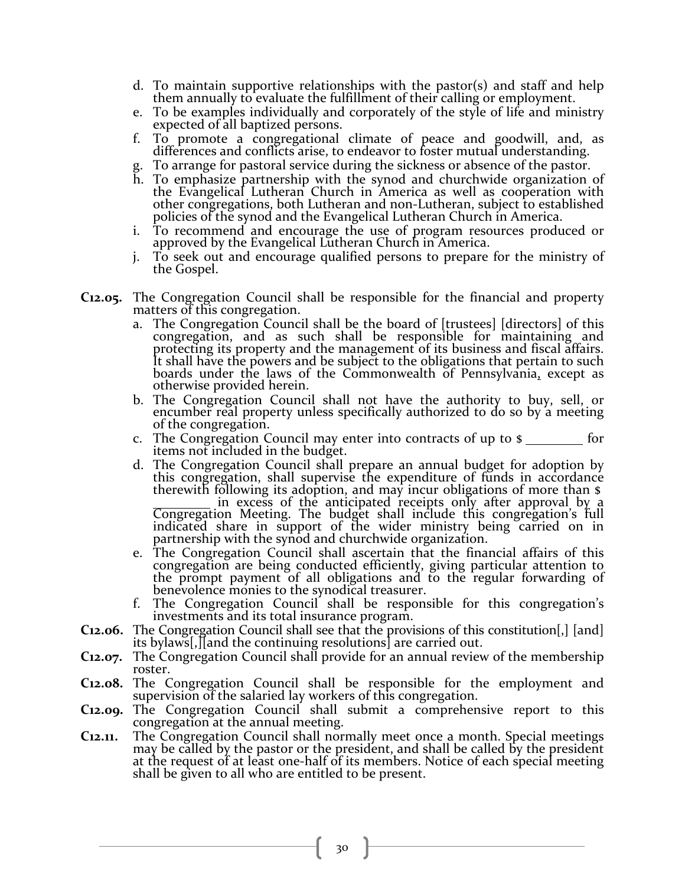d. To maintain supportive relationships with the pastor(s) and staff and help them annually to evaluate the fulfillment of their calling or employment.
e. To be examples individually and corporately of the style of life and ministry expected of all baptized persons.
f. To promote a congregational climate of peace and goodwill, and, as differences and conflicts arise, to endeavor to foster mutual understanding.
g. To arrange for pastoral service during the sickness or absence of the pastor.
h. To emphasize partnership with the synod and churchwide organization of the Evangelical Lutheran Church in America as well as cooperation with other congregations, both Lutheran and non-Lutheran, subject to established policies of the synod and the Evangelical Lutheran Church in America.
i. To recommend and encourage the use of program resources produced or approved by the Evangelical Lutheran Church in America.
j. To seek out and encourage qualified persons to prepare for the ministry of the Gospel.

**C12.05.** The Congregation Council shall be responsible for the financial and property matters of this congregation.

a. The Congregation Council shall be the board of [trustees] [directors] of this congregation, and as such shall be responsible for maintaining and protecting its property and the management of its business and fiscal affairs. It shall have the powers and be subject to the obligations that pertain to such boards under the laws of the Commonwealth of Pennsylvania, except as otherwise provided herein.
b. The Congregation Council shall not have the authority to buy, sell, or encumber real property unless specifically authorized to do so by a meeting of the congregation.
c. The Congregation Council may enter into contracts of up to $ ________ for items not included in the budget.
d. The Congregation Council shall prepare an annual budget for adoption by this congregation, shall supervise the expenditure of funds in accordance therewith following its adoption, and may incur obligations of more than $ ________ in excess of the anticipated receipts only after approval by a Congregation Meeting. The budget shall include this congregation's full indicated share in support of the wider ministry being carried on in partnership with the synod and churchwide organization.
e. The Congregation Council shall ascertain that the financial affairs of this congregation are being conducted efficiently, giving particular attention to the prompt payment of all obligations and to the regular forwarding of benevolence monies to the synodical treasurer.
f. The Congregation Council shall be responsible for this congregation's investments and its total insurance program.

**C12.06.** The Congregation Council shall see that the provisions of this constitution[,] [and] its bylaws[,][and the continuing resolutions] are carried out.

**C12.07.** The Congregation Council shall provide for an annual review of the membership roster.

**C12.08.** The Congregation Council shall be responsible for the employment and supervision of the salaried lay workers of this congregation.

**C12.09.** The Congregation Council shall submit a comprehensive report to this congregation at the annual meeting.

**C12.11.** The Congregation Council shall normally meet once a month. Special meetings may be called by the pastor or the president, and shall be called by the president at the request of at least one-half of its members. Notice of each special meeting shall be given to all who are entitled to be present.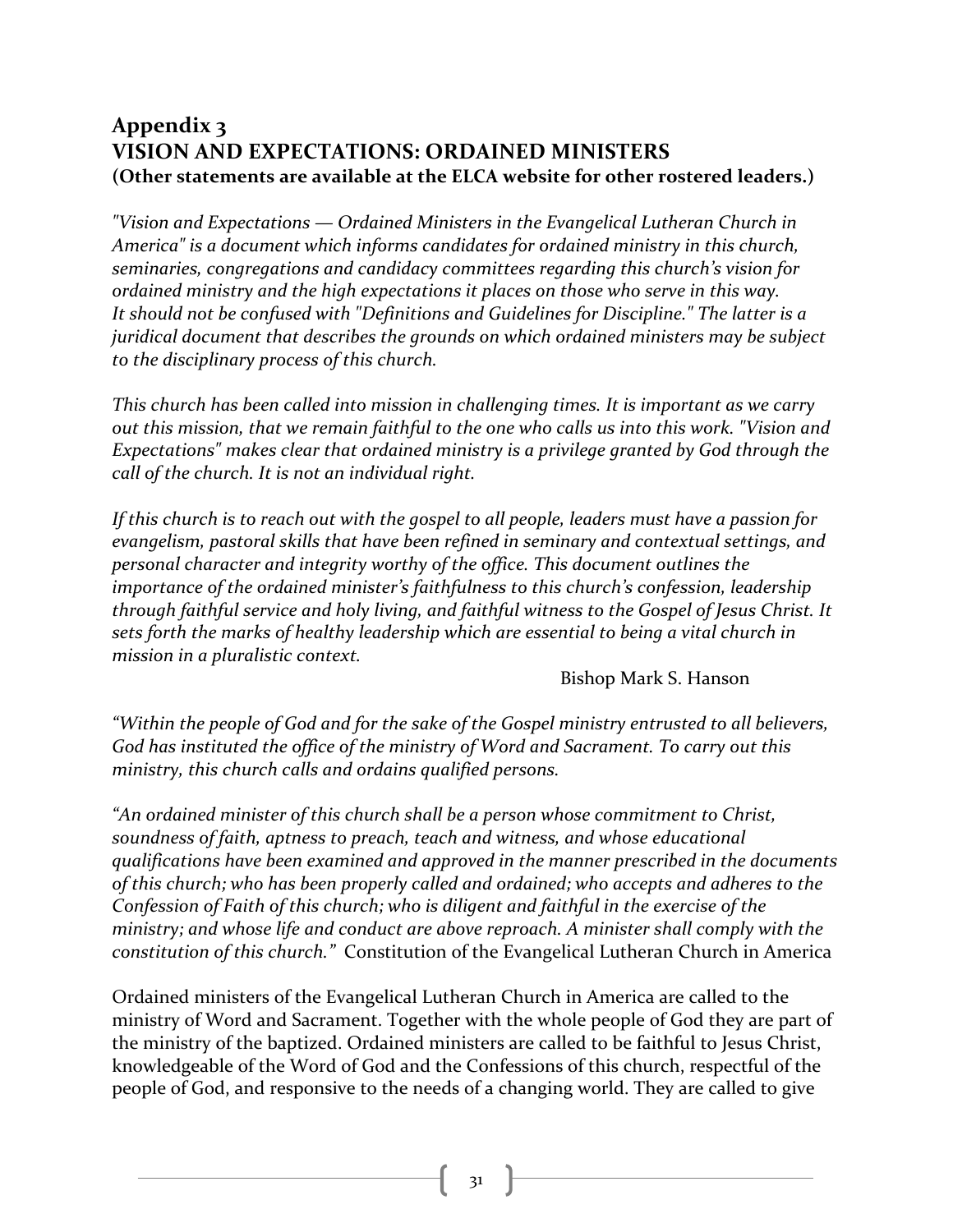## Appendix 3
## VISION AND EXPECTATIONS: ORDAINED MINISTERS
**(Other statements are available at the ELCA website for other rostered leaders.)**

*"Vision and Expectations — Ordained Ministers in the Evangelical Lutheran Church in America" is a document which informs candidates for ordained ministry in this church, seminaries, congregations and candidacy committees regarding this church's vision for ordained ministry and the high expectations it places on those who serve in this way. It should not be confused with "Definitions and Guidelines for Discipline." The latter is a juridical document that describes the grounds on which ordained ministers may be subject to the disciplinary process of this church.*

*This church has been called into mission in challenging times. It is important as we carry out this mission, that we remain faithful to the one who calls us into this work. "Vision and Expectations" makes clear that ordained ministry is a privilege granted by God through the call of the church. It is not an individual right.*

*If this church is to reach out with the gospel to all people, leaders must have a passion for evangelism, pastoral skills that have been refined in seminary and contextual settings, and personal character and integrity worthy of the office. This document outlines the importance of the ordained minister's faithfulness to this church's confession, leadership through faithful service and holy living, and faithful witness to the Gospel of Jesus Christ. It sets forth the marks of healthy leadership which are essential to being a vital church in mission in a pluralistic context.*

Bishop Mark S. Hanson

*"Within the people of God and for the sake of the Gospel ministry entrusted to all believers, God has instituted the office of the ministry of Word and Sacrament. To carry out this ministry, this church calls and ordains qualified persons.*

*"An ordained minister of this church shall be a person whose commitment to Christ, soundness of faith, aptness to preach, teach and witness, and whose educational qualifications have been examined and approved in the manner prescribed in the documents of this church; who has been properly called and ordained; who accepts and adheres to the Confession of Faith of this church; who is diligent and faithful in the exercise of the ministry; and whose life and conduct are above reproach. A minister shall comply with the constitution of this church."* Constitution of the Evangelical Lutheran Church in America

Ordained ministers of the Evangelical Lutheran Church in America are called to the ministry of Word and Sacrament. Together with the whole people of God they are part of the ministry of the baptized. Ordained ministers are called to be faithful to Jesus Christ, knowledgeable of the Word of God and the Confessions of this church, respectful of the people of God, and responsive to the needs of a changing world. They are called to give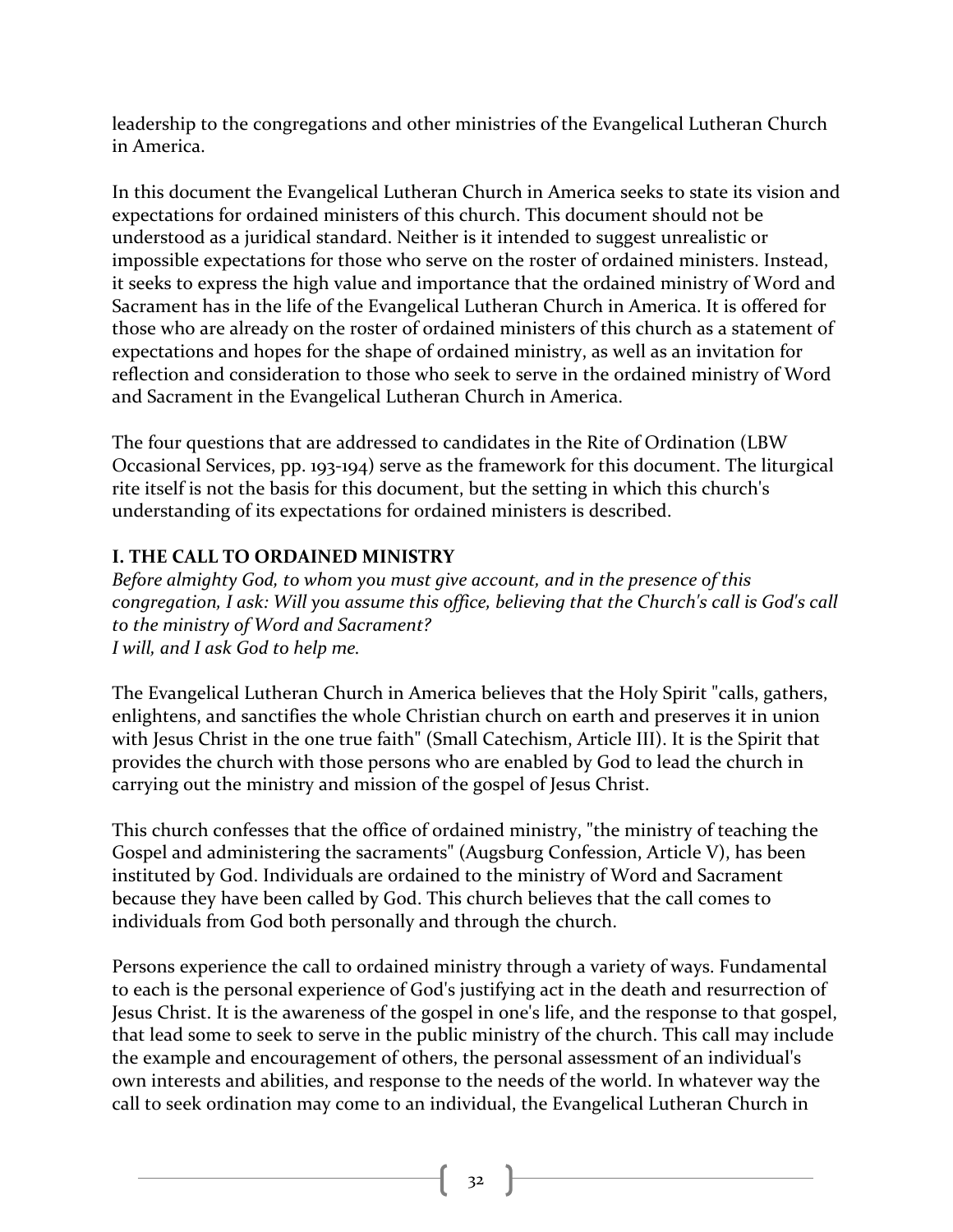leadership to the congregations and other ministries of the Evangelical Lutheran Church in America.

In this document the Evangelical Lutheran Church in America seeks to state its vision and expectations for ordained ministers of this church. This document should not be understood as a juridical standard. Neither is it intended to suggest unrealistic or impossible expectations for those who serve on the roster of ordained ministers. Instead, it seeks to express the high value and importance that the ordained ministry of Word and Sacrament has in the life of the Evangelical Lutheran Church in America. It is offered for those who are already on the roster of ordained ministers of this church as a statement of expectations and hopes for the shape of ordained ministry, as well as an invitation for reflection and consideration to those who seek to serve in the ordained ministry of Word and Sacrament in the Evangelical Lutheran Church in America.

The four questions that are addressed to candidates in the Rite of Ordination (LBW Occasional Services, pp. 193-194) serve as the framework for this document. The liturgical rite itself is not the basis for this document, but the setting in which this church's understanding of its expectations for ordained ministers is described.

## I. THE CALL TO ORDAINED MINISTRY

*Before almighty God, to whom you must give account, and in the presence of this congregation, I ask: Will you assume this office, believing that the Church's call is God's call to the ministry of Word and Sacrament?*
*I will, and I ask God to help me.*

The Evangelical Lutheran Church in America believes that the Holy Spirit "calls, gathers, enlightens, and sanctifies the whole Christian church on earth and preserves it in union with Jesus Christ in the one true faith" (Small Catechism, Article III). It is the Spirit that provides the church with those persons who are enabled by God to lead the church in carrying out the ministry and mission of the gospel of Jesus Christ.

This church confesses that the office of ordained ministry, "the ministry of teaching the Gospel and administering the sacraments" (Augsburg Confession, Article V), has been instituted by God. Individuals are ordained to the ministry of Word and Sacrament because they have been called by God. This church believes that the call comes to individuals from God both personally and through the church.

Persons experience the call to ordained ministry through a variety of ways. Fundamental to each is the personal experience of God's justifying act in the death and resurrection of Jesus Christ. It is the awareness of the gospel in one's life, and the response to that gospel, that lead some to seek to serve in the public ministry of the church. This call may include the example and encouragement of others, the personal assessment of an individual's own interests and abilities, and response to the needs of the world. In whatever way the call to seek ordination may come to an individual, the Evangelical Lutheran Church in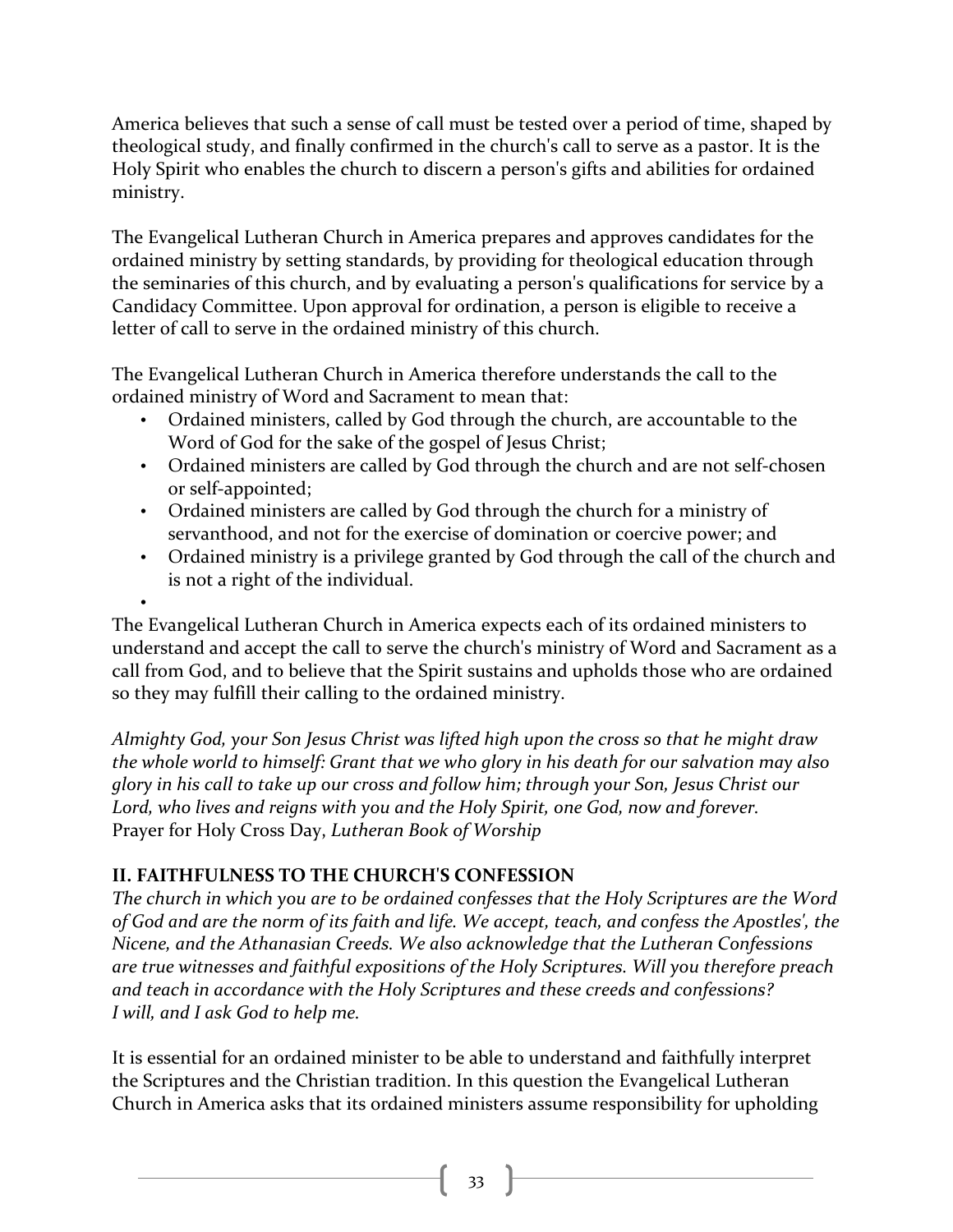America believes that such a sense of call must be tested over a period of time, shaped by theological study, and finally confirmed in the church's call to serve as a pastor. It is the Holy Spirit who enables the church to discern a person's gifts and abilities for ordained ministry.

The Evangelical Lutheran Church in America prepares and approves candidates for the ordained ministry by setting standards, by providing for theological education through the seminaries of this church, and by evaluating a person's qualifications for service by a Candidacy Committee. Upon approval for ordination, a person is eligible to receive a letter of call to serve in the ordained ministry of this church.

The Evangelical Lutheran Church in America therefore understands the call to the ordained ministry of Word and Sacrament to mean that:

- Ordained ministers, called by God through the church, are accountable to the Word of God for the sake of the gospel of Jesus Christ;
- Ordained ministers are called by God through the church and are not self-chosen or self-appointed;
- Ordained ministers are called by God through the church for a ministry of servanthood, and not for the exercise of domination or coercive power; and
- Ordained ministry is a privilege granted by God through the call of the church and is not a right of the individual.

The Evangelical Lutheran Church in America expects each of its ordained ministers to understand and accept the call to serve the church's ministry of Word and Sacrament as a call from God, and to believe that the Spirit sustains and upholds those who are ordained so they may fulfill their calling to the ordained ministry.

*Almighty God, your Son Jesus Christ was lifted high upon the cross so that he might draw the whole world to himself: Grant that we who glory in his death for our salvation may also glory in his call to take up our cross and follow him; through your Son, Jesus Christ our Lord, who lives and reigns with you and the Holy Spirit, one God, now and forever.*
Prayer for Holy Cross Day, *Lutheran Book of Worship*

## II. FAITHFULNESS TO THE CHURCH'S CONFESSION

*The church in which you are to be ordained confesses that the Holy Scriptures are the Word of God and are the norm of its faith and life. We accept, teach, and confess the Apostles', the Nicene, and the Athanasian Creeds. We also acknowledge that the Lutheran Confessions are true witnesses and faithful expositions of the Holy Scriptures. Will you therefore preach and teach in accordance with the Holy Scriptures and these creeds and confessions?*
*I will, and I ask God to help me.*

It is essential for an ordained minister to be able to understand and faithfully interpret the Scriptures and the Christian tradition. In this question the Evangelical Lutheran Church in America asks that its ordained ministers assume responsibility for upholding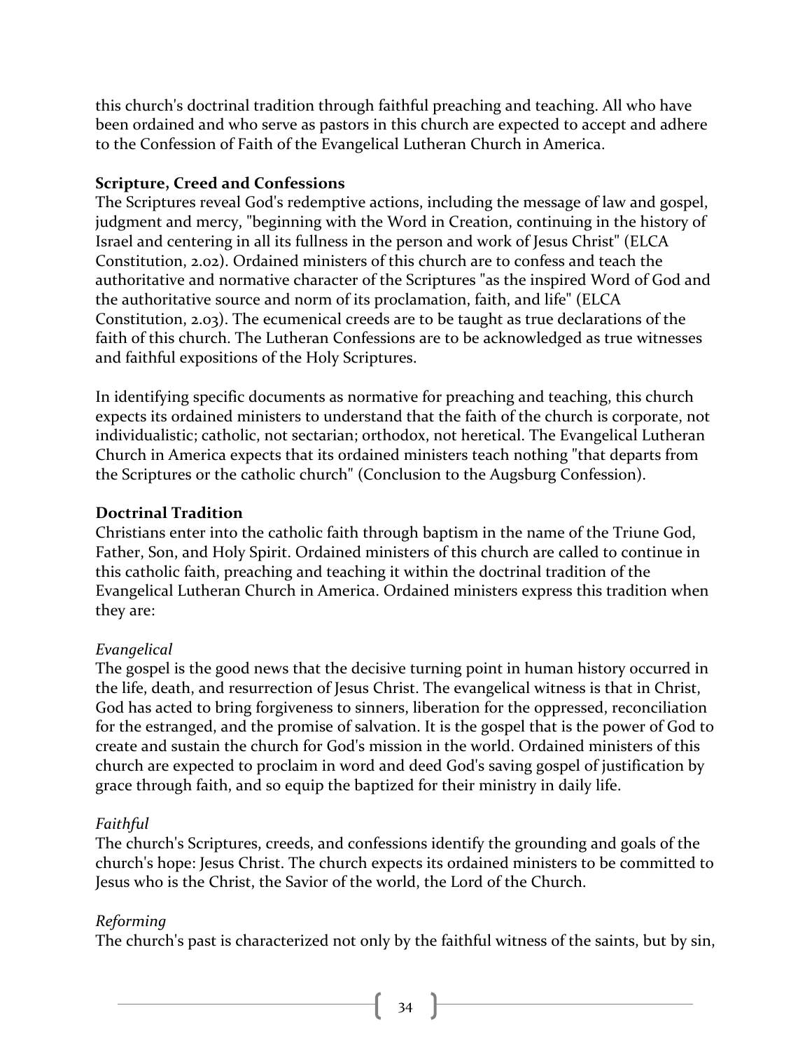this church's doctrinal tradition through faithful preaching and teaching. All who have been ordained and who serve as pastors in this church are expected to accept and adhere to the Confession of Faith of the Evangelical Lutheran Church in America.

**Scripture, Creed and Confessions**

The Scriptures reveal God's redemptive actions, including the message of law and gospel, judgment and mercy, "beginning with the Word in Creation, continuing in the history of Israel and centering in all its fullness in the person and work of Jesus Christ" (ELCA Constitution, 2.02). Ordained ministers of this church are to confess and teach the authoritative and normative character of the Scriptures "as the inspired Word of God and the authoritative source and norm of its proclamation, faith, and life" (ELCA Constitution, 2.03). The ecumenical creeds are to be taught as true declarations of the faith of this church. The Lutheran Confessions are to be acknowledged as true witnesses and faithful expositions of the Holy Scriptures.

In identifying specific documents as normative for preaching and teaching, this church expects its ordained ministers to understand that the faith of the church is corporate, not individualistic; catholic, not sectarian; orthodox, not heretical. The Evangelical Lutheran Church in America expects that its ordained ministers teach nothing "that departs from the Scriptures or the catholic church" (Conclusion to the Augsburg Confession).

**Doctrinal Tradition**

Christians enter into the catholic faith through baptism in the name of the Triune God, Father, Son, and Holy Spirit. Ordained ministers of this church are called to continue in this catholic faith, preaching and teaching it within the doctrinal tradition of the Evangelical Lutheran Church in America. Ordained ministers express this tradition when they are:

*Evangelical*

The gospel is the good news that the decisive turning point in human history occurred in the life, death, and resurrection of Jesus Christ. The evangelical witness is that in Christ, God has acted to bring forgiveness to sinners, liberation for the oppressed, reconciliation for the estranged, and the promise of salvation. It is the gospel that is the power of God to create and sustain the church for God's mission in the world. Ordained ministers of this church are expected to proclaim in word and deed God's saving gospel of justification by grace through faith, and so equip the baptized for their ministry in daily life.

*Faithful*

The church's Scriptures, creeds, and confessions identify the grounding and goals of the church's hope: Jesus Christ. The church expects its ordained ministers to be committed to Jesus who is the Christ, the Savior of the world, the Lord of the Church.

*Reforming*

The church's past is characterized not only by the faithful witness of the saints, but by sin,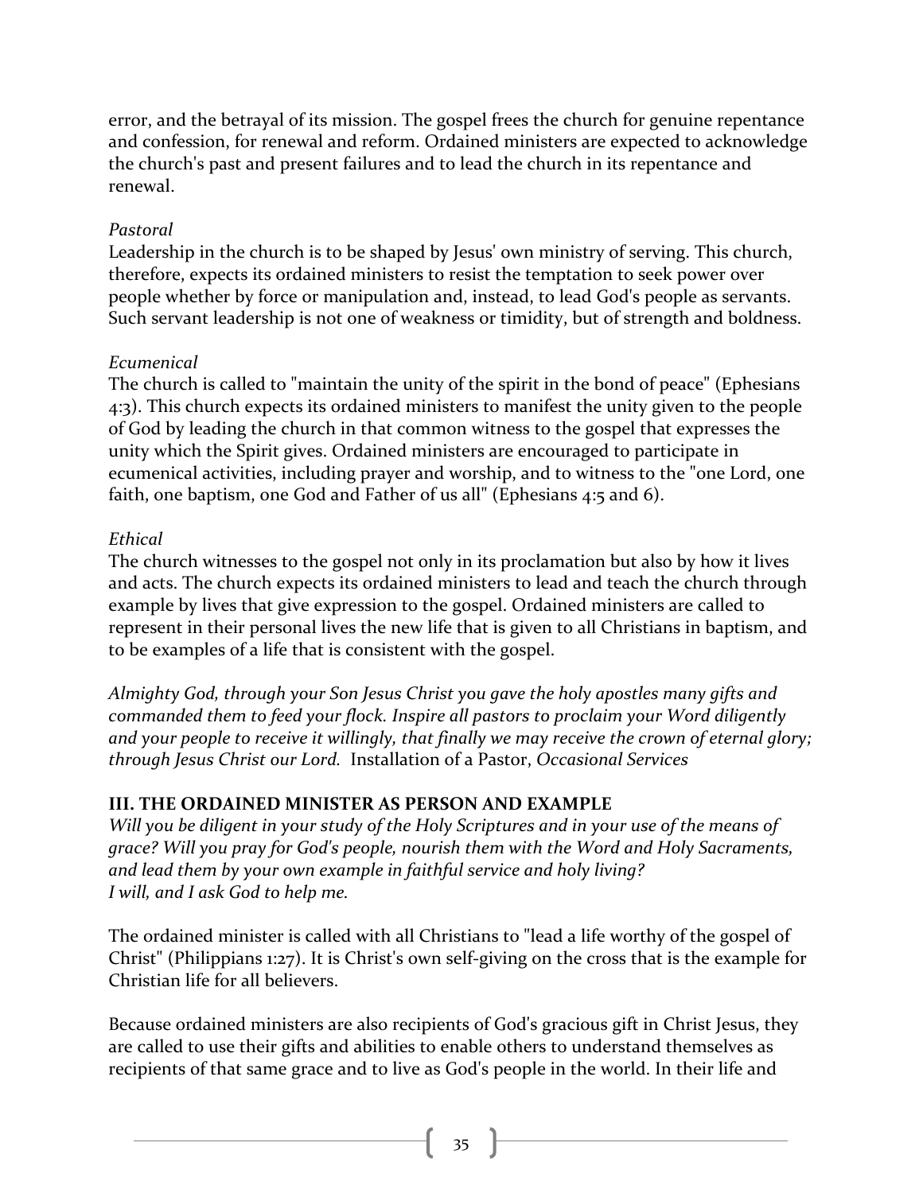error, and the betrayal of its mission. The gospel frees the church for genuine repentance and confession, for renewal and reform. Ordained ministers are expected to acknowledge the church's past and present failures and to lead the church in its repentance and renewal.

*Pastoral*
Leadership in the church is to be shaped by Jesus' own ministry of serving. This church, therefore, expects its ordained ministers to resist the temptation to seek power over people whether by force or manipulation and, instead, to lead God's people as servants. Such servant leadership is not one of weakness or timidity, but of strength and boldness.

*Ecumenical*
The church is called to "maintain the unity of the spirit in the bond of peace" (Ephesians 4:3). This church expects its ordained ministers to manifest the unity given to the people of God by leading the church in that common witness to the gospel that expresses the unity which the Spirit gives. Ordained ministers are encouraged to participate in ecumenical activities, including prayer and worship, and to witness to the "one Lord, one faith, one baptism, one God and Father of us all" (Ephesians 4:5 and 6).

*Ethical*
The church witnesses to the gospel not only in its proclamation but also by how it lives and acts. The church expects its ordained ministers to lead and teach the church through example by lives that give expression to the gospel. Ordained ministers are called to represent in their personal lives the new life that is given to all Christians in baptism, and to be examples of a life that is consistent with the gospel.

*Almighty God, through your Son Jesus Christ you gave the holy apostles many gifts and commanded them to feed your flock. Inspire all pastors to proclaim your Word diligently and your people to receive it willingly, that finally we may receive the crown of eternal glory; through Jesus Christ our Lord.* Installation of a Pastor, *Occasional Services*

**III. THE ORDAINED MINISTER AS PERSON AND EXAMPLE**
*Will you be diligent in your study of the Holy Scriptures and in your use of the means of grace? Will you pray for God's people, nourish them with the Word and Holy Sacraments, and lead them by your own example in faithful service and holy living?*
*I will, and I ask God to help me.*

The ordained minister is called with all Christians to "lead a life worthy of the gospel of Christ" (Philippians 1:27). It is Christ's own self-giving on the cross that is the example for Christian life for all believers.

Because ordained ministers are also recipients of God's gracious gift in Christ Jesus, they are called to use their gifts and abilities to enable others to understand themselves as recipients of that same grace and to live as God's people in the world. In their life and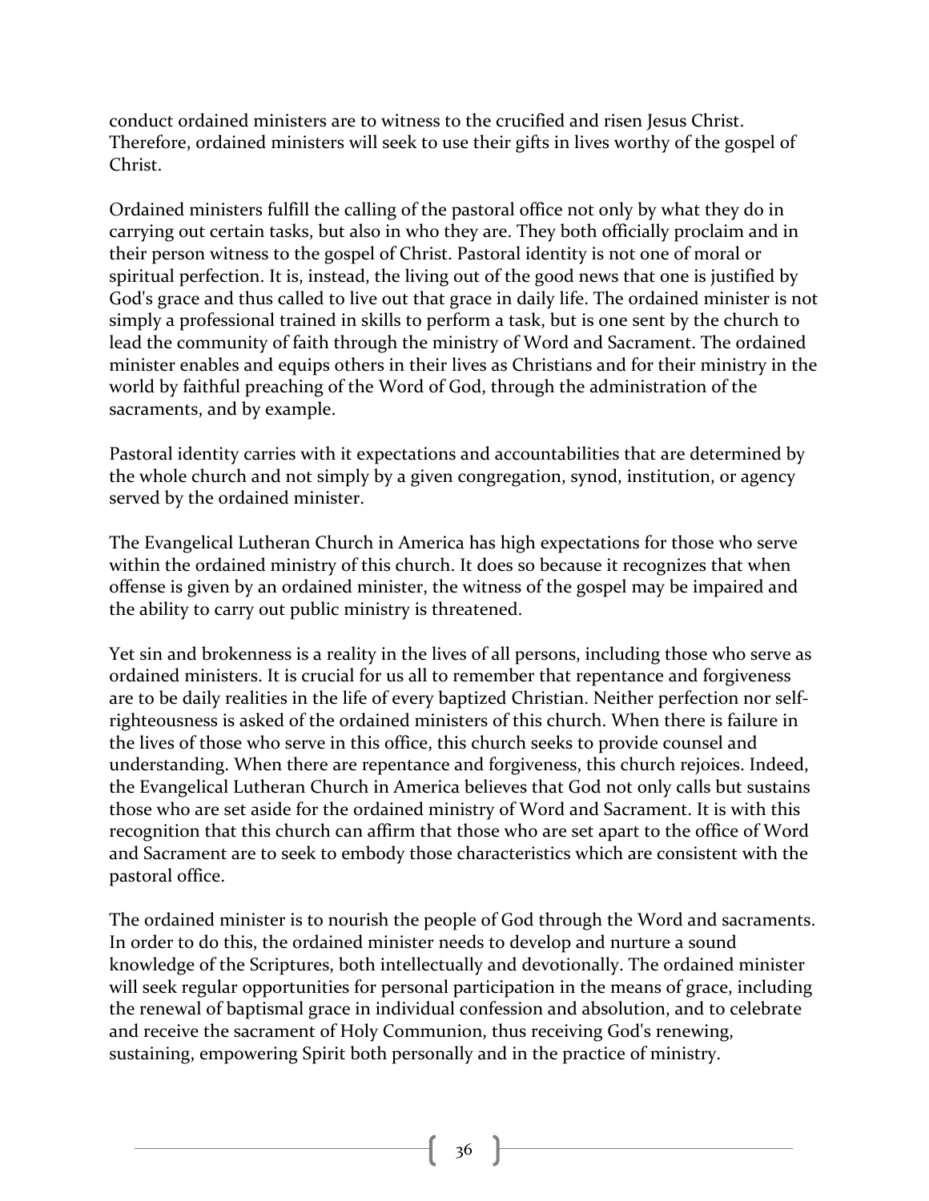conduct ordained ministers are to witness to the crucified and risen Jesus Christ. Therefore, ordained ministers will seek to use their gifts in lives worthy of the gospel of Christ.

Ordained ministers fulfill the calling of the pastoral office not only by what they do in carrying out certain tasks, but also in who they are. They both officially proclaim and in their person witness to the gospel of Christ. Pastoral identity is not one of moral or spiritual perfection. It is, instead, the living out of the good news that one is justified by God's grace and thus called to live out that grace in daily life. The ordained minister is not simply a professional trained in skills to perform a task, but is one sent by the church to lead the community of faith through the ministry of Word and Sacrament. The ordained minister enables and equips others in their lives as Christians and for their ministry in the world by faithful preaching of the Word of God, through the administration of the sacraments, and by example.

Pastoral identity carries with it expectations and accountabilities that are determined by the whole church and not simply by a given congregation, synod, institution, or agency served by the ordained minister.

The Evangelical Lutheran Church in America has high expectations for those who serve within the ordained ministry of this church. It does so because it recognizes that when offense is given by an ordained minister, the witness of the gospel may be impaired and the ability to carry out public ministry is threatened.

Yet sin and brokenness is a reality in the lives of all persons, including those who serve as ordained ministers. It is crucial for us all to remember that repentance and forgiveness are to be daily realities in the life of every baptized Christian. Neither perfection nor self-righteousness is asked of the ordained ministers of this church. When there is failure in the lives of those who serve in this office, this church seeks to provide counsel and understanding. When there are repentance and forgiveness, this church rejoices. Indeed, the Evangelical Lutheran Church in America believes that God not only calls but sustains those who are set aside for the ordained ministry of Word and Sacrament. It is with this recognition that this church can affirm that those who are set apart to the office of Word and Sacrament are to seek to embody those characteristics which are consistent with the pastoral office.

The ordained minister is to nourish the people of God through the Word and sacraments. In order to do this, the ordained minister needs to develop and nurture a sound knowledge of the Scriptures, both intellectually and devotionally. The ordained minister will seek regular opportunities for personal participation in the means of grace, including the renewal of baptismal grace in individual confession and absolution, and to celebrate and receive the sacrament of Holy Communion, thus receiving God's renewing, sustaining, empowering Spirit both personally and in the practice of ministry.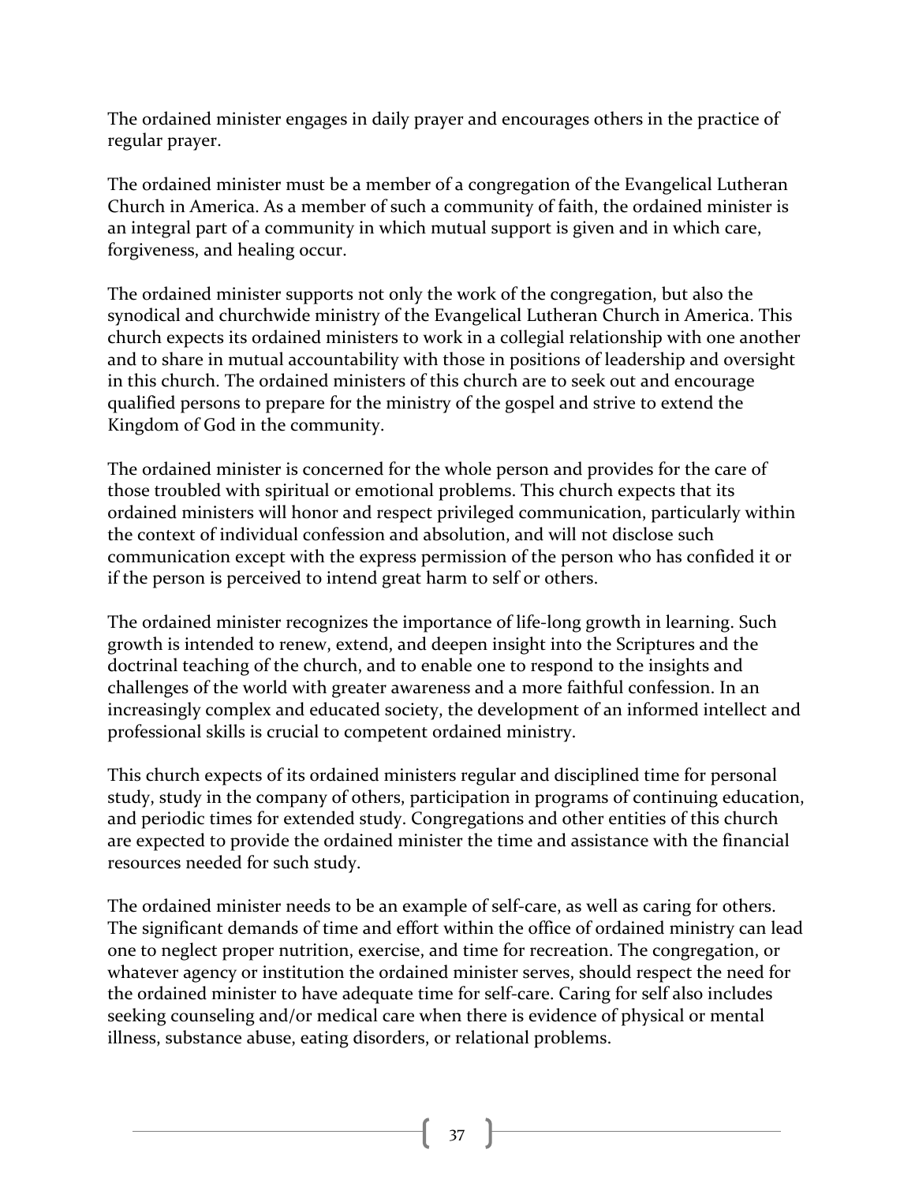The ordained minister engages in daily prayer and encourages others in the practice of regular prayer.

The ordained minister must be a member of a congregation of the Evangelical Lutheran Church in America. As a member of such a community of faith, the ordained minister is an integral part of a community in which mutual support is given and in which care, forgiveness, and healing occur.

The ordained minister supports not only the work of the congregation, but also the synodical and churchwide ministry of the Evangelical Lutheran Church in America. This church expects its ordained ministers to work in a collegial relationship with one another and to share in mutual accountability with those in positions of leadership and oversight in this church. The ordained ministers of this church are to seek out and encourage qualified persons to prepare for the ministry of the gospel and strive to extend the Kingdom of God in the community.

The ordained minister is concerned for the whole person and provides for the care of those troubled with spiritual or emotional problems. This church expects that its ordained ministers will honor and respect privileged communication, particularly within the context of individual confession and absolution, and will not disclose such communication except with the express permission of the person who has confided it or if the person is perceived to intend great harm to self or others.

The ordained minister recognizes the importance of life-long growth in learning. Such growth is intended to renew, extend, and deepen insight into the Scriptures and the doctrinal teaching of the church, and to enable one to respond to the insights and challenges of the world with greater awareness and a more faithful confession. In an increasingly complex and educated society, the development of an informed intellect and professional skills is crucial to competent ordained ministry.

This church expects of its ordained ministers regular and disciplined time for personal study, study in the company of others, participation in programs of continuing education, and periodic times for extended study. Congregations and other entities of this church are expected to provide the ordained minister the time and assistance with the financial resources needed for such study.

The ordained minister needs to be an example of self-care, as well as caring for others. The significant demands of time and effort within the office of ordained ministry can lead one to neglect proper nutrition, exercise, and time for recreation. The congregation, or whatever agency or institution the ordained minister serves, should respect the need for the ordained minister to have adequate time for self-care. Caring for self also includes seeking counseling and/or medical care when there is evidence of physical or mental illness, substance abuse, eating disorders, or relational problems.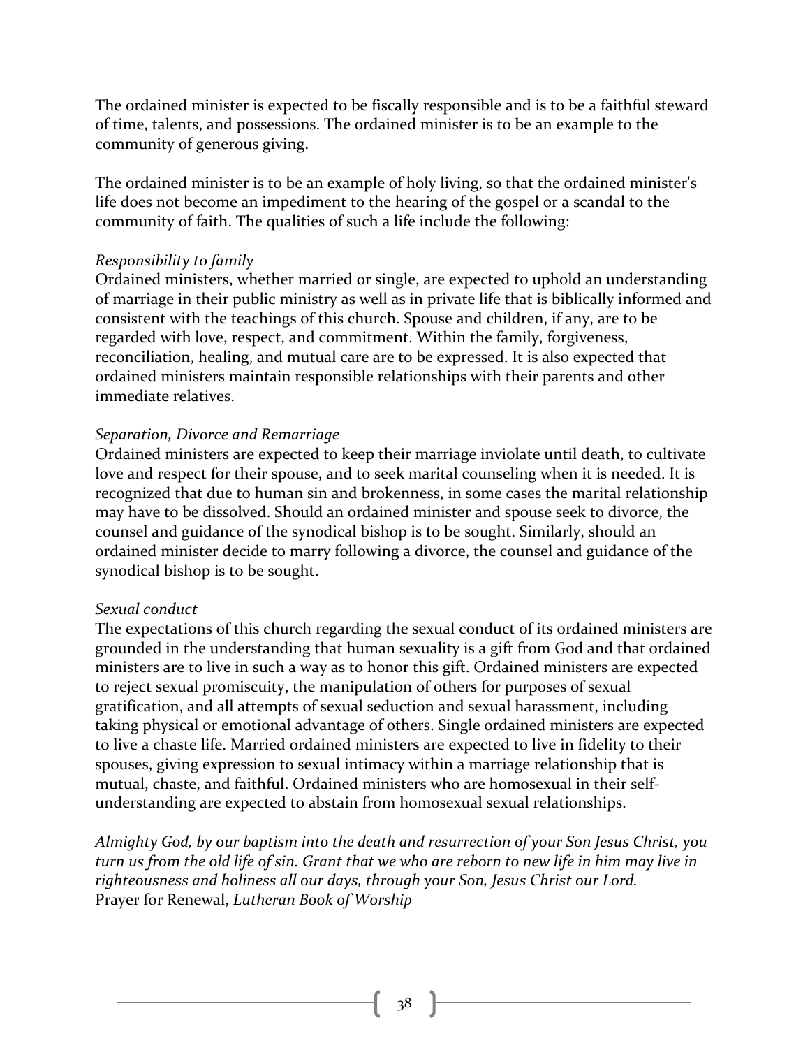The ordained minister is expected to be fiscally responsible and is to be a faithful steward of time, talents, and possessions. The ordained minister is to be an example to the community of generous giving.

The ordained minister is to be an example of holy living, so that the ordained minister's life does not become an impediment to the hearing of the gospel or a scandal to the community of faith. The qualities of such a life include the following:

*Responsibility to family*
Ordained ministers, whether married or single, are expected to uphold an understanding of marriage in their public ministry as well as in private life that is biblically informed and consistent with the teachings of this church. Spouse and children, if any, are to be regarded with love, respect, and commitment. Within the family, forgiveness, reconciliation, healing, and mutual care are to be expressed. It is also expected that ordained ministers maintain responsible relationships with their parents and other immediate relatives.

*Separation, Divorce and Remarriage*
Ordained ministers are expected to keep their marriage inviolate until death, to cultivate love and respect for their spouse, and to seek marital counseling when it is needed. It is recognized that due to human sin and brokenness, in some cases the marital relationship may have to be dissolved. Should an ordained minister and spouse seek to divorce, the counsel and guidance of the synodical bishop is to be sought. Similarly, should an ordained minister decide to marry following a divorce, the counsel and guidance of the synodical bishop is to be sought.

*Sexual conduct*
The expectations of this church regarding the sexual conduct of its ordained ministers are grounded in the understanding that human sexuality is a gift from God and that ordained ministers are to live in such a way as to honor this gift. Ordained ministers are expected to reject sexual promiscuity, the manipulation of others for purposes of sexual gratification, and all attempts of sexual seduction and sexual harassment, including taking physical or emotional advantage of others. Single ordained ministers are expected to live a chaste life. Married ordained ministers are expected to live in fidelity to their spouses, giving expression to sexual intimacy within a marriage relationship that is mutual, chaste, and faithful. Ordained ministers who are homosexual in their self-understanding are expected to abstain from homosexual sexual relationships.

*Almighty God, by our baptism into the death and resurrection of your Son Jesus Christ, you turn us from the old life of sin. Grant that we who are reborn to new life in him may live in righteousness and holiness all our days, through your Son, Jesus Christ our Lord.*
Prayer for Renewal, *Lutheran Book of Worship*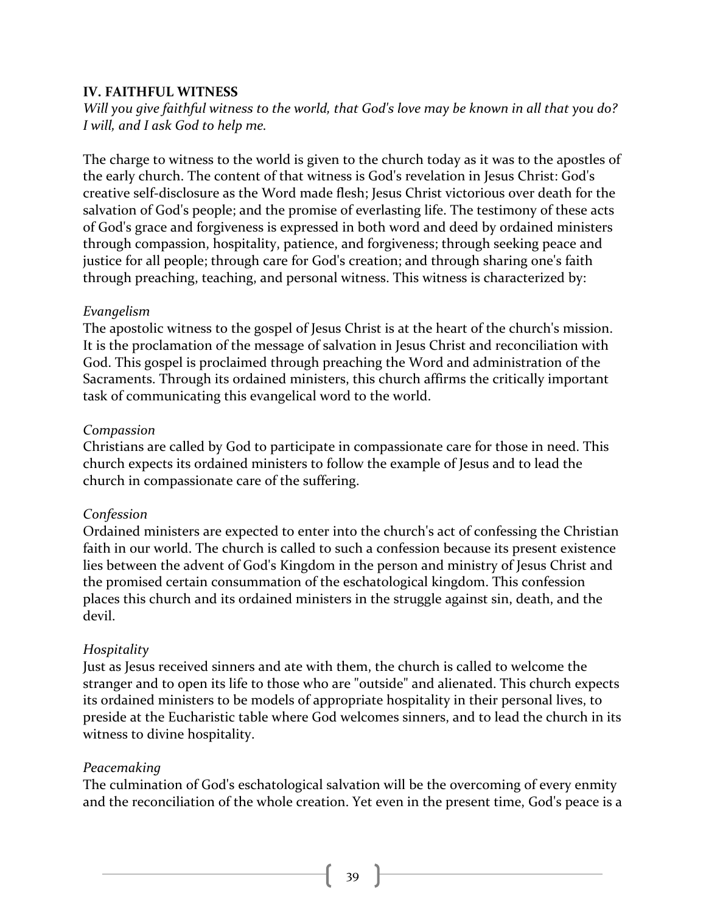## IV. FAITHFUL WITNESS

*Will you give faithful witness to the world, that God's love may be known in all that you do?*
*I will, and I ask God to help me.*

The charge to witness to the world is given to the church today as it was to the apostles of the early church. The content of that witness is God's revelation in Jesus Christ: God's creative self-disclosure as the Word made flesh; Jesus Christ victorious over death for the salvation of God's people; and the promise of everlasting life. The testimony of these acts of God's grace and forgiveness is expressed in both word and deed by ordained ministers through compassion, hospitality, patience, and forgiveness; through seeking peace and justice for all people; through care for God's creation; and through sharing one's faith through preaching, teaching, and personal witness. This witness is characterized by:

*Evangelism*
The apostolic witness to the gospel of Jesus Christ is at the heart of the church's mission. It is the proclamation of the message of salvation in Jesus Christ and reconciliation with God. This gospel is proclaimed through preaching the Word and administration of the Sacraments. Through its ordained ministers, this church affirms the critically important task of communicating this evangelical word to the world.

*Compassion*
Christians are called by God to participate in compassionate care for those in need. This church expects its ordained ministers to follow the example of Jesus and to lead the church in compassionate care of the suffering.

*Confession*
Ordained ministers are expected to enter into the church's act of confessing the Christian faith in our world. The church is called to such a confession because its present existence lies between the advent of God's Kingdom in the person and ministry of Jesus Christ and the promised certain consummation of the eschatological kingdom. This confession places this church and its ordained ministers in the struggle against sin, death, and the devil.

*Hospitality*
Just as Jesus received sinners and ate with them, the church is called to welcome the stranger and to open its life to those who are "outside" and alienated. This church expects its ordained ministers to be models of appropriate hospitality in their personal lives, to preside at the Eucharistic table where God welcomes sinners, and to lead the church in its witness to divine hospitality.

*Peacemaking*
The culmination of God's eschatological salvation will be the overcoming of every enmity and the reconciliation of the whole creation. Yet even in the present time, God's peace is a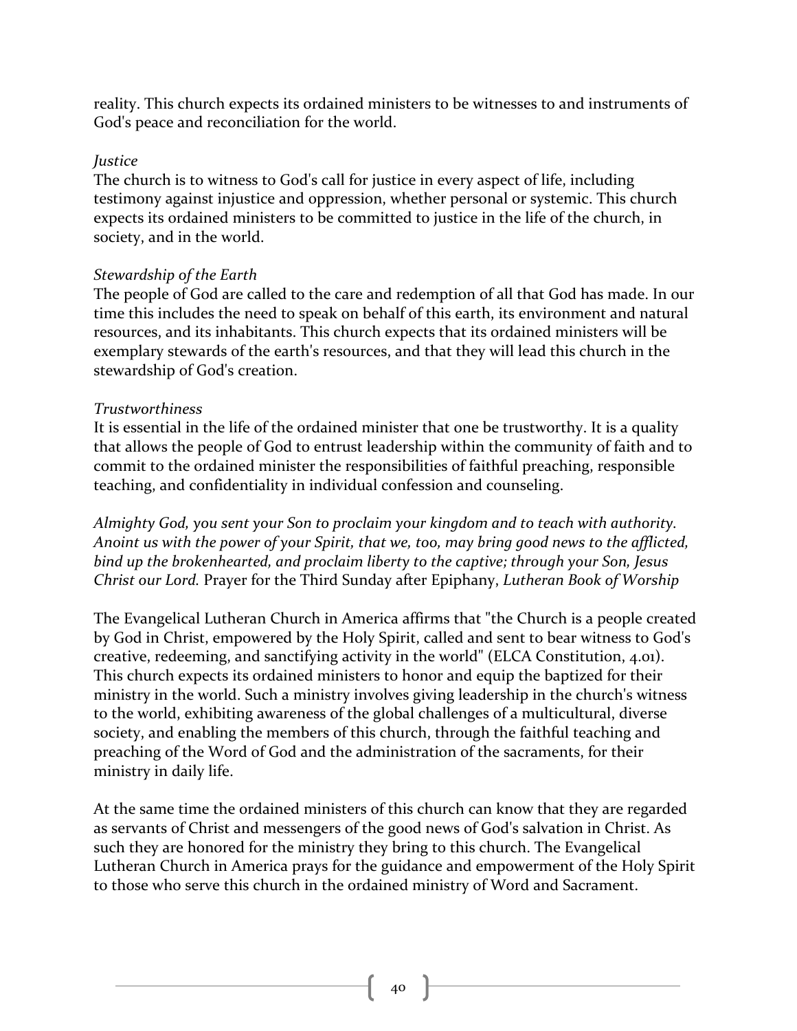reality. This church expects its ordained ministers to be witnesses to and instruments of God's peace and reconciliation for the world.

*Justice*

The church is to witness to God's call for justice in every aspect of life, including testimony against injustice and oppression, whether personal or systemic. This church expects its ordained ministers to be committed to justice in the life of the church, in society, and in the world.

*Stewardship of the Earth*

The people of God are called to the care and redemption of all that God has made. In our time this includes the need to speak on behalf of this earth, its environment and natural resources, and its inhabitants. This church expects that its ordained ministers will be exemplary stewards of the earth's resources, and that they will lead this church in the stewardship of God's creation.

*Trustworthiness*

It is essential in the life of the ordained minister that one be trustworthy. It is a quality that allows the people of God to entrust leadership within the community of faith and to commit to the ordained minister the responsibilities of faithful preaching, responsible teaching, and confidentiality in individual confession and counseling.

*Almighty God, you sent your Son to proclaim your kingdom and to teach with authority. Anoint us with the power of your Spirit, that we, too, may bring good news to the afflicted, bind up the brokenhearted, and proclaim liberty to the captive; through your Son, Jesus Christ our Lord.* Prayer for the Third Sunday after Epiphany, *Lutheran Book of Worship*

The Evangelical Lutheran Church in America affirms that "the Church is a people created by God in Christ, empowered by the Holy Spirit, called and sent to bear witness to God's creative, redeeming, and sanctifying activity in the world" (ELCA Constitution, 4.01). This church expects its ordained ministers to honor and equip the baptized for their ministry in the world. Such a ministry involves giving leadership in the church's witness to the world, exhibiting awareness of the global challenges of a multicultural, diverse society, and enabling the members of this church, through the faithful teaching and preaching of the Word of God and the administration of the sacraments, for their ministry in daily life.

At the same time the ordained ministers of this church can know that they are regarded as servants of Christ and messengers of the good news of God's salvation in Christ. As such they are honored for the ministry they bring to this church. The Evangelical Lutheran Church in America prays for the guidance and empowerment of the Holy Spirit to those who serve this church in the ordained ministry of Word and Sacrament.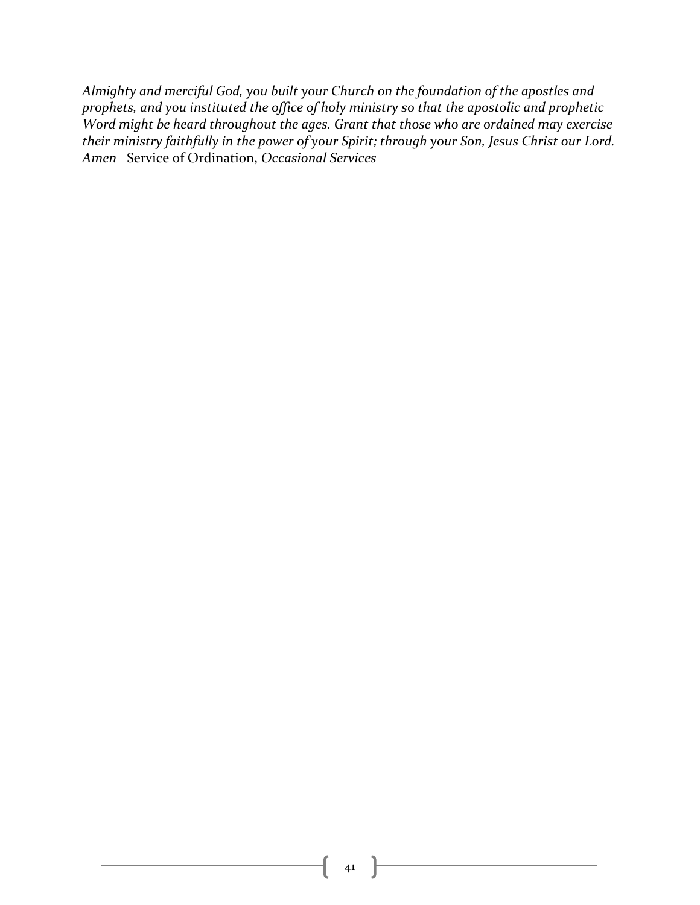*Almighty and merciful God, you built your Church on the foundation of the apostles and prophets, and you instituted the office of holy ministry so that the apostolic and prophetic Word might be heard throughout the ages. Grant that those who are ordained may exercise their ministry faithfully in the power of your Spirit; through your Son, Jesus Christ our Lord. Amen* Service of Ordination, *Occasional Services*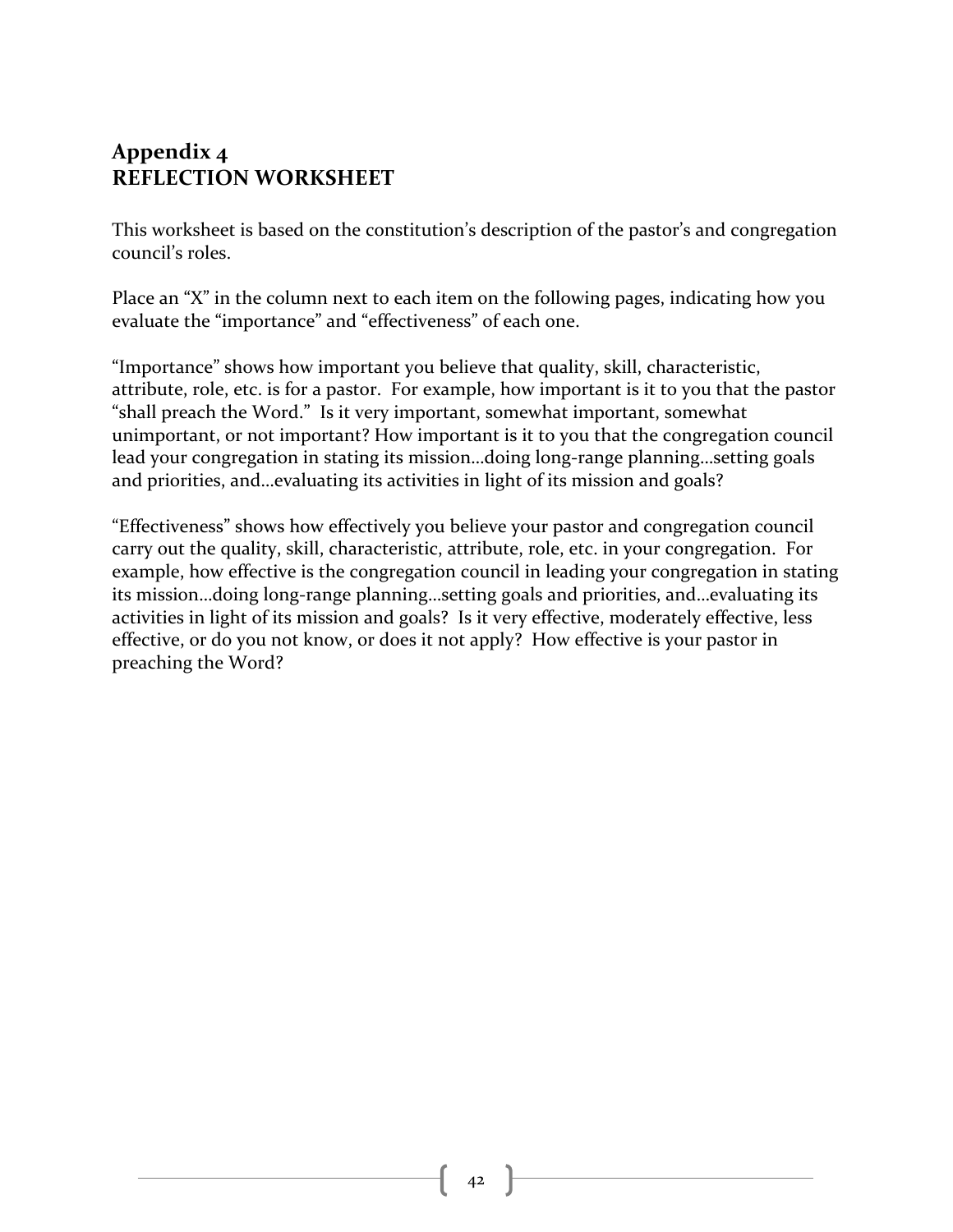## Appendix 4
## REFLECTION WORKSHEET

This worksheet is based on the constitution's description of the pastor's and congregation council's roles.

Place an "X" in the column next to each item on the following pages, indicating how you evaluate the "importance" and "effectiveness" of each one.

"Importance" shows how important you believe that quality, skill, characteristic, attribute, role, etc. is for a pastor. For example, how important is it to you that the pastor "shall preach the Word." Is it very important, somewhat important, somewhat unimportant, or not important? How important is it to you that the congregation council lead your congregation in stating its mission…doing long-range planning…setting goals and priorities, and…evaluating its activities in light of its mission and goals?

"Effectiveness" shows how effectively you believe your pastor and congregation council carry out the quality, skill, characteristic, attribute, role, etc. in your congregation. For example, how effective is the congregation council in leading your congregation in stating its mission…doing long-range planning…setting goals and priorities, and…evaluating its activities in light of its mission and goals? Is it very effective, moderately effective, less effective, or do you not know, or does it not apply? How effective is your pastor in preaching the Word?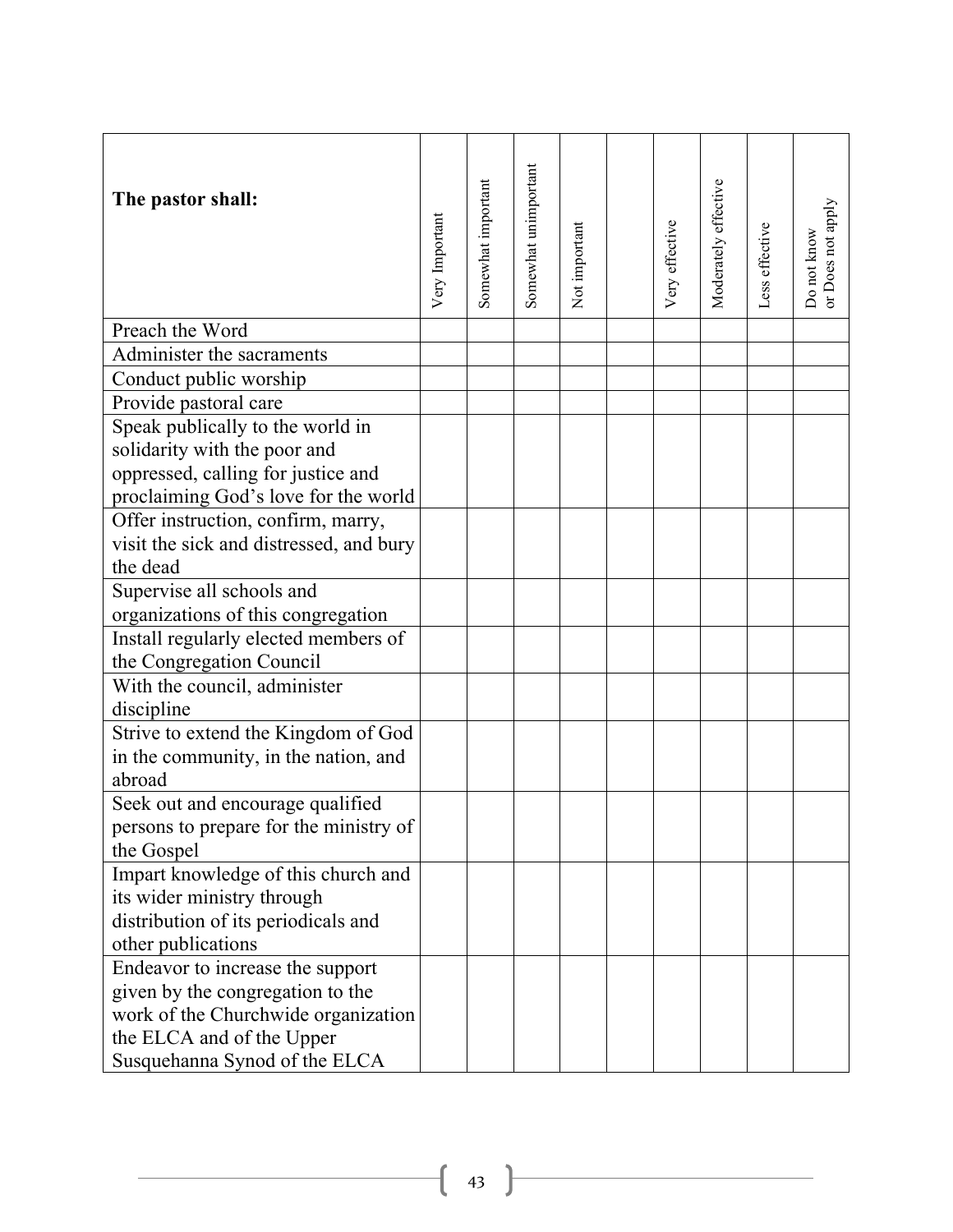| The pastor shall: | Very Important | Somewhat important | Somewhat unimportant | Not important | | Very effective | Moderately effective | Less effective | Do not know or Does not apply |
|---|---|---|---|---|---|---|---|---|---|
| Preach the Word | | | | | | | | | |
| Administer the sacraments | | | | | | | | | |
| Conduct public worship | | | | | | | | | |
| Provide pastoral care | | | | | | | | | |
| Speak publically to the world in solidarity with the poor and oppressed, calling for justice and proclaiming God's love for the world | | | | | | | | | |
| Offer instruction, confirm, marry, visit the sick and distressed, and bury the dead | | | | | | | | | |
| Supervise all schools and organizations of this congregation | | | | | | | | | |
| Install regularly elected members of the Congregation Council | | | | | | | | | |
| With the council, administer discipline | | | | | | | | | |
| Strive to extend the Kingdom of God in the community, in the nation, and abroad | | | | | | | | | |
| Seek out and encourage qualified persons to prepare for the ministry of the Gospel | | | | | | | | | |
| Impart knowledge of this church and its wider ministry through distribution of its periodicals and other publications | | | | | | | | | |
| Endeavor to increase the support given by the congregation to the work of the Churchwide organization the ELCA and of the Upper Susquehanna Synod of the ELCA | | | | | | | | | |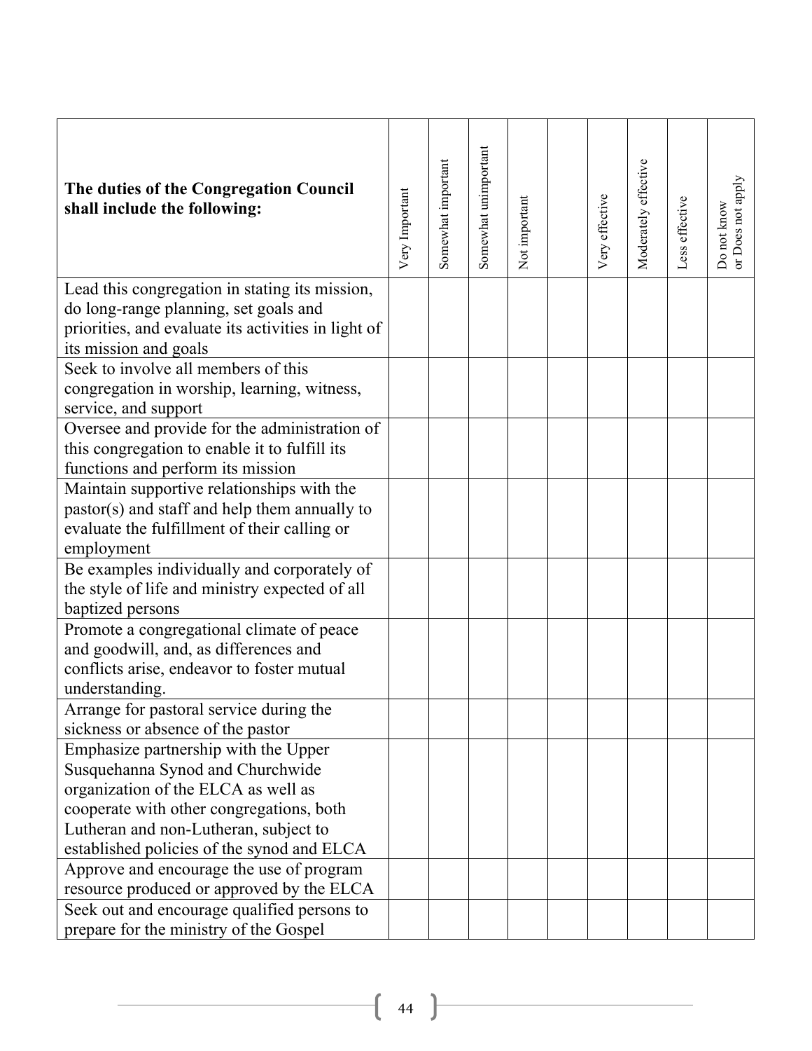| The duties of the Congregation Council shall include the following: | Very Important | Somewhat important | Somewhat unimportant | Not important | | Very effective | Moderately effective | Less effective | Do not know or Does not apply |
|---|---|---|---|---|---|---|---|---|---|
| Lead this congregation in stating its mission, do long-range planning, set goals and priorities, and evaluate its activities in light of its mission and goals | | | | | | | | | |
| Seek to involve all members of this congregation in worship, learning, witness, service, and support | | | | | | | | | |
| Oversee and provide for the administration of this congregation to enable it to fulfill its functions and perform its mission | | | | | | | | | |
| Maintain supportive relationships with the pastor(s) and staff and help them annually to evaluate the fulfillment of their calling or employment | | | | | | | | | |
| Be examples individually and corporately of the style of life and ministry expected of all baptized persons | | | | | | | | | |
| Promote a congregational climate of peace and goodwill, and, as differences and conflicts arise, endeavor to foster mutual understanding. | | | | | | | | | |
| Arrange for pastoral service during the sickness or absence of the pastor | | | | | | | | | |
| Emphasize partnership with the Upper Susquehanna Synod and Churchwide organization of the ELCA as well as cooperate with other congregations, both Lutheran and non-Lutheran, subject to established policies of the synod and ELCA | | | | | | | | | |
| Approve and encourage the use of program resource produced or approved by the ELCA | | | | | | | | | |
| Seek out and encourage qualified persons to prepare for the ministry of the Gospel | | | | | | | | | |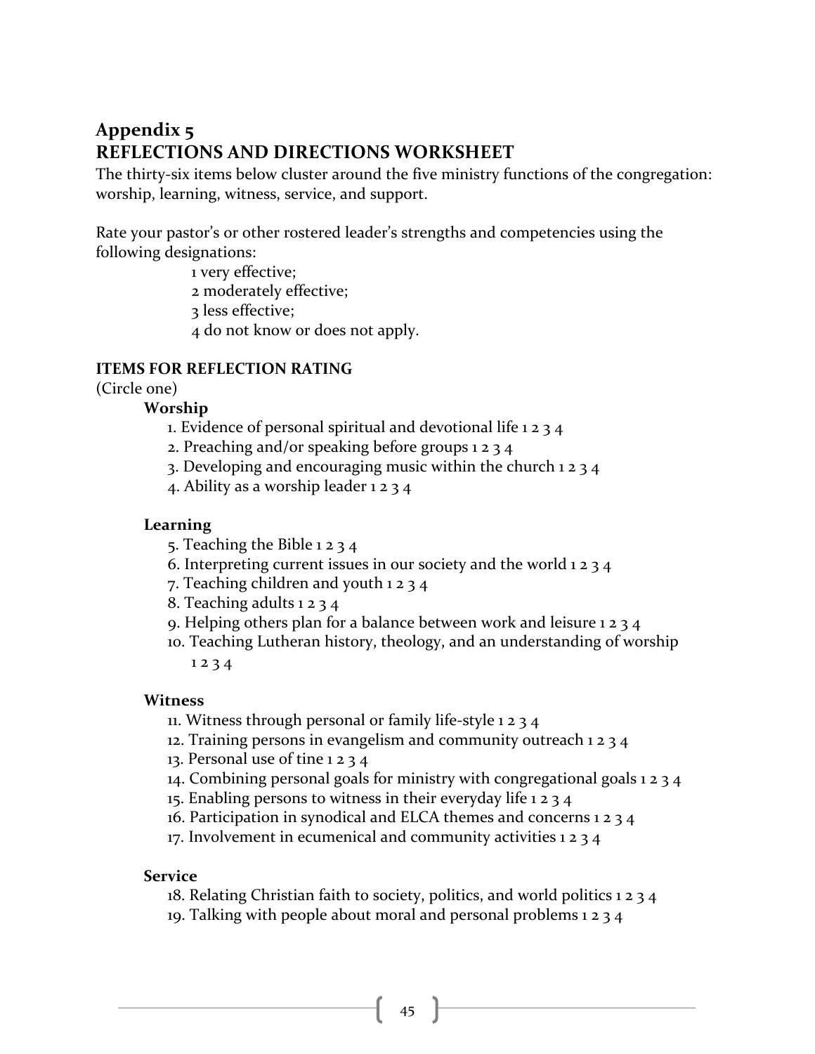## Appendix 5
## REFLECTIONS AND DIRECTIONS WORKSHEET

The thirty-six items below cluster around the five ministry functions of the congregation: worship, learning, witness, service, and support.

Rate your pastor's or other rostered leader's strengths and competencies using the following designations:

1 very effective;
2 moderately effective;
3 less effective;
4 do not know or does not apply.

**ITEMS FOR REFLECTION RATING**
(Circle one)

**Worship**

1. Evidence of personal spiritual and devotional life 1 2 3 4
2. Preaching and/or speaking before groups 1 2 3 4
3. Developing and encouraging music within the church 1 2 3 4
4. Ability as a worship leader 1 2 3 4

**Learning**

5. Teaching the Bible 1 2 3 4
6. Interpreting current issues in our society and the world 1 2 3 4
7. Teaching children and youth 1 2 3 4
8. Teaching adults 1 2 3 4
9. Helping others plan for a balance between work and leisure 1 2 3 4
10. Teaching Lutheran history, theology, and an understanding of worship 1 2 3 4

**Witness**

11. Witness through personal or family life-style 1 2 3 4
12. Training persons in evangelism and community outreach 1 2 3 4
13. Personal use of tine 1 2 3 4
14. Combining personal goals for ministry with congregational goals 1 2 3 4
15. Enabling persons to witness in their everyday life 1 2 3 4
16. Participation in synodical and ELCA themes and concerns 1 2 3 4
17. Involvement in ecumenical and community activities 1 2 3 4

**Service**

18. Relating Christian faith to society, politics, and world politics 1 2 3 4
19. Talking with people about moral and personal problems 1 2 3 4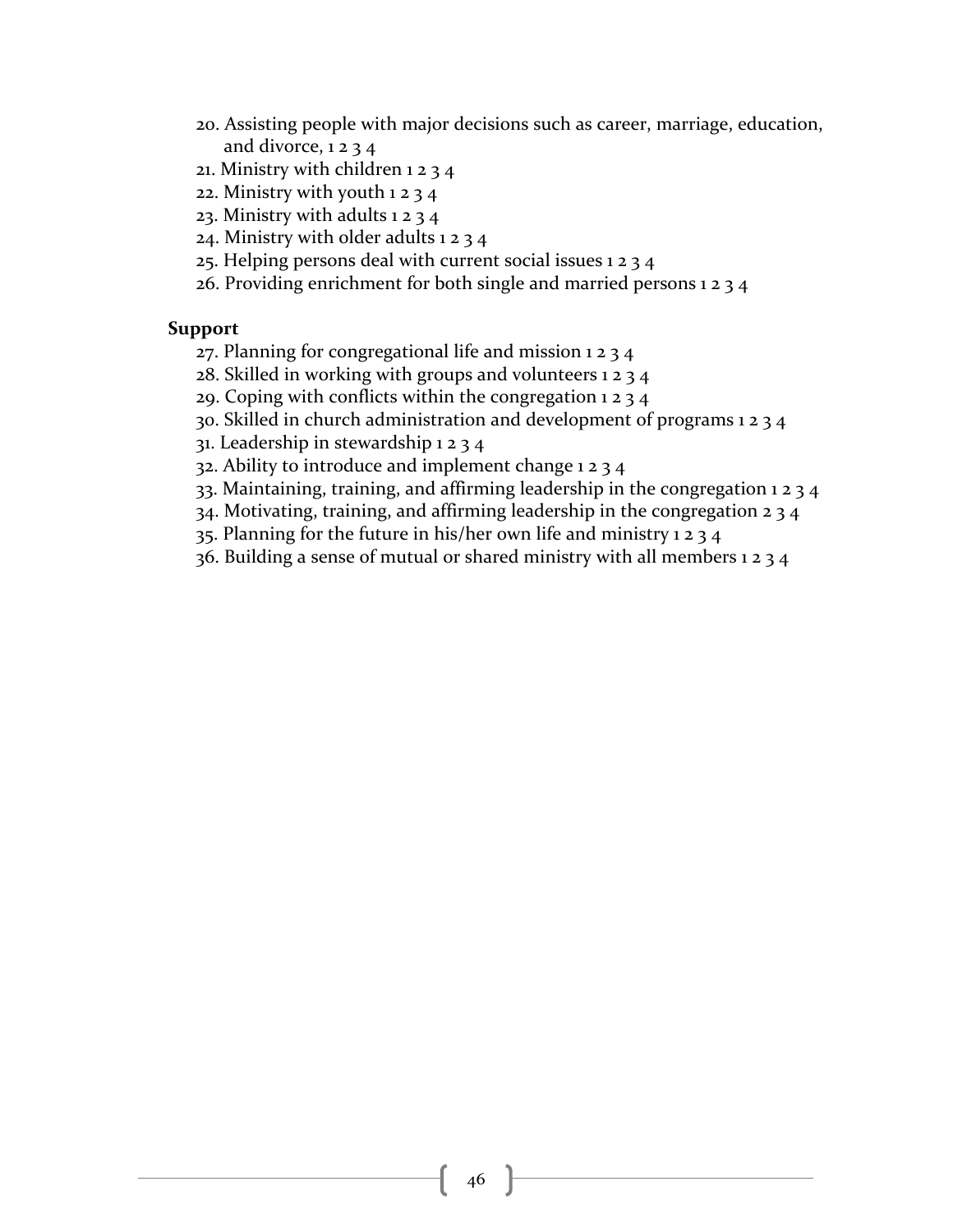20. Assisting people with major decisions such as career, marriage, education, and divorce, 1 2 3 4
21. Ministry with children 1 2 3 4
22. Ministry with youth 1 2 3 4
23. Ministry with adults 1 2 3 4
24. Ministry with older adults 1 2 3 4
25. Helping persons deal with current social issues 1 2 3 4
26. Providing enrichment for both single and married persons 1 2 3 4

**Support**

27. Planning for congregational life and mission 1 2 3 4
28. Skilled in working with groups and volunteers 1 2 3 4
29. Coping with conflicts within the congregation 1 2 3 4
30. Skilled in church administration and development of programs 1 2 3 4
31. Leadership in stewardship 1 2 3 4
32. Ability to introduce and implement change 1 2 3 4
33. Maintaining, training, and affirming leadership in the congregation 1 2 3 4
34. Motivating, training, and affirming leadership in the congregation 2 3 4
35. Planning for the future in his/her own life and ministry 1 2 3 4
36. Building a sense of mutual or shared ministry with all members 1 2 3 4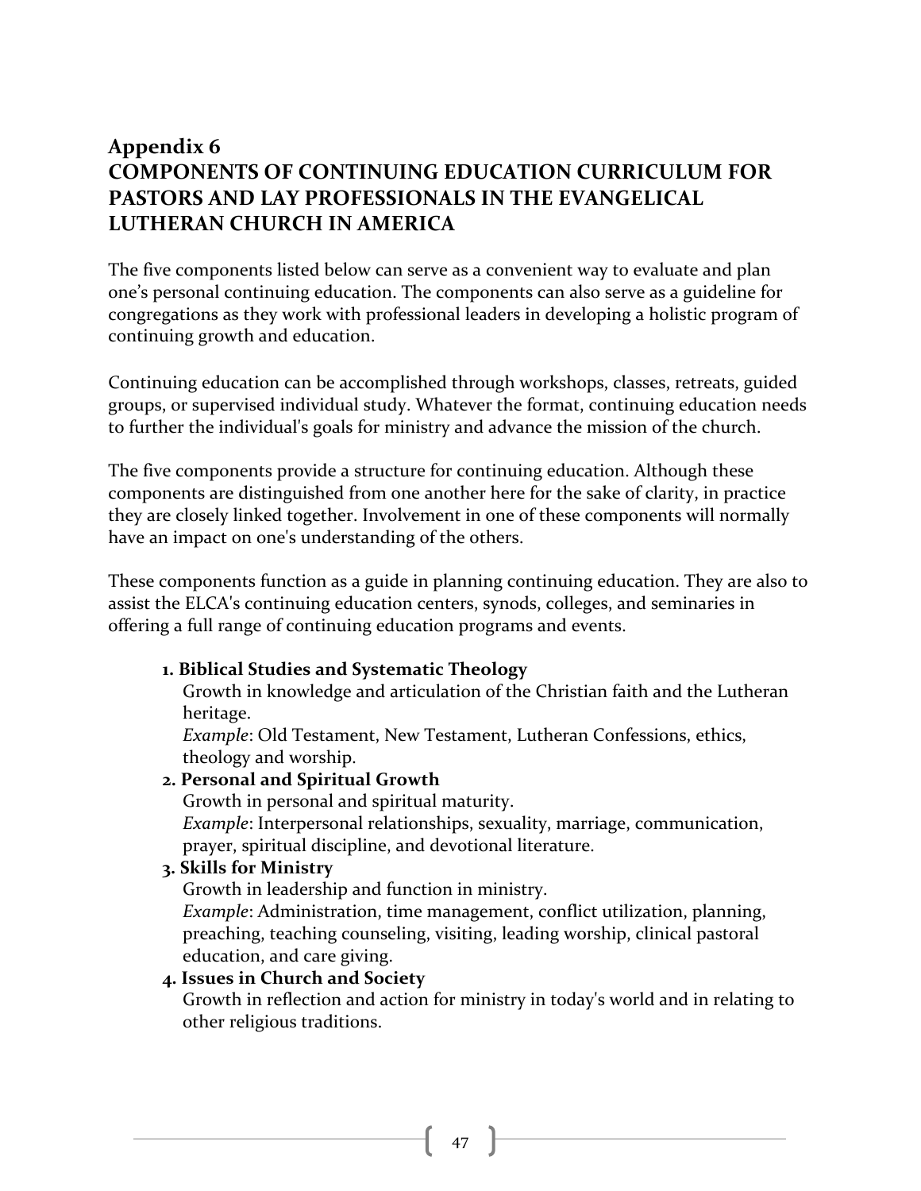## Appendix 6
## COMPONENTS OF CONTINUING EDUCATION CURRICULUM FOR PASTORS AND LAY PROFESSIONALS IN THE EVANGELICAL LUTHERAN CHURCH IN AMERICA

The five components listed below can serve as a convenient way to evaluate and plan one's personal continuing education. The components can also serve as a guideline for congregations as they work with professional leaders in developing a holistic program of continuing growth and education.

Continuing education can be accomplished through workshops, classes, retreats, guided groups, or supervised individual study. Whatever the format, continuing education needs to further the individual's goals for ministry and advance the mission of the church.

The five components provide a structure for continuing education. Although these components are distinguished from one another here for the sake of clarity, in practice they are closely linked together. Involvement in one of these components will normally have an impact on one's understanding of the others.

These components function as a guide in planning continuing education. They are also to assist the ELCA's continuing education centers, synods, colleges, and seminaries in offering a full range of continuing education programs and events.

1. **Biblical Studies and Systematic Theology**
   Growth in knowledge and articulation of the Christian faith and the Lutheran heritage.
   *Example*: Old Testament, New Testament, Lutheran Confessions, ethics, theology and worship.
2. **Personal and Spiritual Growth**
   Growth in personal and spiritual maturity.
   *Example*: Interpersonal relationships, sexuality, marriage, communication, prayer, spiritual discipline, and devotional literature.
3. **Skills for Ministry**
   Growth in leadership and function in ministry.
   *Example*: Administration, time management, conflict utilization, planning, preaching, teaching counseling, visiting, leading worship, clinical pastoral education, and care giving.
4. **Issues in Church and Society**
   Growth in reflection and action for ministry in today's world and in relating to other religious traditions.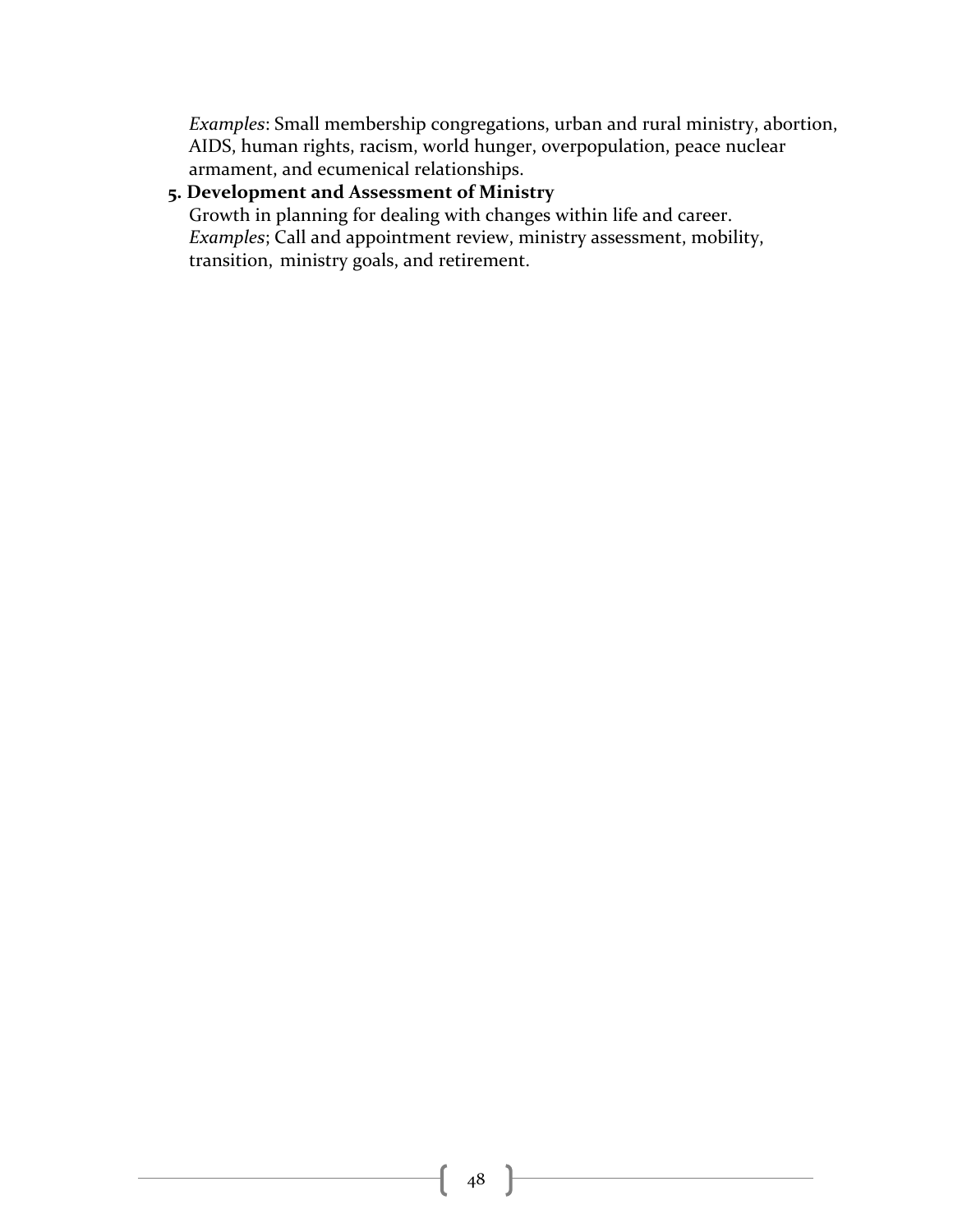*Examples*: Small membership congregations, urban and rural ministry, abortion, AIDS, human rights, racism, world hunger, overpopulation, peace nuclear armament, and ecumenical relationships.

**5. Development and Assessment of Ministry**

Growth in planning for dealing with changes within life and career.
*Examples*; Call and appointment review, ministry assessment, mobility, transition, ministry goals, and retirement.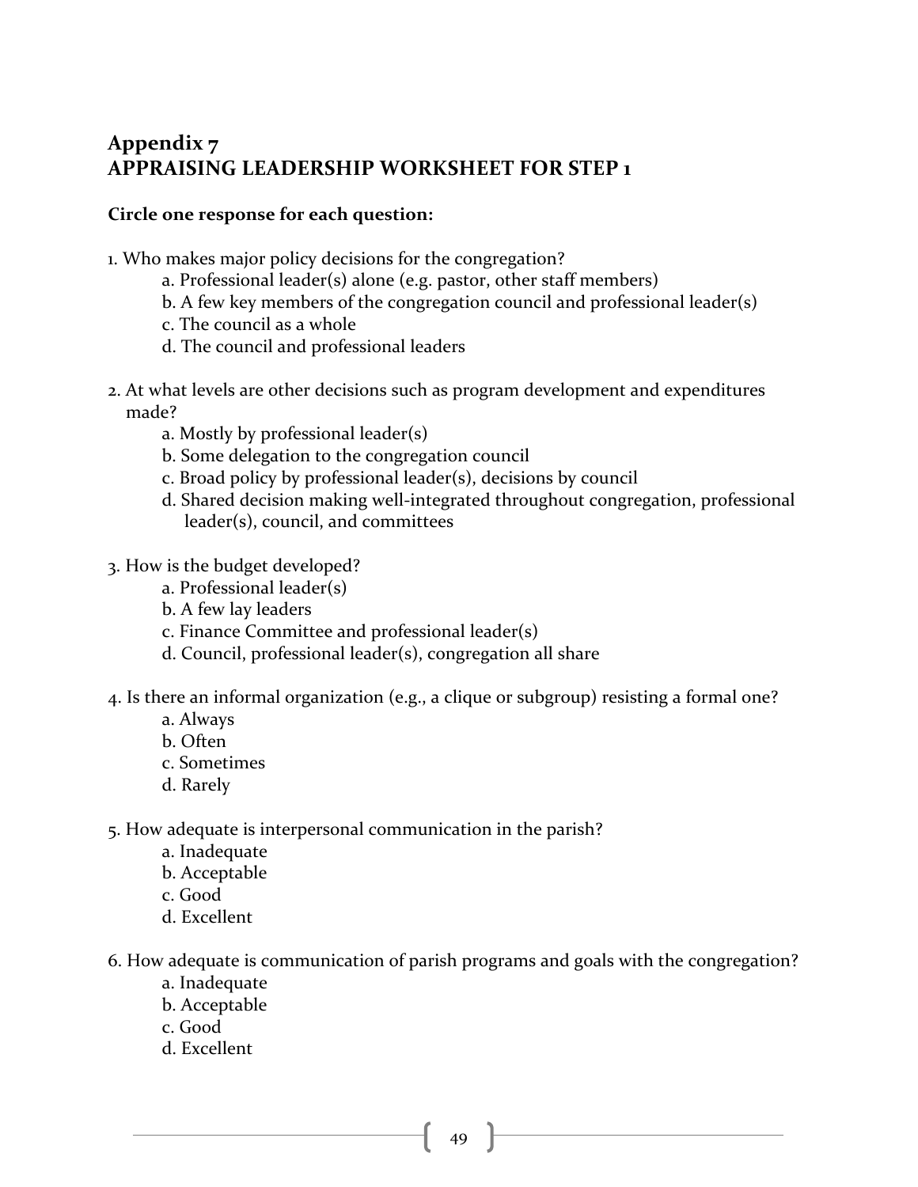## Appendix 7
## APPRAISING LEADERSHIP WORKSHEET FOR STEP 1

**Circle one response for each question:**

1. Who makes major policy decisions for the congregation?
   - a. Professional leader(s) alone (e.g. pastor, other staff members)
   - b. A few key members of the congregation council and professional leader(s)
   - c. The council as a whole
   - d. The council and professional leaders

2. At what levels are other decisions such as program development and expenditures made?
   - a. Mostly by professional leader(s)
   - b. Some delegation to the congregation council
   - c. Broad policy by professional leader(s), decisions by council
   - d. Shared decision making well-integrated throughout congregation, professional leader(s), council, and committees

3. How is the budget developed?
   - a. Professional leader(s)
   - b. A few lay leaders
   - c. Finance Committee and professional leader(s)
   - d. Council, professional leader(s), congregation all share

4. Is there an informal organization (e.g., a clique or subgroup) resisting a formal one?
   - a. Always
   - b. Often
   - c. Sometimes
   - d. Rarely

5. How adequate is interpersonal communication in the parish?
   - a. Inadequate
   - b. Acceptable
   - c. Good
   - d. Excellent

6. How adequate is communication of parish programs and goals with the congregation?
   - a. Inadequate
   - b. Acceptable
   - c. Good
   - d. Excellent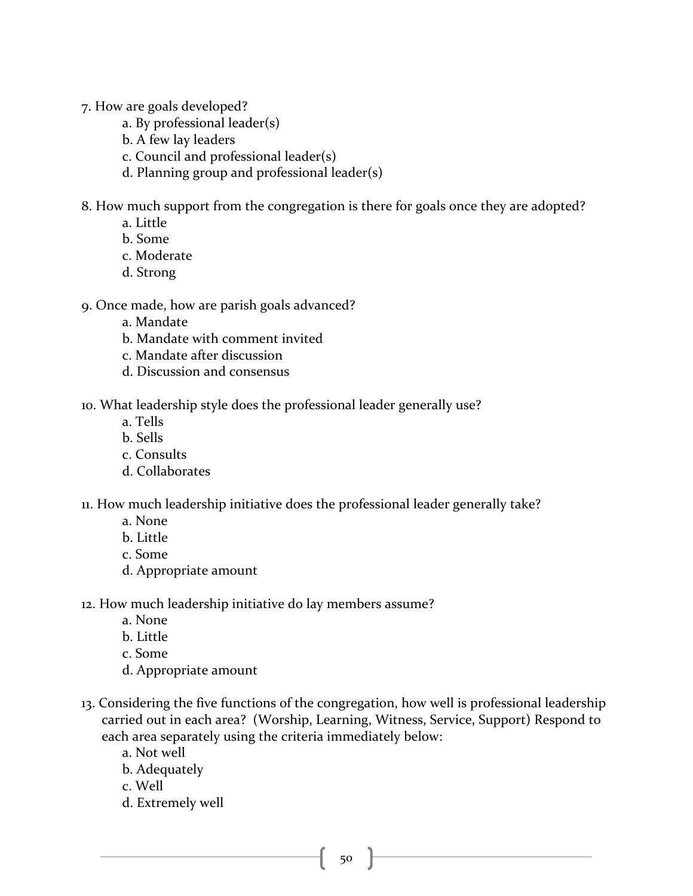7. How are goals developed?
    a. By professional leader(s)
    b. A few lay leaders
    c. Council and professional leader(s)
    d. Planning group and professional leader(s)

8. How much support from the congregation is there for goals once they are adopted?
    a. Little
    b. Some
    c. Moderate
    d. Strong

9. Once made, how are parish goals advanced?
    a. Mandate
    b. Mandate with comment invited
    c. Mandate after discussion
    d. Discussion and consensus

10. What leadership style does the professional leader generally use?
    a. Tells
    b. Sells
    c. Consults
    d. Collaborates

11. How much leadership initiative does the professional leader generally take?
    a. None
    b. Little
    c. Some
    d. Appropriate amount

12. How much leadership initiative do lay members assume?
    a. None
    b. Little
    c. Some
    d. Appropriate amount

13. Considering the five functions of the congregation, how well is professional leadership carried out in each area? (Worship, Learning, Witness, Service, Support) Respond to each area separately using the criteria immediately below:
    a. Not well
    b. Adequately
    c. Well
    d. Extremely well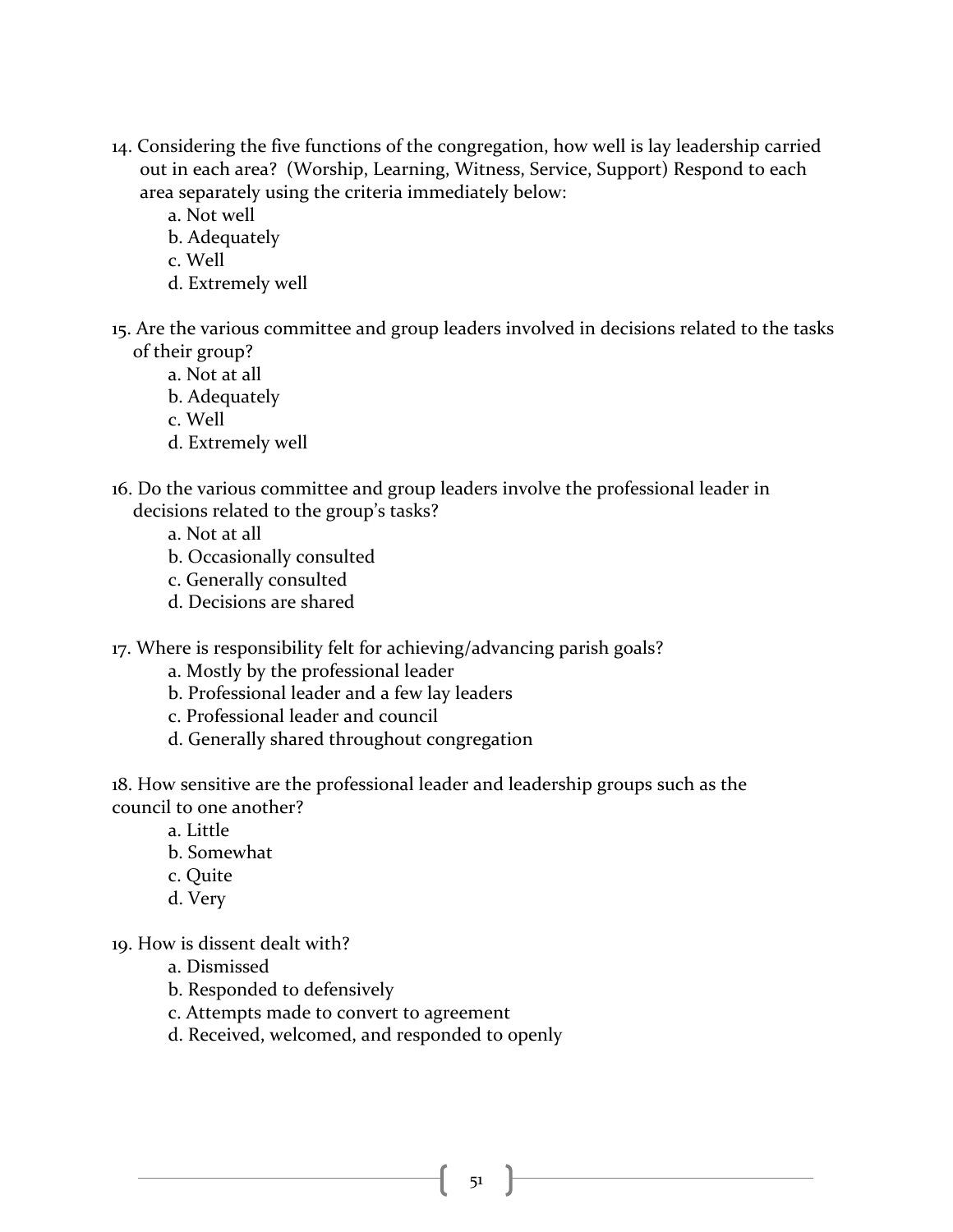14. Considering the five functions of the congregation, how well is lay leadership carried out in each area? (Worship, Learning, Witness, Service, Support) Respond to each area separately using the criteria immediately below:
    - a. Not well
    - b. Adequately
    - c. Well
    - d. Extremely well

15. Are the various committee and group leaders involved in decisions related to the tasks of their group?
    - a. Not at all
    - b. Adequately
    - c. Well
    - d. Extremely well

16. Do the various committee and group leaders involve the professional leader in decisions related to the group's tasks?
    - a. Not at all
    - b. Occasionally consulted
    - c. Generally consulted
    - d. Decisions are shared

17. Where is responsibility felt for achieving/advancing parish goals?
    - a. Mostly by the professional leader
    - b. Professional leader and a few lay leaders
    - c. Professional leader and council
    - d. Generally shared throughout congregation

18. How sensitive are the professional leader and leadership groups such as the council to one another?
    - a. Little
    - b. Somewhat
    - c. Quite
    - d. Very

19. How is dissent dealt with?
    - a. Dismissed
    - b. Responded to defensively
    - c. Attempts made to convert to agreement
    - d. Received, welcomed, and responded to openly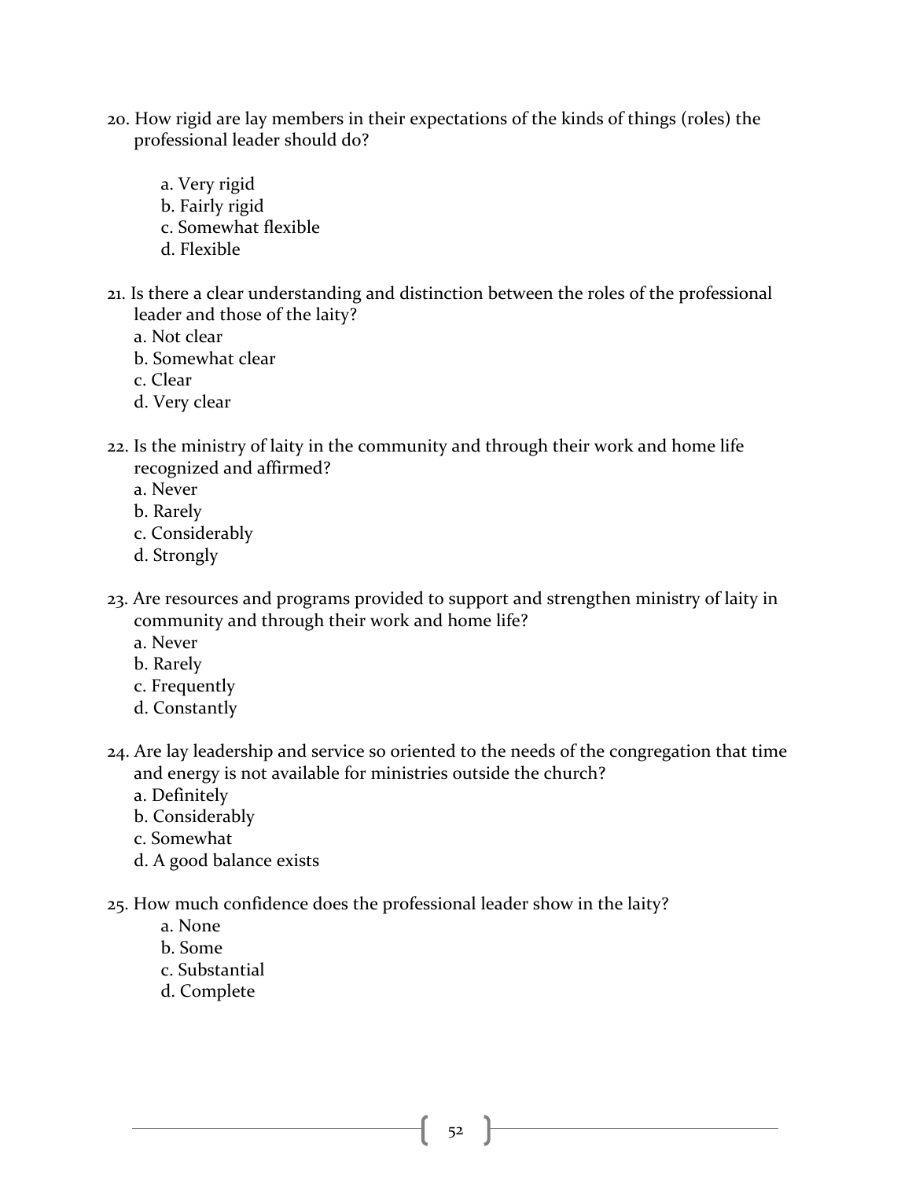20. How rigid are lay members in their expectations of the kinds of things (roles) the professional leader should do?

    a. Very rigid
    b. Fairly rigid
    c. Somewhat flexible
    d. Flexible

21. Is there a clear understanding and distinction between the roles of the professional leader and those of the laity?
    a. Not clear
    b. Somewhat clear
    c. Clear
    d. Very clear

22. Is the ministry of laity in the community and through their work and home life recognized and affirmed?
    a. Never
    b. Rarely
    c. Considerably
    d. Strongly

23. Are resources and programs provided to support and strengthen ministry of laity in community and through their work and home life?
    a. Never
    b. Rarely
    c. Frequently
    d. Constantly

24. Are lay leadership and service so oriented to the needs of the congregation that time and energy is not available for ministries outside the church?
    a. Definitely
    b. Considerably
    c. Somewhat
    d. A good balance exists

25. How much confidence does the professional leader show in the laity?
    a. None
    b. Some
    c. Substantial
    d. Complete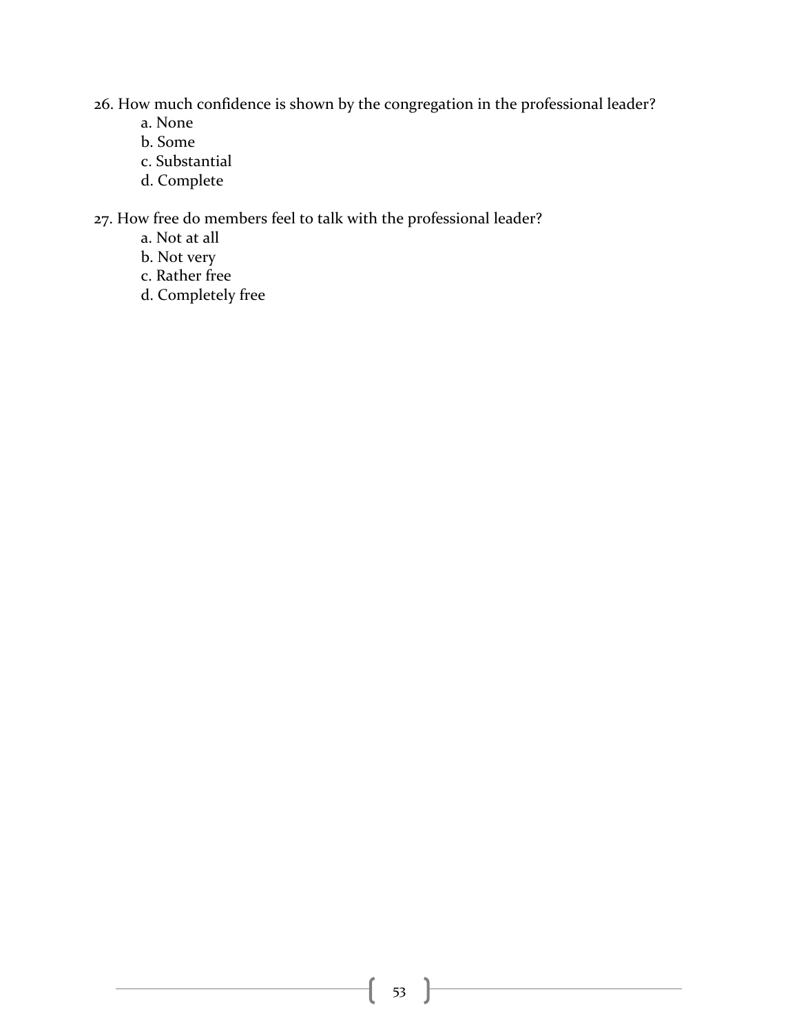26. How much confidence is shown by the congregation in the professional leader?
    a. None
    b. Some
    c. Substantial
    d. Complete

27. How free do members feel to talk with the professional leader?
    a. Not at all
    b. Not very
    c. Rather free
    d. Completely free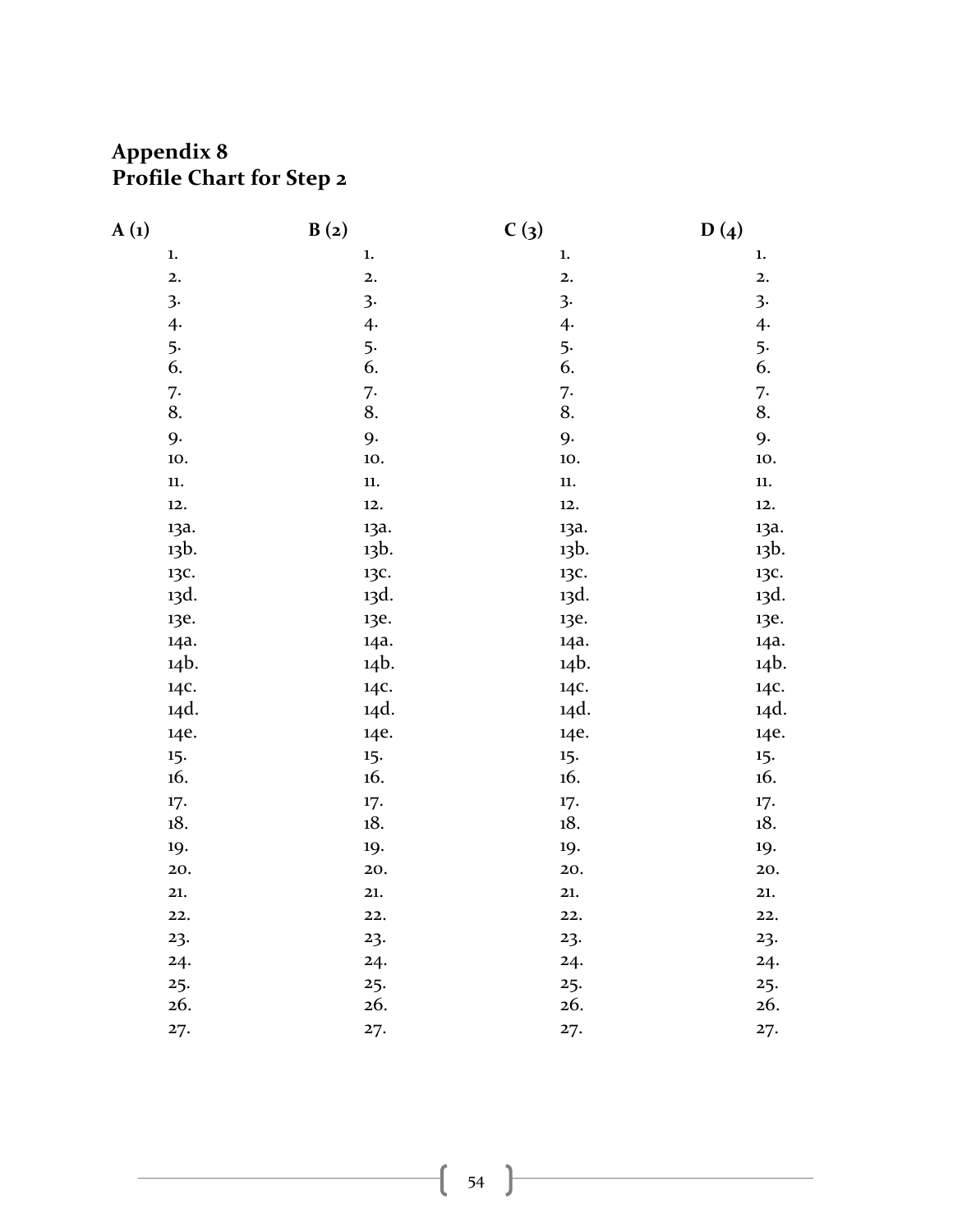## Appendix 8
## Profile Chart for Step 2

| A (1) | B (2) | C (3) | D (4) |
|---|---|---|---|
| 1. | 1. | 1. | 1. |
| 2. | 2. | 2. | 2. |
| 3. | 3. | 3. | 3. |
| 4. | 4. | 4. | 4. |
| 5. | 5. | 5. | 5. |
| 6. | 6. | 6. | 6. |
| 7. | 7. | 7. | 7. |
| 8. | 8. | 8. | 8. |
| 9. | 9. | 9. | 9. |
| 10. | 10. | 10. | 10. |
| 11. | 11. | 11. | 11. |
| 12. | 12. | 12. | 12. |
| 13a. | 13a. | 13a. | 13a. |
| 13b. | 13b. | 13b. | 13b. |
| 13c. | 13c. | 13c. | 13c. |
| 13d. | 13d. | 13d. | 13d. |
| 13e. | 13e. | 13e. | 13e. |
| 14a. | 14a. | 14a. | 14a. |
| 14b. | 14b. | 14b. | 14b. |
| 14c. | 14c. | 14c. | 14c. |
| 14d. | 14d. | 14d. | 14d. |
| 14e. | 14e. | 14e. | 14e. |
| 15. | 15. | 15. | 15. |
| 16. | 16. | 16. | 16. |
| 17. | 17. | 17. | 17. |
| 18. | 18. | 18. | 18. |
| 19. | 19. | 19. | 19. |
| 20. | 20. | 20. | 20. |
| 21. | 21. | 21. | 21. |
| 22. | 22. | 22. | 22. |
| 23. | 23. | 23. | 23. |
| 24. | 24. | 24. | 24. |
| 25. | 25. | 25. | 25. |
| 26. | 26. | 26. | 26. |
| 27. | 27. | 27. | 27. |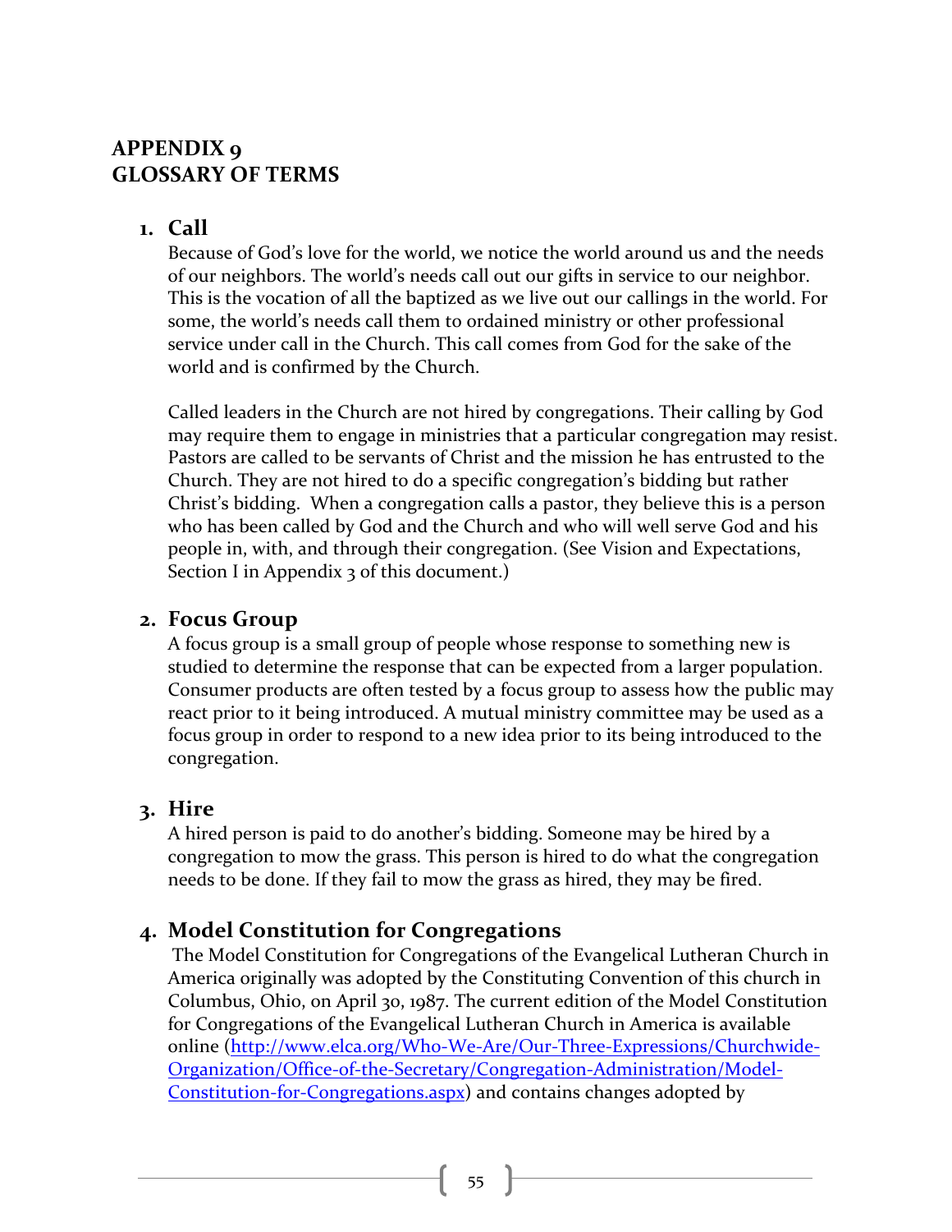# APPENDIX 9
# GLOSSARY OF TERMS

## 1. Call

Because of God's love for the world, we notice the world around us and the needs of our neighbors. The world's needs call out our gifts in service to our neighbor. This is the vocation of all the baptized as we live out our callings in the world. For some, the world's needs call them to ordained ministry or other professional service under call in the Church. This call comes from God for the sake of the world and is confirmed by the Church.

Called leaders in the Church are not hired by congregations. Their calling by God may require them to engage in ministries that a particular congregation may resist. Pastors are called to be servants of Christ and the mission he has entrusted to the Church. They are not hired to do a specific congregation's bidding but rather Christ's bidding. When a congregation calls a pastor, they believe this is a person who has been called by God and the Church and who will well serve God and his people in, with, and through their congregation. (See Vision and Expectations, Section I in Appendix 3 of this document.)

## 2. Focus Group

A focus group is a small group of people whose response to something new is studied to determine the response that can be expected from a larger population. Consumer products are often tested by a focus group to assess how the public may react prior to it being introduced. A mutual ministry committee may be used as a focus group in order to respond to a new idea prior to its being introduced to the congregation.

## 3. Hire

A hired person is paid to do another's bidding. Someone may be hired by a congregation to mow the grass. This person is hired to do what the congregation needs to be done. If they fail to mow the grass as hired, they may be fired.

## 4. Model Constitution for Congregations

The Model Constitution for Congregations of the Evangelical Lutheran Church in America originally was adopted by the Constituting Convention of this church in Columbus, Ohio, on April 30, 1987. The current edition of the Model Constitution for Congregations of the Evangelical Lutheran Church in America is available online (http://www.elca.org/Who-We-Are/Our-Three-Expressions/Churchwide-Organization/Office-of-the-Secretary/Congregation-Administration/Model-Constitution-for-Congregations.aspx) and contains changes adopted by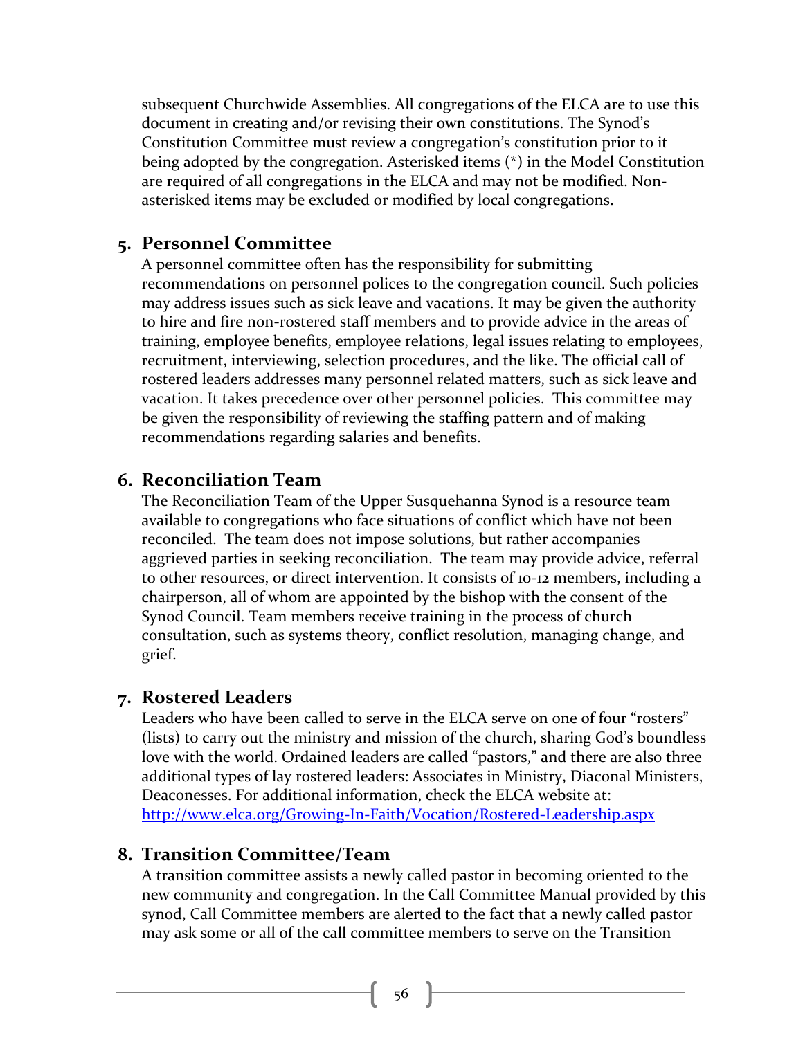subsequent Churchwide Assemblies. All congregations of the ELCA are to use this document in creating and/or revising their own constitutions. The Synod's Constitution Committee must review a congregation's constitution prior to it being adopted by the congregation. Asterisked items (*) in the Model Constitution are required of all congregations in the ELCA and may not be modified. Non-asterisked items may be excluded or modified by local congregations.

## 5. Personnel Committee

A personnel committee often has the responsibility for submitting recommendations on personnel polices to the congregation council. Such policies may address issues such as sick leave and vacations. It may be given the authority to hire and fire non-rostered staff members and to provide advice in the areas of training, employee benefits, employee relations, legal issues relating to employees, recruitment, interviewing, selection procedures, and the like. The official call of rostered leaders addresses many personnel related matters, such as sick leave and vacation. It takes precedence over other personnel policies. This committee may be given the responsibility of reviewing the staffing pattern and of making recommendations regarding salaries and benefits.

## 6. Reconciliation Team

The Reconciliation Team of the Upper Susquehanna Synod is a resource team available to congregations who face situations of conflict which have not been reconciled. The team does not impose solutions, but rather accompanies aggrieved parties in seeking reconciliation. The team may provide advice, referral to other resources, or direct intervention. It consists of 10-12 members, including a chairperson, all of whom are appointed by the bishop with the consent of the Synod Council. Team members receive training in the process of church consultation, such as systems theory, conflict resolution, managing change, and grief.

## 7. Rostered Leaders

Leaders who have been called to serve in the ELCA serve on one of four "rosters" (lists) to carry out the ministry and mission of the church, sharing God's boundless love with the world. Ordained leaders are called "pastors," and there are also three additional types of lay rostered leaders: Associates in Ministry, Diaconal Ministers, Deaconesses. For additional information, check the ELCA website at: http://www.elca.org/Growing-In-Faith/Vocation/Rostered-Leadership.aspx

## 8. Transition Committee/Team

A transition committee assists a newly called pastor in becoming oriented to the new community and congregation. In the Call Committee Manual provided by this synod, Call Committee members are alerted to the fact that a newly called pastor may ask some or all of the call committee members to serve on the Transition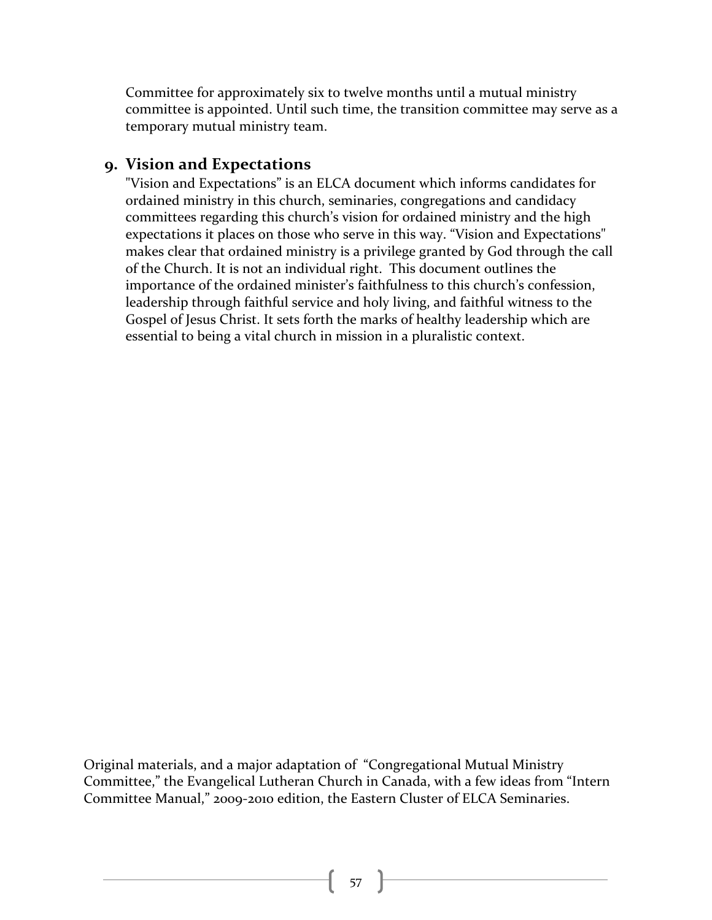Committee for approximately six to twelve months until a mutual ministry committee is appointed. Until such time, the transition committee may serve as a temporary mutual ministry team.

## 9. Vision and Expectations

"Vision and Expectations" is an ELCA document which informs candidates for ordained ministry in this church, seminaries, congregations and candidacy committees regarding this church's vision for ordained ministry and the high expectations it places on those who serve in this way. "Vision and Expectations" makes clear that ordained ministry is a privilege granted by God through the call of the Church. It is not an individual right. This document outlines the importance of the ordained minister's faithfulness to this church's confession, leadership through faithful service and holy living, and faithful witness to the Gospel of Jesus Christ. It sets forth the marks of healthy leadership which are essential to being a vital church in mission in a pluralistic context.

Original materials, and a major adaptation of "Congregational Mutual Ministry Committee," the Evangelical Lutheran Church in Canada, with a few ideas from "Intern Committee Manual," 2009-2010 edition, the Eastern Cluster of ELCA Seminaries.